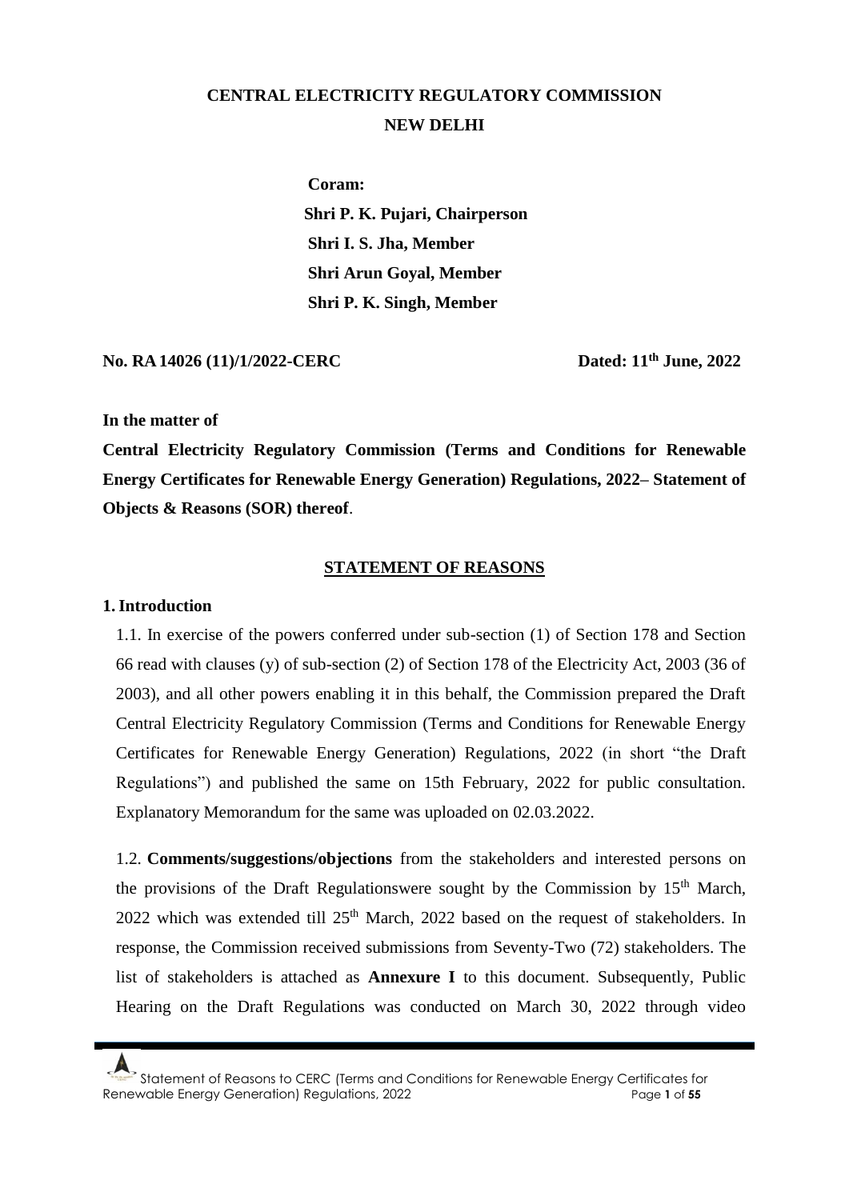# CENTRAL ELECTRICITY REGULATORY COMMISSION
## NEW DELHI

**Coram:**
**Shri P. K. Pujari, Chairperson**
**Shri I. S. Jha, Member**
**Shri Arun Goyal, Member**
**Shri P. K. Singh, Member**

**No. RA 14026 (11)/1/2022-CERC** **Dated: 11th June, 2022**

**In the matter of**

**Central Electricity Regulatory Commission (Terms and Conditions for Renewable Energy Certificates for Renewable Energy Generation) Regulations, 2022– Statement of Objects & Reasons (SOR) thereof**.

## STATEMENT OF REASONS

### 1. Introduction

1.1. In exercise of the powers conferred under sub-section (1) of Section 178 and Section 66 read with clauses (y) of sub-section (2) of Section 178 of the Electricity Act, 2003 (36 of 2003), and all other powers enabling it in this behalf, the Commission prepared the Draft Central Electricity Regulatory Commission (Terms and Conditions for Renewable Energy Certificates for Renewable Energy Generation) Regulations, 2022 (in short "the Draft Regulations") and published the same on 15th February, 2022 for public consultation. Explanatory Memorandum for the same was uploaded on 02.03.2022.

1.2. **Comments/suggestions/objections** from the stakeholders and interested persons on the provisions of the Draft Regulationswere sought by the Commission by 15th March, 2022 which was extended till 25th March, 2022 based on the request of stakeholders. In response, the Commission received submissions from Seventy-Two (72) stakeholders. The list of stakeholders is attached as **Annexure I** to this document. Subsequently, Public Hearing on the Draft Regulations was conducted on March 30, 2022 through video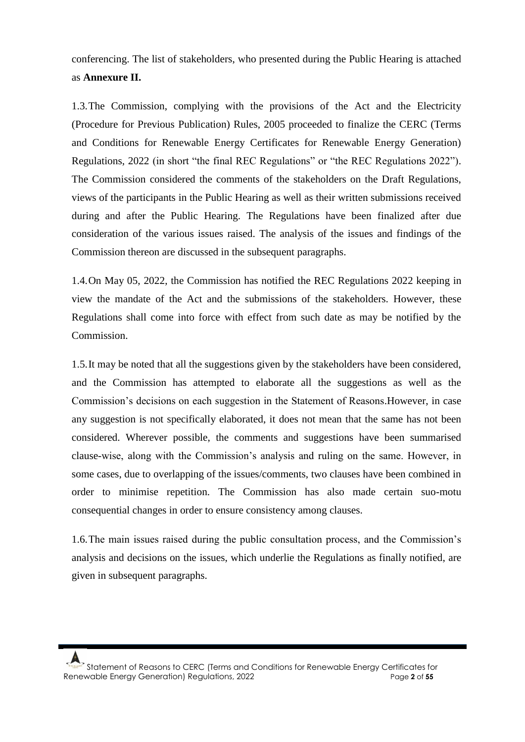conferencing. The list of stakeholders, who presented during the Public Hearing is attached as **Annexure II.**

1.3. The Commission, complying with the provisions of the Act and the Electricity (Procedure for Previous Publication) Rules, 2005 proceeded to finalize the CERC (Terms and Conditions for Renewable Energy Certificates for Renewable Energy Generation) Regulations, 2022 (in short "the final REC Regulations" or "the REC Regulations 2022"). The Commission considered the comments of the stakeholders on the Draft Regulations, views of the participants in the Public Hearing as well as their written submissions received during and after the Public Hearing. The Regulations have been finalized after due consideration of the various issues raised. The analysis of the issues and findings of the Commission thereon are discussed in the subsequent paragraphs.

1.4. On May 05, 2022, the Commission has notified the REC Regulations 2022 keeping in view the mandate of the Act and the submissions of the stakeholders. However, these Regulations shall come into force with effect from such date as may be notified by the Commission.

1.5. It may be noted that all the suggestions given by the stakeholders have been considered, and the Commission has attempted to elaborate all the suggestions as well as the Commission's decisions on each suggestion in the Statement of Reasons.However, in case any suggestion is not specifically elaborated, it does not mean that the same has not been considered. Wherever possible, the comments and suggestions have been summarised clause-wise, along with the Commission's analysis and ruling on the same. However, in some cases, due to overlapping of the issues/comments, two clauses have been combined in order to minimise repetition. The Commission has also made certain suo-motu consequential changes in order to ensure consistency among clauses.

1.6. The main issues raised during the public consultation process, and the Commission's analysis and decisions on the issues, which underlie the Regulations as finally notified, are given in subsequent paragraphs.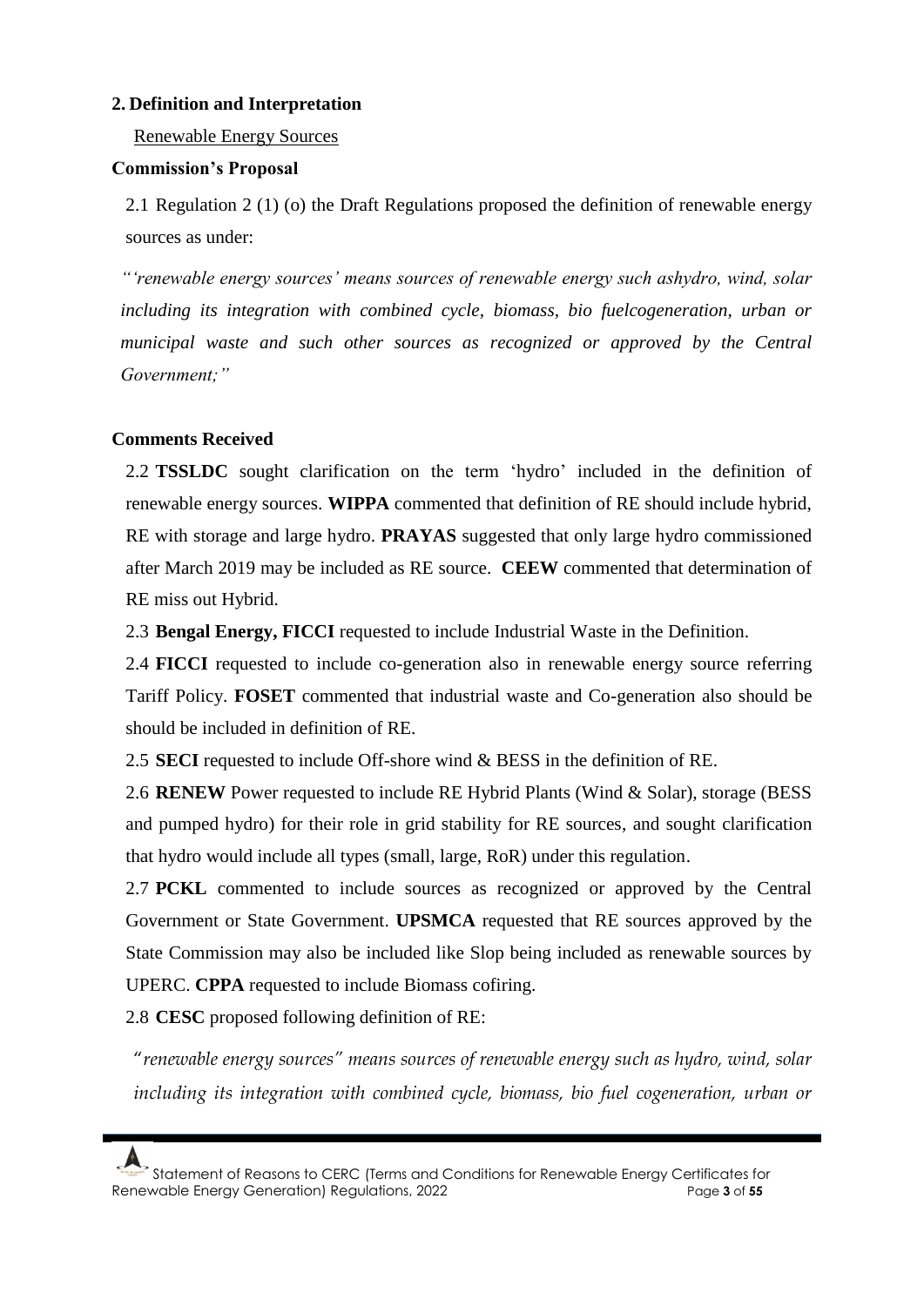## 2. Definition and Interpretation

Renewable Energy Sources

### Commission's Proposal

2.1 Regulation 2 (1) (o) the Draft Regulations proposed the definition of renewable energy sources as under:

*"'renewable energy sources' means sources of renewable energy such ashydro, wind, solar including its integration with combined cycle, biomass, bio fuelcogeneration, urban or municipal waste and such other sources as recognized or approved by the Central Government;"*

### Comments Received

2.2 **TSSLDC** sought clarification on the term 'hydro' included in the definition of renewable energy sources. **WIPPA** commented that definition of RE should include hybrid, RE with storage and large hydro. **PRAYAS** suggested that only large hydro commissioned after March 2019 may be included as RE source. **CEEW** commented that determination of RE miss out Hybrid.

2.3 **Bengal Energy, FICCI** requested to include Industrial Waste in the Definition.

2.4 **FICCI** requested to include co-generation also in renewable energy source referring Tariff Policy. **FOSET** commented that industrial waste and Co-generation also should be should be included in definition of RE.

2.5 **SECI** requested to include Off-shore wind & BESS in the definition of RE.

2.6 **RENEW** Power requested to include RE Hybrid Plants (Wind & Solar), storage (BESS and pumped hydro) for their role in grid stability for RE sources, and sought clarification that hydro would include all types (small, large, RoR) under this regulation.

2.7 **PCKL** commented to include sources as recognized or approved by the Central Government or State Government. **UPSMCA** requested that RE sources approved by the State Commission may also be included like Slop being included as renewable sources by UPERC. **CPPA** requested to include Biomass cofiring.

2.8 **CESC** proposed following definition of RE:

*"renewable energy sources" means sources of renewable energy such as hydro, wind, solar including its integration with combined cycle, biomass, bio fuel cogeneration, urban or*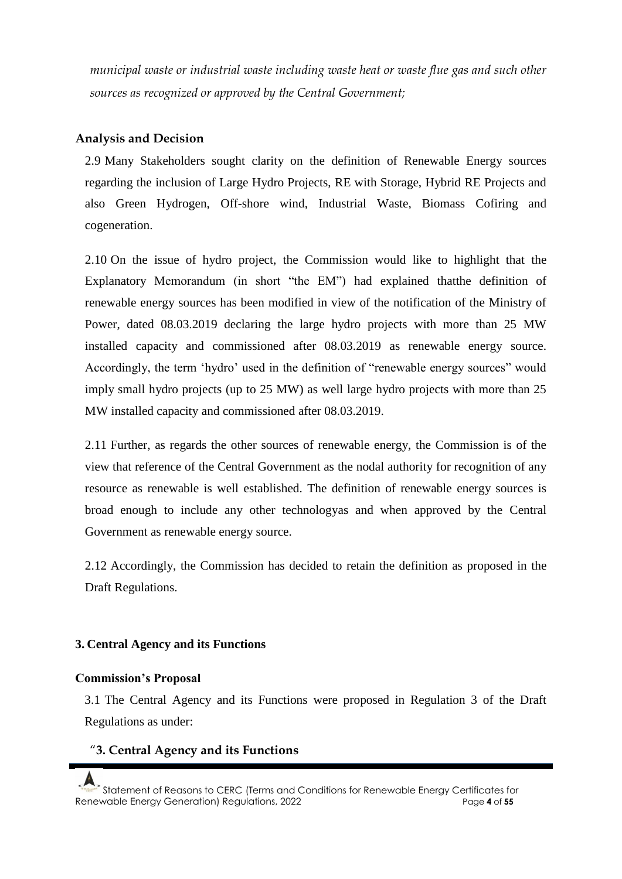*municipal waste or industrial waste including waste heat or waste flue gas and such other sources as recognized or approved by the Central Government;*

### Analysis and Decision

2.9 Many Stakeholders sought clarity on the definition of Renewable Energy sources regarding the inclusion of Large Hydro Projects, RE with Storage, Hybrid RE Projects and also Green Hydrogen, Off-shore wind, Industrial Waste, Biomass Cofiring and cogeneration.

2.10 On the issue of hydro project, the Commission would like to highlight that the Explanatory Memorandum (in short "the EM") had explained thatthe definition of renewable energy sources has been modified in view of the notification of the Ministry of Power, dated 08.03.2019 declaring the large hydro projects with more than 25 MW installed capacity and commissioned after 08.03.2019 as renewable energy source. Accordingly, the term 'hydro' used in the definition of "renewable energy sources" would imply small hydro projects (up to 25 MW) as well large hydro projects with more than 25 MW installed capacity and commissioned after 08.03.2019.

2.11 Further, as regards the other sources of renewable energy, the Commission is of the view that reference of the Central Government as the nodal authority for recognition of any resource as renewable is well established. The definition of renewable energy sources is broad enough to include any other technologyas and when approved by the Central Government as renewable energy source.

2.12 Accordingly, the Commission has decided to retain the definition as proposed in the Draft Regulations.

## 3. Central Agency and its Functions

### Commission's Proposal

3.1 The Central Agency and its Functions were proposed in Regulation 3 of the Draft Regulations as under:

"**3. Central Agency and its Functions**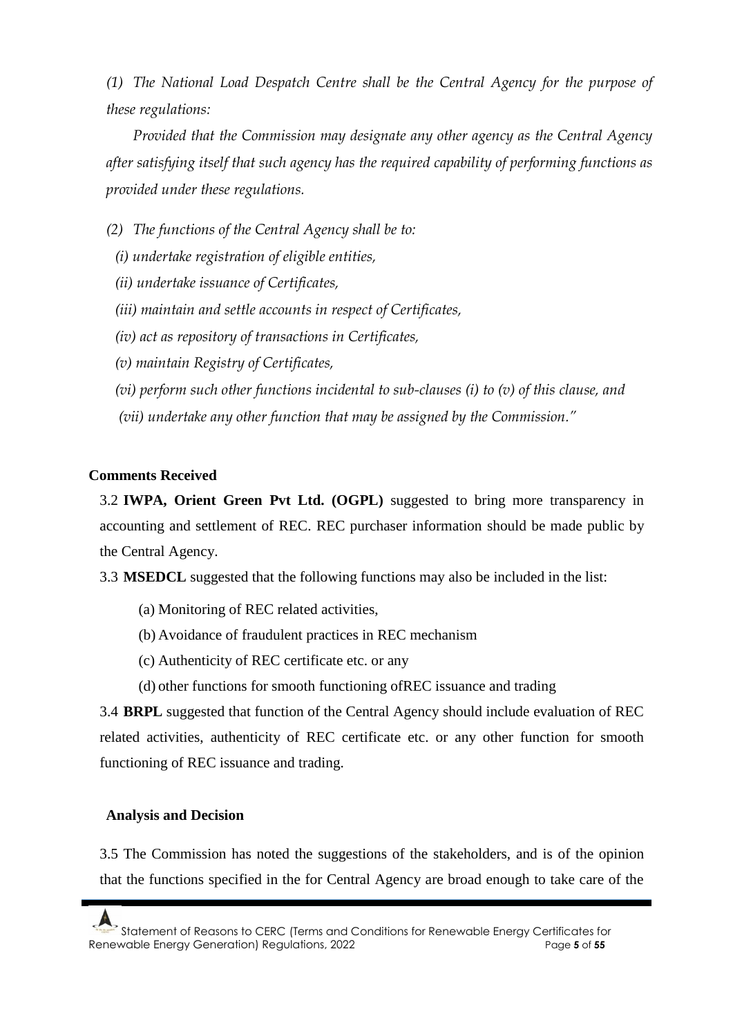*(1) The National Load Despatch Centre shall be the Central Agency for the purpose of these regulations:*

*Provided that the Commission may designate any other agency as the Central Agency after satisfying itself that such agency has the required capability of performing functions as provided under these regulations.*

*(2) The functions of the Central Agency shall be to:*

*(i) undertake registration of eligible entities,*

*(ii) undertake issuance of Certificates,*

*(iii) maintain and settle accounts in respect of Certificates,*

*(iv) act as repository of transactions in Certificates,*

*(v) maintain Registry of Certificates,*

*(vi) perform such other functions incidental to sub-clauses (i) to (v) of this clause, and*

*(vii) undertake any other function that may be assigned by the Commission."*

**Comments Received**

3.2 **IWPA, Orient Green Pvt Ltd. (OGPL)** suggested to bring more transparency in accounting and settlement of REC. REC purchaser information should be made public by the Central Agency.

3.3 **MSEDCL** suggested that the following functions may also be included in the list:

(a) Monitoring of REC related activities,

(b) Avoidance of fraudulent practices in REC mechanism

(c) Authenticity of REC certificate etc. or any

(d) other functions for smooth functioning ofREC issuance and trading

3.4 **BRPL** suggested that function of the Central Agency should include evaluation of REC related activities, authenticity of REC certificate etc. or any other function for smooth functioning of REC issuance and trading.

**Analysis and Decision**

3.5 The Commission has noted the suggestions of the stakeholders, and is of the opinion that the functions specified in the for Central Agency are broad enough to take care of the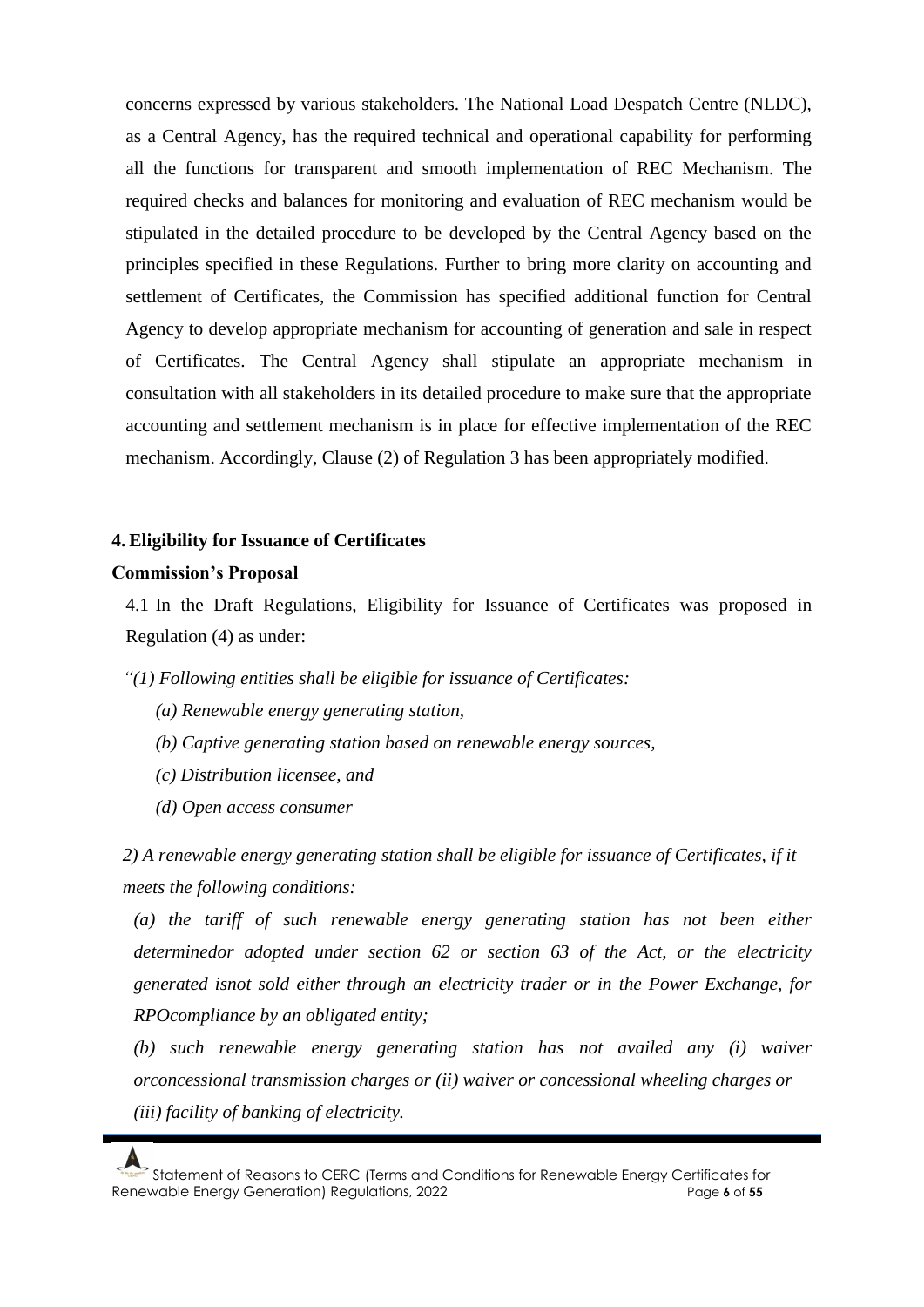concerns expressed by various stakeholders. The National Load Despatch Centre (NLDC), as a Central Agency, has the required technical and operational capability for performing all the functions for transparent and smooth implementation of REC Mechanism. The required checks and balances for monitoring and evaluation of REC mechanism would be stipulated in the detailed procedure to be developed by the Central Agency based on the principles specified in these Regulations. Further to bring more clarity on accounting and settlement of Certificates, the Commission has specified additional function for Central Agency to develop appropriate mechanism for accounting of generation and sale in respect of Certificates. The Central Agency shall stipulate an appropriate mechanism in consultation with all stakeholders in its detailed procedure to make sure that the appropriate accounting and settlement mechanism is in place for effective implementation of the REC mechanism. Accordingly, Clause (2) of Regulation 3 has been appropriately modified.

## 4. Eligibility for Issuance of Certificates

### Commission's Proposal

4.1 In the Draft Regulations, Eligibility for Issuance of Certificates was proposed in Regulation (4) as under:

*"(1) Following entities shall be eligible for issuance of Certificates:*

*(a) Renewable energy generating station,*

*(b) Captive generating station based on renewable energy sources,*

*(c) Distribution licensee, and*

*(d) Open access consumer*

*2) A renewable energy generating station shall be eligible for issuance of Certificates, if it meets the following conditions:*

*(a) the tariff of such renewable energy generating station has not been either determinedor adopted under section 62 or section 63 of the Act, or the electricity generated isnot sold either through an electricity trader or in the Power Exchange, for RPOcompliance by an obligated entity;*

*(b) such renewable energy generating station has not availed any (i) waiver orconcessional transmission charges or (ii) waiver or concessional wheeling charges or (iii) facility of banking of electricity.*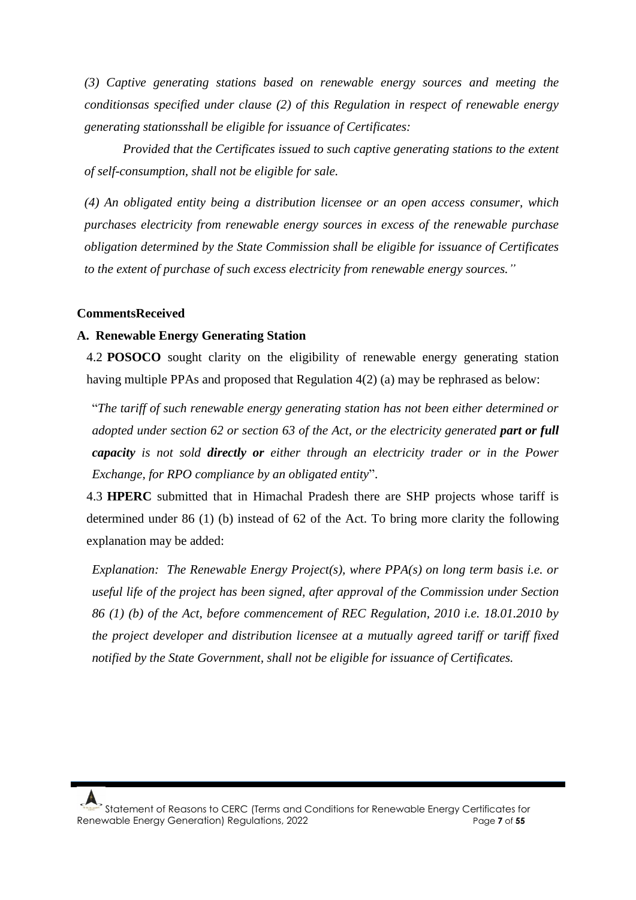*(3) Captive generating stations based on renewable energy sources and meeting the conditionsas specified under clause (2) of this Regulation in respect of renewable energy generating stationsshall be eligible for issuance of Certificates:*

*Provided that the Certificates issued to such captive generating stations to the extent of self-consumption, shall not be eligible for sale.*

*(4) An obligated entity being a distribution licensee or an open access consumer, which purchases electricity from renewable energy sources in excess of the renewable purchase obligation determined by the State Commission shall be eligible for issuance of Certificates to the extent of purchase of such excess electricity from renewable energy sources."*

**CommentsReceived**

**A. Renewable Energy Generating Station**

4.2 **POSOCO** sought clarity on the eligibility of renewable energy generating station having multiple PPAs and proposed that Regulation 4(2) (a) may be rephrased as below:

"*The tariff of such renewable energy generating station has not been either determined or adopted under section 62 or section 63 of the Act, or the electricity generated **part or full capacity** is not sold **directly or** either through an electricity trader or in the Power Exchange, for RPO compliance by an obligated entity*".

4.3 **HPERC** submitted that in Himachal Pradesh there are SHP projects whose tariff is determined under 86 (1) (b) instead of 62 of the Act. To bring more clarity the following explanation may be added:

*Explanation: The Renewable Energy Project(s), where PPA(s) on long term basis i.e. or useful life of the project has been signed, after approval of the Commission under Section 86 (1) (b) of the Act, before commencement of REC Regulation, 2010 i.e. 18.01.2010 by the project developer and distribution licensee at a mutually agreed tariff or tariff fixed notified by the State Government, shall not be eligible for issuance of Certificates.*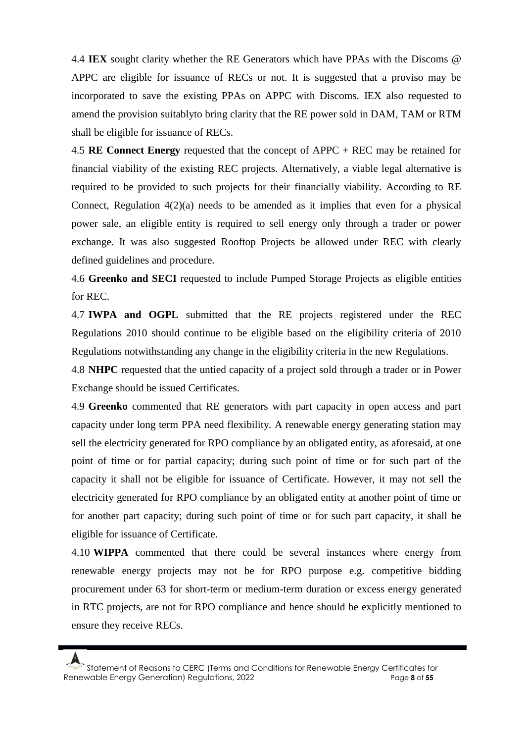4.4 **IEX** sought clarity whether the RE Generators which have PPAs with the Discoms @ APPC are eligible for issuance of RECs or not. It is suggested that a proviso may be incorporated to save the existing PPAs on APPC with Discoms. IEX also requested to amend the provision suitablyto bring clarity that the RE power sold in DAM, TAM or RTM shall be eligible for issuance of RECs.

4.5 **RE Connect Energy** requested that the concept of APPC + REC may be retained for financial viability of the existing REC projects. Alternatively, a viable legal alternative is required to be provided to such projects for their financially viability. According to RE Connect, Regulation 4(2)(a) needs to be amended as it implies that even for a physical power sale, an eligible entity is required to sell energy only through a trader or power exchange. It was also suggested Rooftop Projects be allowed under REC with clearly defined guidelines and procedure.

4.6 **Greenko and SECI** requested to include Pumped Storage Projects as eligible entities for REC.

4.7 **IWPA and OGPL** submitted that the RE projects registered under the REC Regulations 2010 should continue to be eligible based on the eligibility criteria of 2010 Regulations notwithstanding any change in the eligibility criteria in the new Regulations.

4.8 **NHPC** requested that the untied capacity of a project sold through a trader or in Power Exchange should be issued Certificates.

4.9 **Greenko** commented that RE generators with part capacity in open access and part capacity under long term PPA need flexibility. A renewable energy generating station may sell the electricity generated for RPO compliance by an obligated entity, as aforesaid, at one point of time or for partial capacity; during such point of time or for such part of the capacity it shall not be eligible for issuance of Certificate. However, it may not sell the electricity generated for RPO compliance by an obligated entity at another point of time or for another part capacity; during such point of time or for such part capacity, it shall be eligible for issuance of Certificate.

4.10 **WIPPA** commented that there could be several instances where energy from renewable energy projects may not be for RPO purpose e.g. competitive bidding procurement under 63 for short-term or medium-term duration or excess energy generated in RTC projects, are not for RPO compliance and hence should be explicitly mentioned to ensure they receive RECs.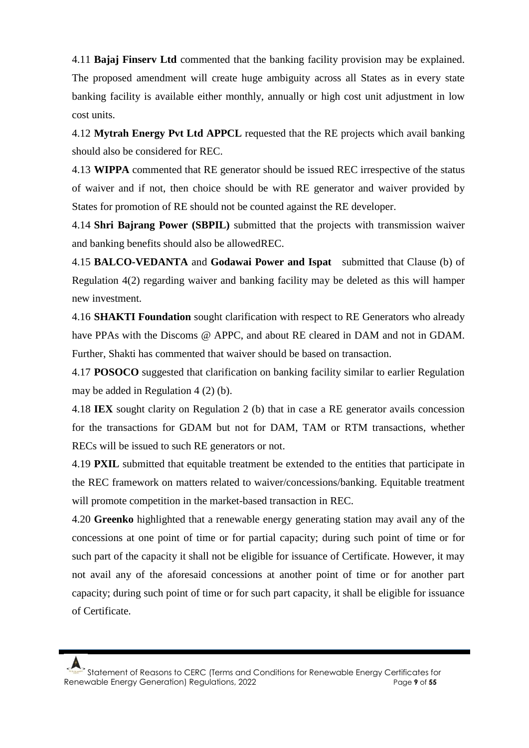4.11 **Bajaj Finserv Ltd** commented that the banking facility provision may be explained. The proposed amendment will create huge ambiguity across all States as in every state banking facility is available either monthly, annually or high cost unit adjustment in low cost units.

4.12 **Mytrah Energy Pvt Ltd APPCL** requested that the RE projects which avail banking should also be considered for REC.

4.13 **WIPPA** commented that RE generator should be issued REC irrespective of the status of waiver and if not, then choice should be with RE generator and waiver provided by States for promotion of RE should not be counted against the RE developer.

4.14 **Shri Bajrang Power (SBPIL)** submitted that the projects with transmission waiver and banking benefits should also be allowedREC.

4.15 **BALCO-VEDANTA** and **Godawai Power and Ispat** submitted that Clause (b) of Regulation 4(2) regarding waiver and banking facility may be deleted as this will hamper new investment.

4.16 **SHAKTI Foundation** sought clarification with respect to RE Generators who already have PPAs with the Discoms @ APPC, and about RE cleared in DAM and not in GDAM. Further, Shakti has commented that waiver should be based on transaction.

4.17 **POSOCO** suggested that clarification on banking facility similar to earlier Regulation may be added in Regulation 4 (2) (b).

4.18 **IEX** sought clarity on Regulation 2 (b) that in case a RE generator avails concession for the transactions for GDAM but not for DAM, TAM or RTM transactions, whether RECs will be issued to such RE generators or not.

4.19 **PXIL** submitted that equitable treatment be extended to the entities that participate in the REC framework on matters related to waiver/concessions/banking. Equitable treatment will promote competition in the market-based transaction in REC.

4.20 **Greenko** highlighted that a renewable energy generating station may avail any of the concessions at one point of time or for partial capacity; during such point of time or for such part of the capacity it shall not be eligible for issuance of Certificate. However, it may not avail any of the aforesaid concessions at another point of time or for another part capacity; during such point of time or for such part capacity, it shall be eligible for issuance of Certificate.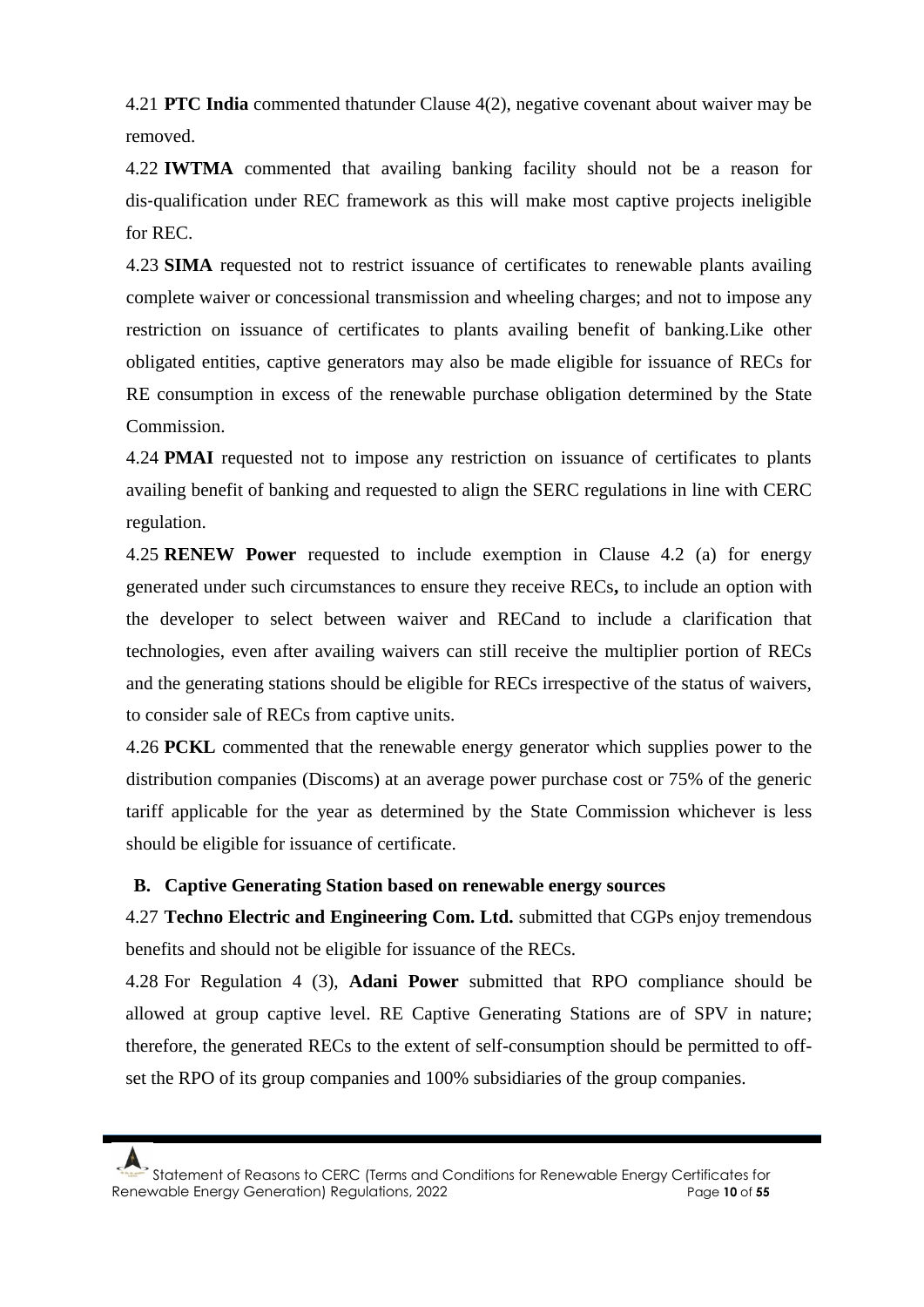4.21 **PTC India** commented thatunder Clause 4(2), negative covenant about waiver may be removed.

4.22 **IWTMA** commented that availing banking facility should not be a reason for dis-qualification under REC framework as this will make most captive projects ineligible for REC.

4.23 **SIMA** requested not to restrict issuance of certificates to renewable plants availing complete waiver or concessional transmission and wheeling charges; and not to impose any restriction on issuance of certificates to plants availing benefit of banking.Like other obligated entities, captive generators may also be made eligible for issuance of RECs for RE consumption in excess of the renewable purchase obligation determined by the State Commission.

4.24 **PMAI** requested not to impose any restriction on issuance of certificates to plants availing benefit of banking and requested to align the SERC regulations in line with CERC regulation.

4.25 **RENEW Power** requested to include exemption in Clause 4.2 (a) for energy generated under such circumstances to ensure they receive RECs**,** to include an option with the developer to select between waiver and RECand to include a clarification that technologies, even after availing waivers can still receive the multiplier portion of RECs and the generating stations should be eligible for RECs irrespective of the status of waivers, to consider sale of RECs from captive units.

4.26 **PCKL** commented that the renewable energy generator which supplies power to the distribution companies (Discoms) at an average power purchase cost or 75% of the generic tariff applicable for the year as determined by the State Commission whichever is less should be eligible for issuance of certificate.

**B. Captive Generating Station based on renewable energy sources**

4.27 **Techno Electric and Engineering Com. Ltd.** submitted that CGPs enjoy tremendous benefits and should not be eligible for issuance of the RECs.

4.28 For Regulation 4 (3), **Adani Power** submitted that RPO compliance should be allowed at group captive level. RE Captive Generating Stations are of SPV in nature; therefore, the generated RECs to the extent of self-consumption should be permitted to off-set the RPO of its group companies and 100% subsidiaries of the group companies.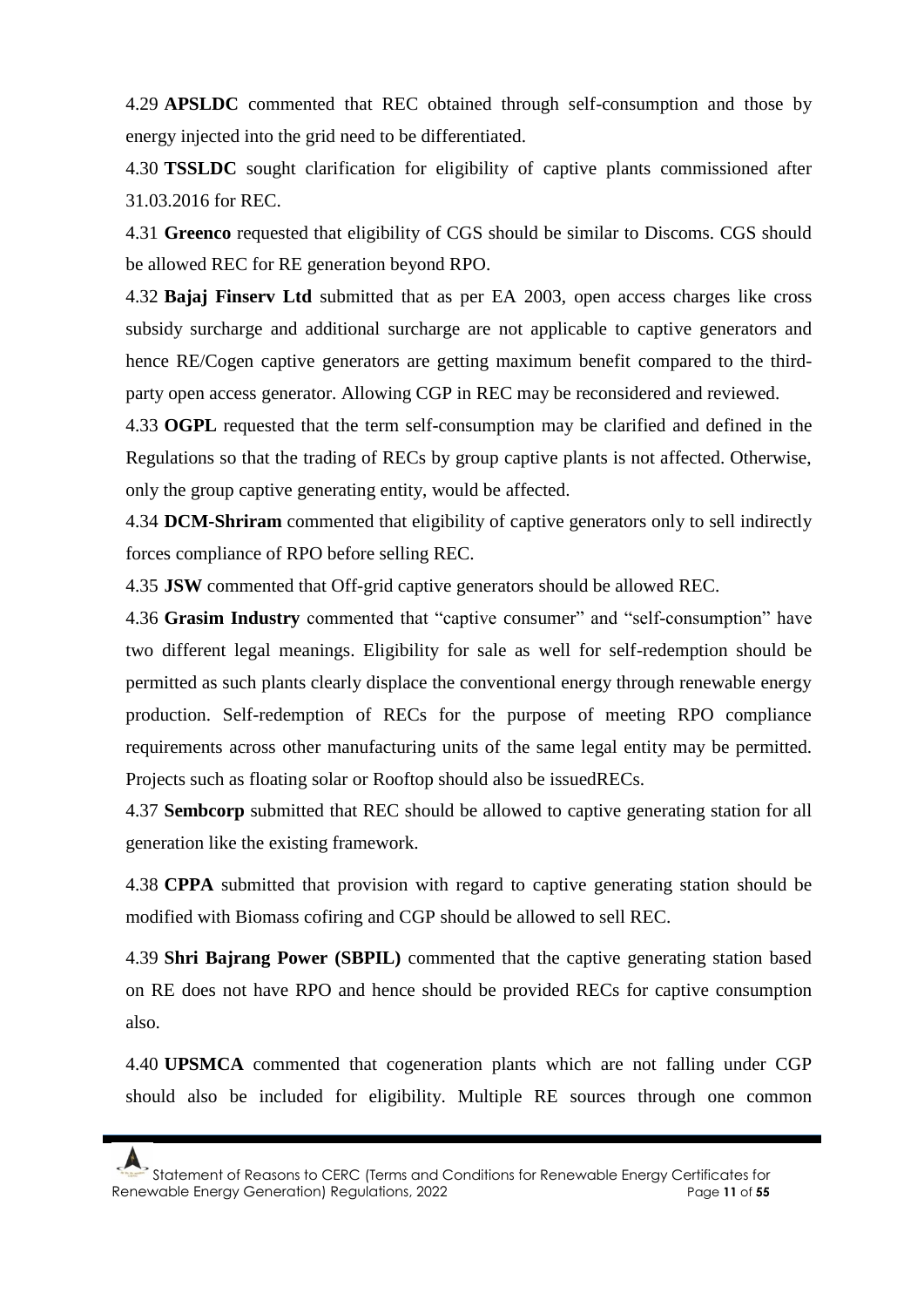4.29 **APSLDC** commented that REC obtained through self-consumption and those by energy injected into the grid need to be differentiated.

4.30 **TSSLDC** sought clarification for eligibility of captive plants commissioned after 31.03.2016 for REC.

4.31 **Greenco** requested that eligibility of CGS should be similar to Discoms. CGS should be allowed REC for RE generation beyond RPO.

4.32 **Bajaj Finserv Ltd** submitted that as per EA 2003, open access charges like cross subsidy surcharge and additional surcharge are not applicable to captive generators and hence RE/Cogen captive generators are getting maximum benefit compared to the third-party open access generator. Allowing CGP in REC may be reconsidered and reviewed.

4.33 **OGPL** requested that the term self-consumption may be clarified and defined in the Regulations so that the trading of RECs by group captive plants is not affected. Otherwise, only the group captive generating entity, would be affected.

4.34 **DCM-Shriram** commented that eligibility of captive generators only to sell indirectly forces compliance of RPO before selling REC.

4.35 **JSW** commented that Off-grid captive generators should be allowed REC.

4.36 **Grasim Industry** commented that "captive consumer" and "self-consumption" have two different legal meanings. Eligibility for sale as well for self-redemption should be permitted as such plants clearly displace the conventional energy through renewable energy production. Self-redemption of RECs for the purpose of meeting RPO compliance requirements across other manufacturing units of the same legal entity may be permitted. Projects such as floating solar or Rooftop should also be issuedRECs.

4.37 **Sembcorp** submitted that REC should be allowed to captive generating station for all generation like the existing framework.

4.38 **CPPA** submitted that provision with regard to captive generating station should be modified with Biomass cofiring and CGP should be allowed to sell REC.

4.39 **Shri Bajrang Power (SBPIL)** commented that the captive generating station based on RE does not have RPO and hence should be provided RECs for captive consumption also.

4.40 **UPSMCA** commented that cogeneration plants which are not falling under CGP should also be included for eligibility. Multiple RE sources through one common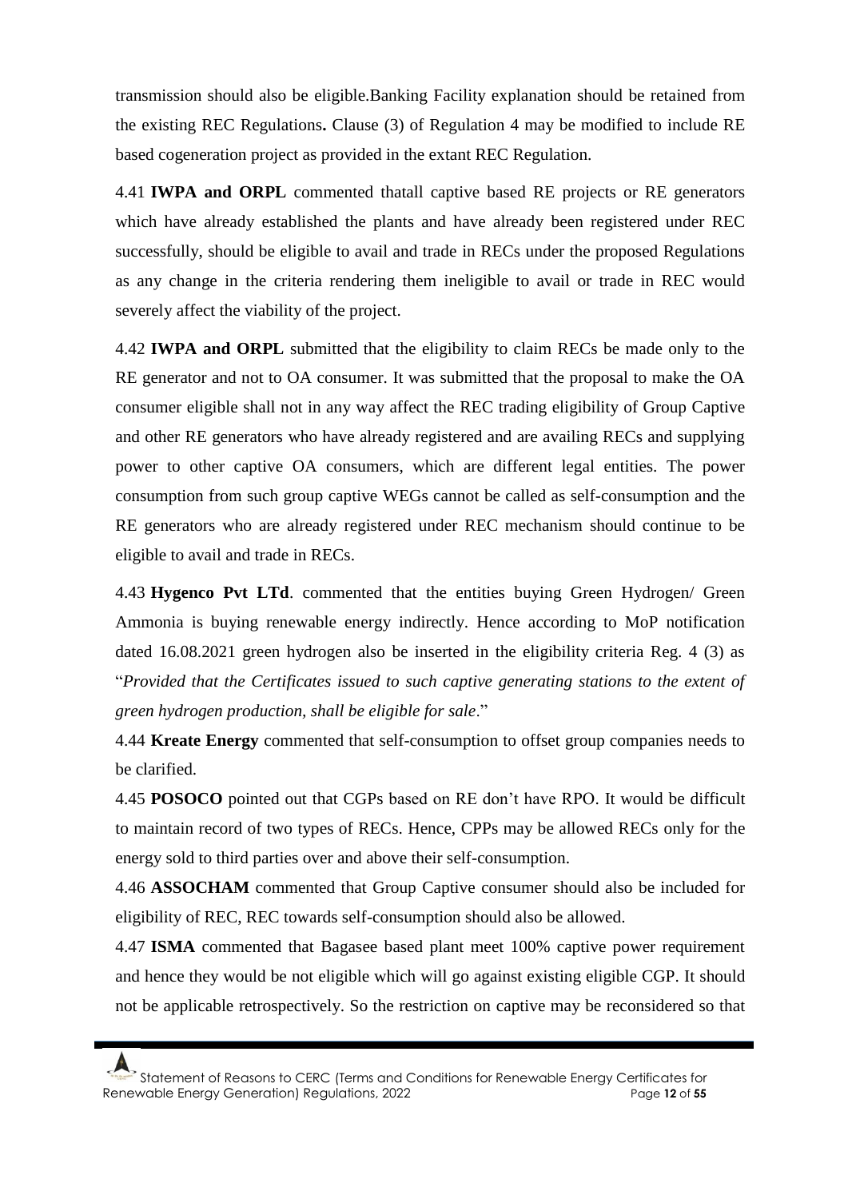transmission should also be eligible.Banking Facility explanation should be retained from the existing REC Regulations**.** Clause (3) of Regulation 4 may be modified to include RE based cogeneration project as provided in the extant REC Regulation.

4.41 **IWPA and ORPL** commented thatall captive based RE projects or RE generators which have already established the plants and have already been registered under REC successfully, should be eligible to avail and trade in RECs under the proposed Regulations as any change in the criteria rendering them ineligible to avail or trade in REC would severely affect the viability of the project.

4.42 **IWPA and ORPL** submitted that the eligibility to claim RECs be made only to the RE generator and not to OA consumer. It was submitted that the proposal to make the OA consumer eligible shall not in any way affect the REC trading eligibility of Group Captive and other RE generators who have already registered and are availing RECs and supplying power to other captive OA consumers, which are different legal entities. The power consumption from such group captive WEGs cannot be called as self-consumption and the RE generators who are already registered under REC mechanism should continue to be eligible to avail and trade in RECs.

4.43 **Hygenco Pvt LTd**. commented that the entities buying Green Hydrogen/ Green Ammonia is buying renewable energy indirectly. Hence according to MoP notification dated 16.08.2021 green hydrogen also be inserted in the eligibility criteria Reg. 4 (3) as "*Provided that the Certificates issued to such captive generating stations to the extent of green hydrogen production, shall be eligible for sale*."

4.44 **Kreate Energy** commented that self-consumption to offset group companies needs to be clarified.

4.45 **POSOCO** pointed out that CGPs based on RE don't have RPO. It would be difficult to maintain record of two types of RECs. Hence, CPPs may be allowed RECs only for the energy sold to third parties over and above their self-consumption.

4.46 **ASSOCHAM** commented that Group Captive consumer should also be included for eligibility of REC, REC towards self-consumption should also be allowed.

4.47 **ISMA** commented that Bagasee based plant meet 100% captive power requirement and hence they would be not eligible which will go against existing eligible CGP. It should not be applicable retrospectively. So the restriction on captive may be reconsidered so that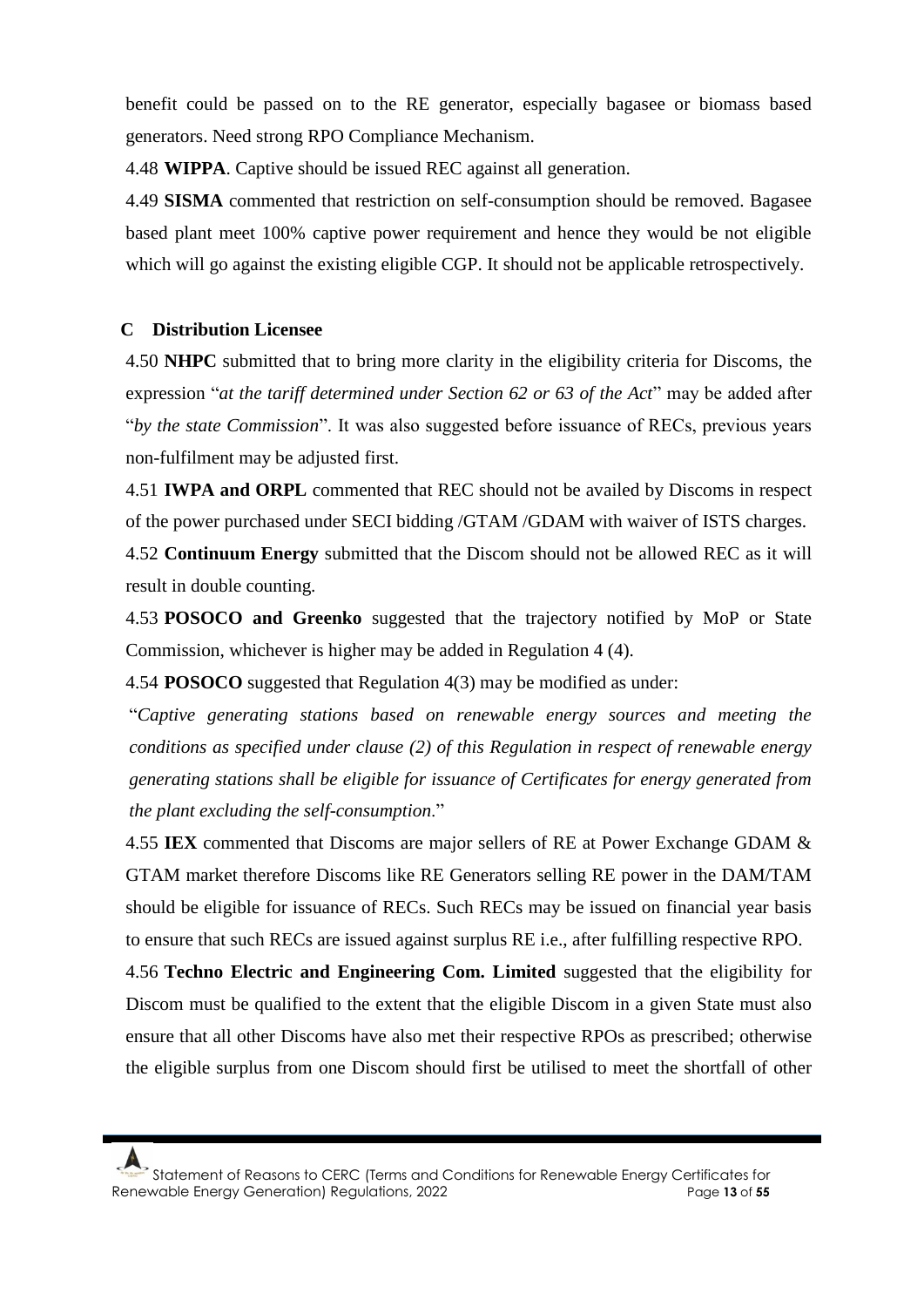benefit could be passed on to the RE generator, especially bagasee or biomass based generators. Need strong RPO Compliance Mechanism.

4.48 **WIPPA**. Captive should be issued REC against all generation.

4.49 **SISMA** commented that restriction on self-consumption should be removed. Bagasee based plant meet 100% captive power requirement and hence they would be not eligible which will go against the existing eligible CGP. It should not be applicable retrospectively.

## C Distribution Licensee

4.50 **NHPC** submitted that to bring more clarity in the eligibility criteria for Discoms, the expression "*at the tariff determined under Section 62 or 63 of the Act*" may be added after "*by the state Commission*". It was also suggested before issuance of RECs, previous years non-fulfilment may be adjusted first.

4.51 **IWPA and ORPL** commented that REC should not be availed by Discoms in respect of the power purchased under SECI bidding /GTAM /GDAM with waiver of ISTS charges.

4.52 **Continuum Energy** submitted that the Discom should not be allowed REC as it will result in double counting.

4.53 **POSOCO and Greenko** suggested that the trajectory notified by MoP or State Commission, whichever is higher may be added in Regulation 4 (4).

4.54 **POSOCO** suggested that Regulation 4(3) may be modified as under:

"*Captive generating stations based on renewable energy sources and meeting the conditions as specified under clause (2) of this Regulation in respect of renewable energy generating stations shall be eligible for issuance of Certificates for energy generated from the plant excluding the self-consumption*."

4.55 **IEX** commented that Discoms are major sellers of RE at Power Exchange GDAM & GTAM market therefore Discoms like RE Generators selling RE power in the DAM/TAM should be eligible for issuance of RECs. Such RECs may be issued on financial year basis to ensure that such RECs are issued against surplus RE i.e., after fulfilling respective RPO.

4.56 **Techno Electric and Engineering Com. Limited** suggested that the eligibility for Discom must be qualified to the extent that the eligible Discom in a given State must also ensure that all other Discoms have also met their respective RPOs as prescribed; otherwise the eligible surplus from one Discom should first be utilised to meet the shortfall of other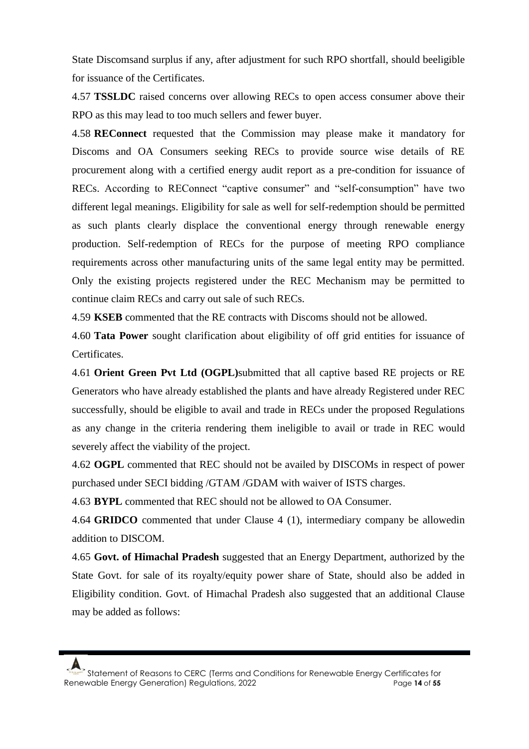State Discomsand surplus if any, after adjustment for such RPO shortfall, should beeligible for issuance of the Certificates.

4.57 **TSSLDC** raised concerns over allowing RECs to open access consumer above their RPO as this may lead to too much sellers and fewer buyer.

4.58 **REConnect** requested that the Commission may please make it mandatory for Discoms and OA Consumers seeking RECs to provide source wise details of RE procurement along with a certified energy audit report as a pre-condition for issuance of RECs. According to REConnect "captive consumer" and "self-consumption" have two different legal meanings. Eligibility for sale as well for self-redemption should be permitted as such plants clearly displace the conventional energy through renewable energy production. Self-redemption of RECs for the purpose of meeting RPO compliance requirements across other manufacturing units of the same legal entity may be permitted. Only the existing projects registered under the REC Mechanism may be permitted to continue claim RECs and carry out sale of such RECs.

4.59 **KSEB** commented that the RE contracts with Discoms should not be allowed.

4.60 **Tata Power** sought clarification about eligibility of off grid entities for issuance of Certificates.

4.61 **Orient Green Pvt Ltd (OGPL)**submitted that all captive based RE projects or RE Generators who have already established the plants and have already Registered under REC successfully, should be eligible to avail and trade in RECs under the proposed Regulations as any change in the criteria rendering them ineligible to avail or trade in REC would severely affect the viability of the project.

4.62 **OGPL** commented that REC should not be availed by DISCOMs in respect of power purchased under SECI bidding /GTAM /GDAM with waiver of ISTS charges.

4.63 **BYPL** commented that REC should not be allowed to OA Consumer.

4.64 **GRIDCO** commented that under Clause 4 (1), intermediary company be allowedin addition to DISCOM.

4.65 **Govt. of Himachal Pradesh** suggested that an Energy Department, authorized by the State Govt. for sale of its royalty/equity power share of State, should also be added in Eligibility condition. Govt. of Himachal Pradesh also suggested that an additional Clause may be added as follows: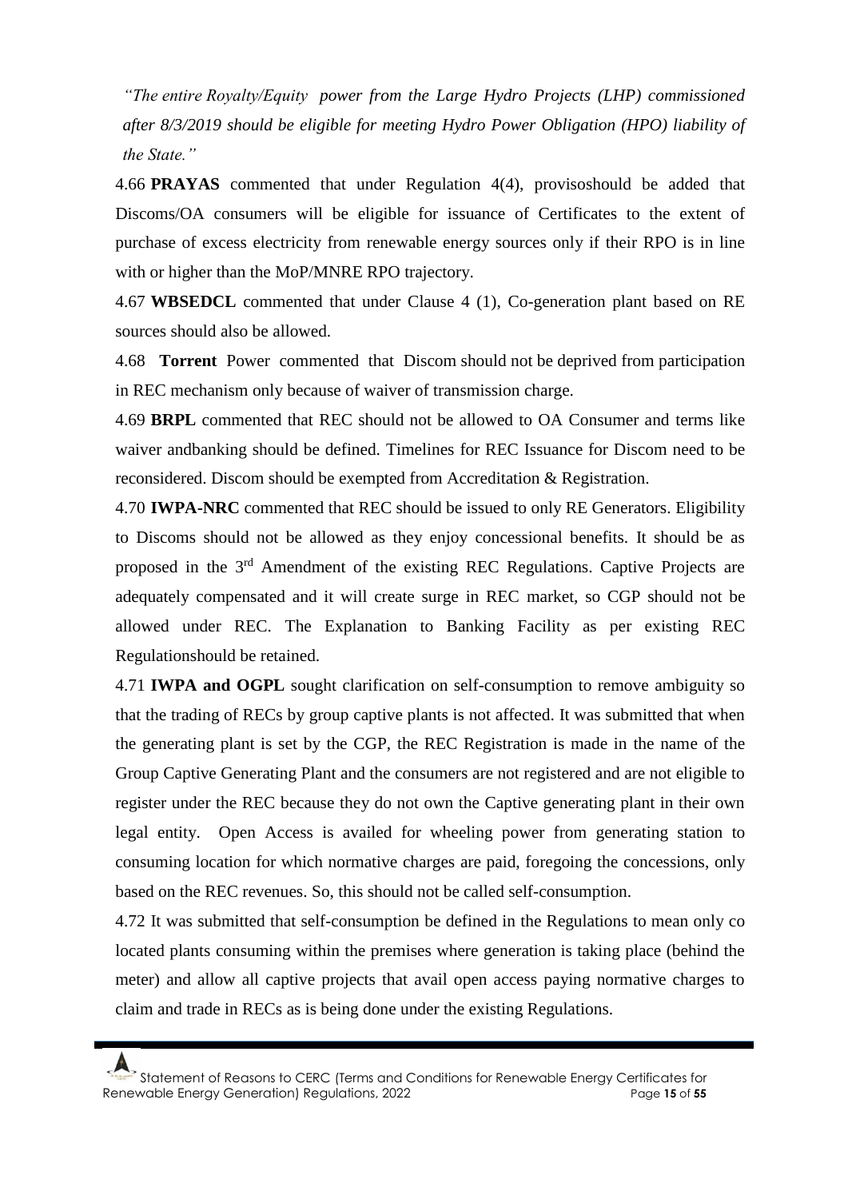*"The entire Royalty/Equity power from the Large Hydro Projects (LHP) commissioned after 8/3/2019 should be eligible for meeting Hydro Power Obligation (HPO) liability of the State."*

4.66 **PRAYAS** commented that under Regulation 4(4), provisoshould be added that Discoms/OA consumers will be eligible for issuance of Certificates to the extent of purchase of excess electricity from renewable energy sources only if their RPO is in line with or higher than the MoP/MNRE RPO trajectory.

4.67 **WBSEDCL** commented that under Clause 4 (1), Co-generation plant based on RE sources should also be allowed.

4.68 **Torrent** Power commented that Discom should not be deprived from participation in REC mechanism only because of waiver of transmission charge.

4.69 **BRPL** commented that REC should not be allowed to OA Consumer and terms like waiver andbanking should be defined. Timelines for REC Issuance for Discom need to be reconsidered. Discom should be exempted from Accreditation & Registration.

4.70 **IWPA-NRC** commented that REC should be issued to only RE Generators. Eligibility to Discoms should not be allowed as they enjoy concessional benefits. It should be as proposed in the 3rd Amendment of the existing REC Regulations. Captive Projects are adequately compensated and it will create surge in REC market, so CGP should not be allowed under REC. The Explanation to Banking Facility as per existing REC Regulationshould be retained.

4.71 **IWPA and OGPL** sought clarification on self-consumption to remove ambiguity so that the trading of RECs by group captive plants is not affected. It was submitted that when the generating plant is set by the CGP, the REC Registration is made in the name of the Group Captive Generating Plant and the consumers are not registered and are not eligible to register under the REC because they do not own the Captive generating plant in their own legal entity. Open Access is availed for wheeling power from generating station to consuming location for which normative charges are paid, foregoing the concessions, only based on the REC revenues. So, this should not be called self-consumption.

4.72 It was submitted that self-consumption be defined in the Regulations to mean only co located plants consuming within the premises where generation is taking place (behind the meter) and allow all captive projects that avail open access paying normative charges to claim and trade in RECs as is being done under the existing Regulations.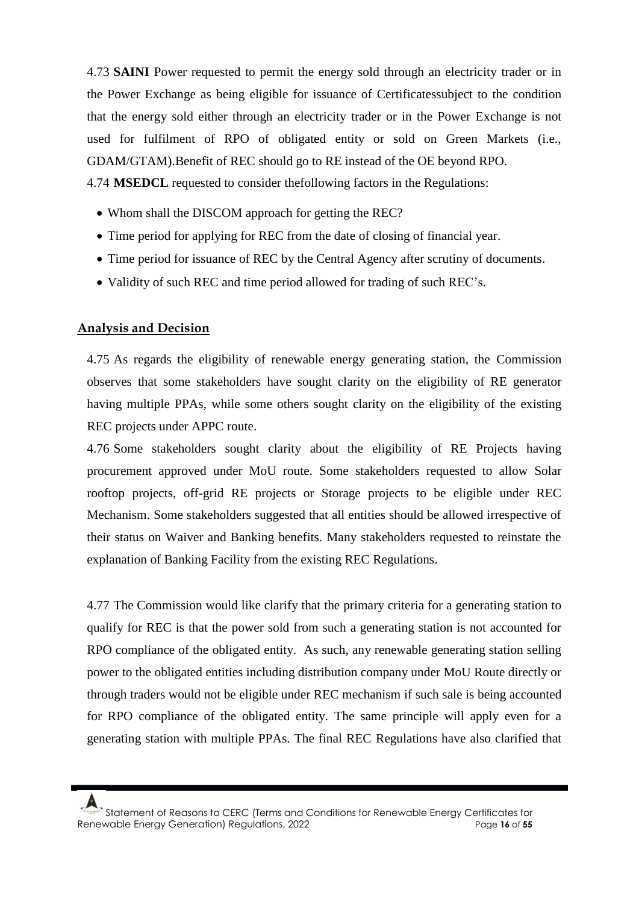4.73 **SAINI** Power requested to permit the energy sold through an electricity trader or in the Power Exchange as being eligible for issuance of Certificatessubject to the condition that the energy sold either through an electricity trader or in the Power Exchange is not used for fulfilment of RPO of obligated entity or sold on Green Markets (i.e., GDAM/GTAM).Benefit of REC should go to RE instead of the OE beyond RPO.

4.74 **MSEDCL** requested to consider thefollowing factors in the Regulations:

- Whom shall the DISCOM approach for getting the REC?
- Time period for applying for REC from the date of closing of financial year.
- Time period for issuance of REC by the Central Agency after scrutiny of documents.
- Validity of such REC and time period allowed for trading of such REC's.

## Analysis and Decision

4.75 As regards the eligibility of renewable energy generating station, the Commission observes that some stakeholders have sought clarity on the eligibility of RE generator having multiple PPAs, while some others sought clarity on the eligibility of the existing REC projects under APPC route.

4.76 Some stakeholders sought clarity about the eligibility of RE Projects having procurement approved under MoU route. Some stakeholders requested to allow Solar rooftop projects, off-grid RE projects or Storage projects to be eligible under REC Mechanism. Some stakeholders suggested that all entities should be allowed irrespective of their status on Waiver and Banking benefits. Many stakeholders requested to reinstate the explanation of Banking Facility from the existing REC Regulations.

4.77 The Commission would like clarify that the primary criteria for a generating station to qualify for REC is that the power sold from such a generating station is not accounted for RPO compliance of the obligated entity. As such, any renewable generating station selling power to the obligated entities including distribution company under MoU Route directly or through traders would not be eligible under REC mechanism if such sale is being accounted for RPO compliance of the obligated entity. The same principle will apply even for a generating station with multiple PPAs. The final REC Regulations have also clarified that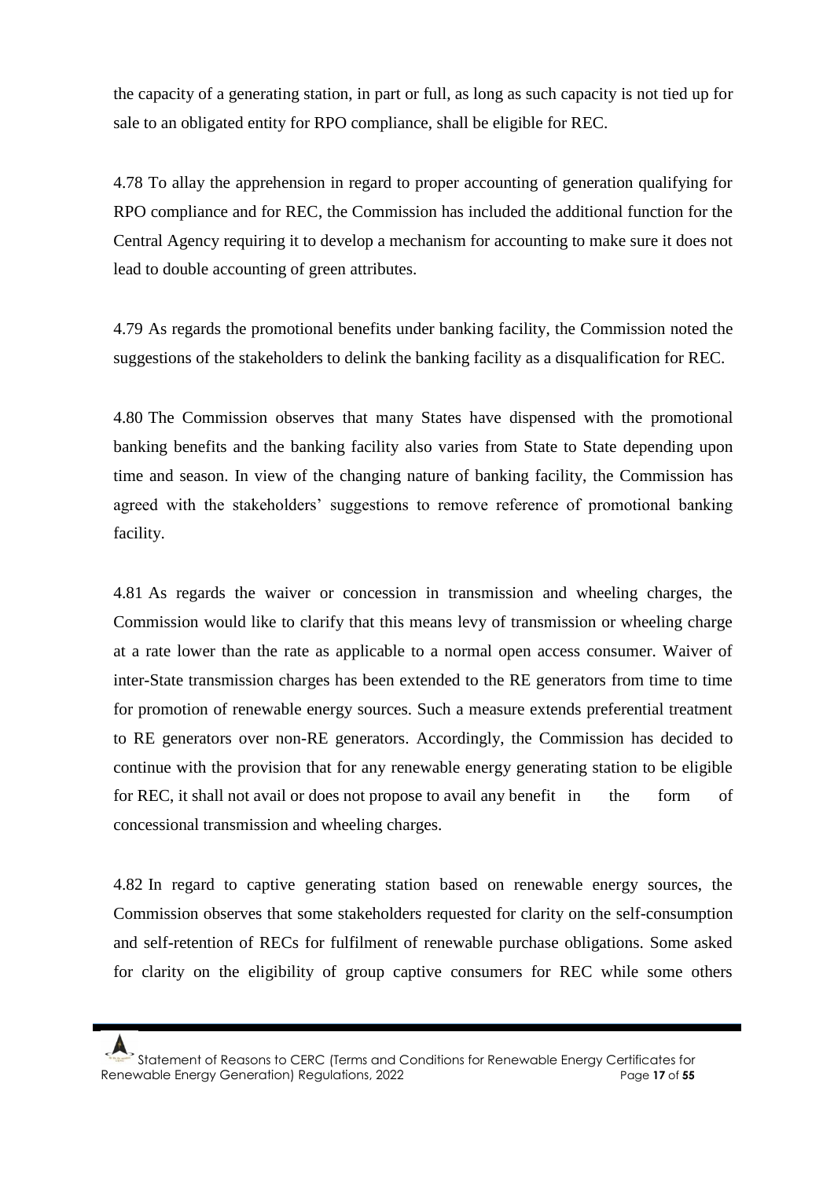the capacity of a generating station, in part or full, as long as such capacity is not tied up for sale to an obligated entity for RPO compliance, shall be eligible for REC.

4.78 To allay the apprehension in regard to proper accounting of generation qualifying for RPO compliance and for REC, the Commission has included the additional function for the Central Agency requiring it to develop a mechanism for accounting to make sure it does not lead to double accounting of green attributes.

4.79 As regards the promotional benefits under banking facility, the Commission noted the suggestions of the stakeholders to delink the banking facility as a disqualification for REC.

4.80 The Commission observes that many States have dispensed with the promotional banking benefits and the banking facility also varies from State to State depending upon time and season. In view of the changing nature of banking facility, the Commission has agreed with the stakeholders' suggestions to remove reference of promotional banking facility.

4.81 As regards the waiver or concession in transmission and wheeling charges, the Commission would like to clarify that this means levy of transmission or wheeling charge at a rate lower than the rate as applicable to a normal open access consumer. Waiver of inter-State transmission charges has been extended to the RE generators from time to time for promotion of renewable energy sources. Such a measure extends preferential treatment to RE generators over non-RE generators. Accordingly, the Commission has decided to continue with the provision that for any renewable energy generating station to be eligible for REC, it shall not avail or does not propose to avail any benefit in the form of concessional transmission and wheeling charges.

4.82 In regard to captive generating station based on renewable energy sources, the Commission observes that some stakeholders requested for clarity on the self-consumption and self-retention of RECs for fulfilment of renewable purchase obligations. Some asked for clarity on the eligibility of group captive consumers for REC while some others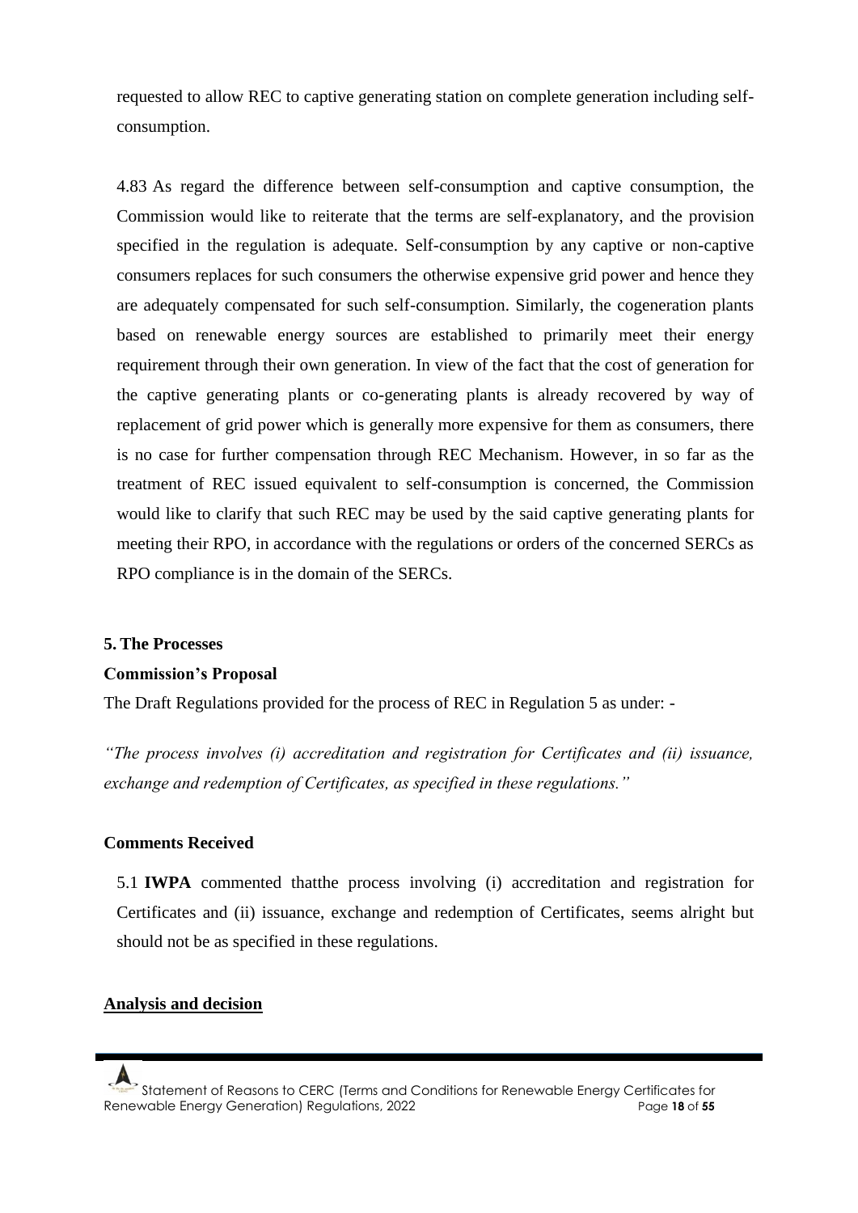requested to allow REC to captive generating station on complete generation including self-consumption.

4.83 As regard the difference between self-consumption and captive consumption, the Commission would like to reiterate that the terms are self-explanatory, and the provision specified in the regulation is adequate. Self-consumption by any captive or non-captive consumers replaces for such consumers the otherwise expensive grid power and hence they are adequately compensated for such self-consumption. Similarly, the cogeneration plants based on renewable energy sources are established to primarily meet their energy requirement through their own generation. In view of the fact that the cost of generation for the captive generating plants or co-generating plants is already recovered by way of replacement of grid power which is generally more expensive for them as consumers, there is no case for further compensation through REC Mechanism. However, in so far as the treatment of REC issued equivalent to self-consumption is concerned, the Commission would like to clarify that such REC may be used by the said captive generating plants for meeting their RPO, in accordance with the regulations or orders of the concerned SERCs as RPO compliance is in the domain of the SERCs.

**5. The Processes**

**Commission's Proposal**

The Draft Regulations provided for the process of REC in Regulation 5 as under: -

*"The process involves (i) accreditation and registration for Certificates and (ii) issuance, exchange and redemption of Certificates, as specified in these regulations."*

**Comments Received**

5.1 **IWPA** commented thatthe process involving (i) accreditation and registration for Certificates and (ii) issuance, exchange and redemption of Certificates, seems alright but should not be as specified in these regulations.

**Analysis and decision**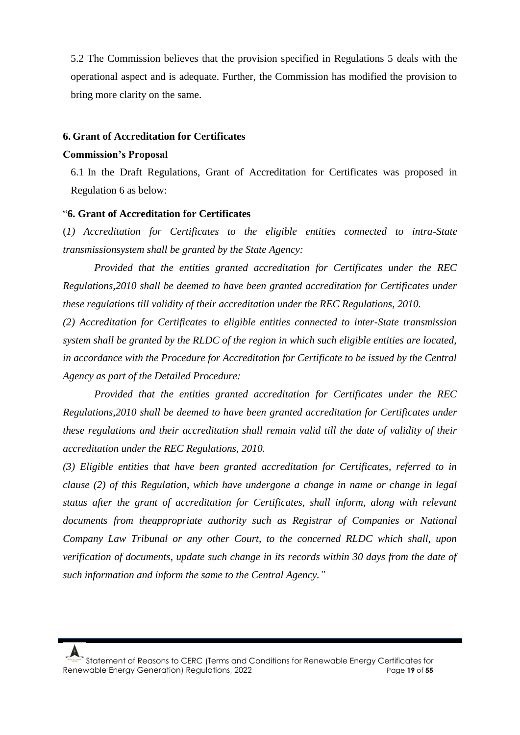5.2 The Commission believes that the provision specified in Regulations 5 deals with the operational aspect and is adequate. Further, the Commission has modified the provision to bring more clarity on the same.

### 6. Grant of Accreditation for Certificates

**Commission's Proposal**

6.1 In the Draft Regulations, Grant of Accreditation for Certificates was proposed in Regulation 6 as below:

"**6. Grant of Accreditation for Certificates**

*(1) Accreditation for Certificates to the eligible entities connected to intra-State transmissionsystem shall be granted by the State Agency:*

*Provided that the entities granted accreditation for Certificates under the REC Regulations,2010 shall be deemed to have been granted accreditation for Certificates under these regulations till validity of their accreditation under the REC Regulations, 2010.*

*(2) Accreditation for Certificates to eligible entities connected to inter-State transmission system shall be granted by the RLDC of the region in which such eligible entities are located, in accordance with the Procedure for Accreditation for Certificate to be issued by the Central Agency as part of the Detailed Procedure:*

*Provided that the entities granted accreditation for Certificates under the REC Regulations,2010 shall be deemed to have been granted accreditation for Certificates under these regulations and their accreditation shall remain valid till the date of validity of their accreditation under the REC Regulations, 2010.*

*(3) Eligible entities that have been granted accreditation for Certificates, referred to in clause (2) of this Regulation, which have undergone a change in name or change in legal status after the grant of accreditation for Certificates, shall inform, along with relevant documents from theappropriate authority such as Registrar of Companies or National Company Law Tribunal or any other Court, to the concerned RLDC which shall, upon verification of documents, update such change in its records within 30 days from the date of such information and inform the same to the Central Agency."*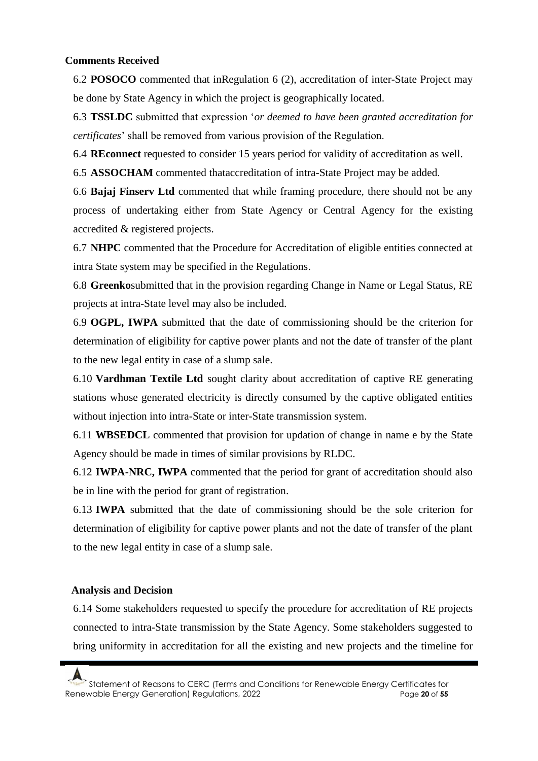**Comments Received**

6.2 **POSOCO** commented that inRegulation 6 (2), accreditation of inter-State Project may be done by State Agency in which the project is geographically located.

6.3 **TSSLDC** submitted that expression '*or deemed to have been granted accreditation for certificates*' shall be removed from various provision of the Regulation.

6.4 **REconnect** requested to consider 15 years period for validity of accreditation as well.

6.5 **ASSOCHAM** commented thataccreditation of intra-State Project may be added.

6.6 **Bajaj Finserv Ltd** commented that while framing procedure, there should not be any process of undertaking either from State Agency or Central Agency for the existing accredited & registered projects.

6.7 **NHPC** commented that the Procedure for Accreditation of eligible entities connected at intra State system may be specified in the Regulations.

6.8 **Greenko**submitted that in the provision regarding Change in Name or Legal Status, RE projects at intra-State level may also be included.

6.9 **OGPL, IWPA** submitted that the date of commissioning should be the criterion for determination of eligibility for captive power plants and not the date of transfer of the plant to the new legal entity in case of a slump sale.

6.10 **Vardhman Textile Ltd** sought clarity about accreditation of captive RE generating stations whose generated electricity is directly consumed by the captive obligated entities without injection into intra-State or inter-State transmission system.

6.11 **WBSEDCL** commented that provision for updation of change in name e by the State Agency should be made in times of similar provisions by RLDC.

6.12 **IWPA-NRC, IWPA** commented that the period for grant of accreditation should also be in line with the period for grant of registration.

6.13 **IWPA** submitted that the date of commissioning should be the sole criterion for determination of eligibility for captive power plants and not the date of transfer of the plant to the new legal entity in case of a slump sale.

**Analysis and Decision**

6.14 Some stakeholders requested to specify the procedure for accreditation of RE projects connected to intra-State transmission by the State Agency. Some stakeholders suggested to bring uniformity in accreditation for all the existing and new projects and the timeline for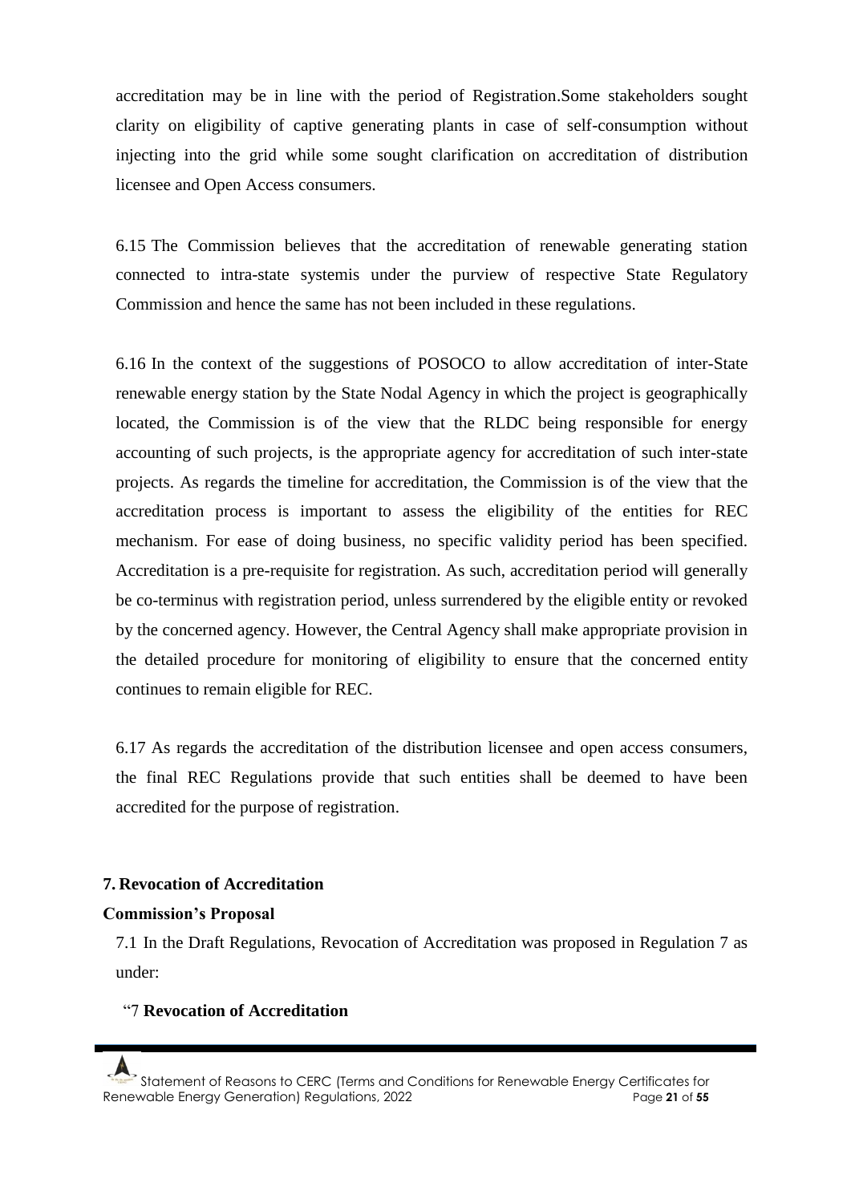accreditation may be in line with the period of Registration.Some stakeholders sought clarity on eligibility of captive generating plants in case of self-consumption without injecting into the grid while some sought clarification on accreditation of distribution licensee and Open Access consumers.

6.15 The Commission believes that the accreditation of renewable generating station connected to intra-state systemis under the purview of respective State Regulatory Commission and hence the same has not been included in these regulations.

6.16 In the context of the suggestions of POSOCO to allow accreditation of inter-State renewable energy station by the State Nodal Agency in which the project is geographically located, the Commission is of the view that the RLDC being responsible for energy accounting of such projects, is the appropriate agency for accreditation of such inter-state projects. As regards the timeline for accreditation, the Commission is of the view that the accreditation process is important to assess the eligibility of the entities for REC mechanism. For ease of doing business, no specific validity period has been specified. Accreditation is a pre-requisite for registration. As such, accreditation period will generally be co-terminus with registration period, unless surrendered by the eligible entity or revoked by the concerned agency. However, the Central Agency shall make appropriate provision in the detailed procedure for monitoring of eligibility to ensure that the concerned entity continues to remain eligible for REC.

6.17 As regards the accreditation of the distribution licensee and open access consumers, the final REC Regulations provide that such entities shall be deemed to have been accredited for the purpose of registration.

## 7. Revocation of Accreditation

**Commission's Proposal**

7.1 In the Draft Regulations, Revocation of Accreditation was proposed in Regulation 7 as under:

"7 **Revocation of Accreditation**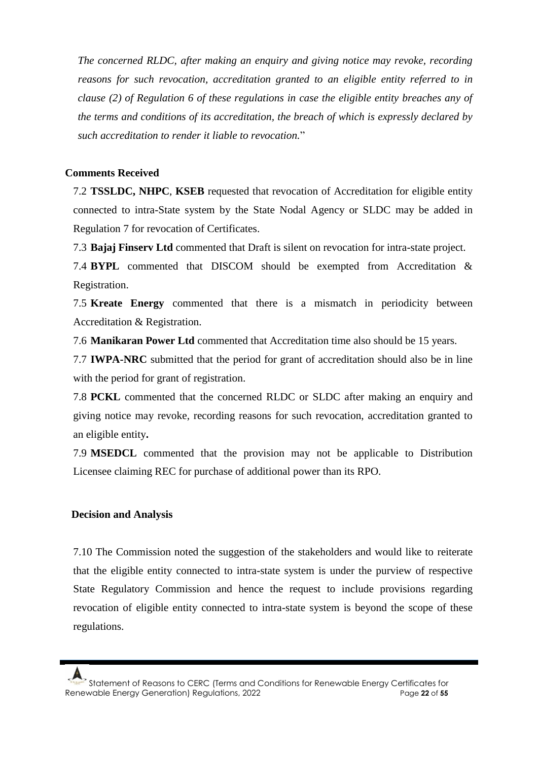*The concerned RLDC, after making an enquiry and giving notice may revoke, recording reasons for such revocation, accreditation granted to an eligible entity referred to in clause (2) of Regulation 6 of these regulations in case the eligible entity breaches any of the terms and conditions of its accreditation, the breach of which is expressly declared by such accreditation to render it liable to revocation.*"

**Comments Received**

7.2 **TSSLDC, NHPC**, **KSEB** requested that revocation of Accreditation for eligible entity connected to intra-State system by the State Nodal Agency or SLDC may be added in Regulation 7 for revocation of Certificates.

7.3 **Bajaj Finserv Ltd** commented that Draft is silent on revocation for intra-state project.

7.4 **BYPL** commented that DISCOM should be exempted from Accreditation & Registration.

7.5 **Kreate Energy** commented that there is a mismatch in periodicity between Accreditation & Registration.

7.6 **Manikaran Power Ltd** commented that Accreditation time also should be 15 years.

7.7 **IWPA-NRC** submitted that the period for grant of accreditation should also be in line with the period for grant of registration.

7.8 **PCKL** commented that the concerned RLDC or SLDC after making an enquiry and giving notice may revoke, recording reasons for such revocation, accreditation granted to an eligible entity**.**

7.9 **MSEDCL** commented that the provision may not be applicable to Distribution Licensee claiming REC for purchase of additional power than its RPO.

**Decision and Analysis**

7.10 The Commission noted the suggestion of the stakeholders and would like to reiterate that the eligible entity connected to intra-state system is under the purview of respective State Regulatory Commission and hence the request to include provisions regarding revocation of eligible entity connected to intra-state system is beyond the scope of these regulations.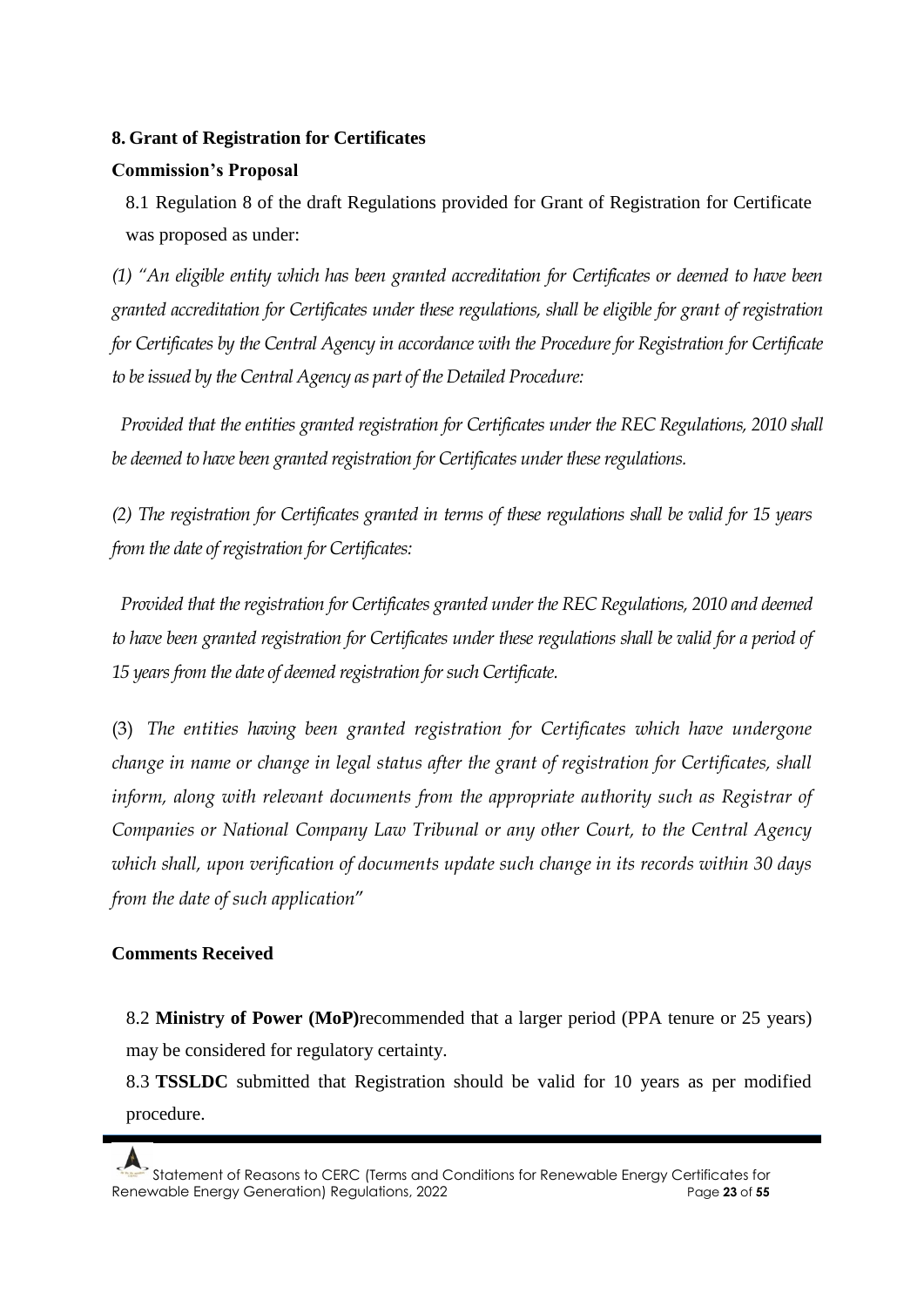## 8. Grant of Registration for Certificates

### Commission's Proposal

8.1 Regulation 8 of the draft Regulations provided for Grant of Registration for Certificate was proposed as under:

*(1) "An eligible entity which has been granted accreditation for Certificates or deemed to have been granted accreditation for Certificates under these regulations, shall be eligible for grant of registration for Certificates by the Central Agency in accordance with the Procedure for Registration for Certificate to be issued by the Central Agency as part of the Detailed Procedure:*

*Provided that the entities granted registration for Certificates under the REC Regulations, 2010 shall be deemed to have been granted registration for Certificates under these regulations.*

*(2) The registration for Certificates granted in terms of these regulations shall be valid for 15 years from the date of registration for Certificates:*

*Provided that the registration for Certificates granted under the REC Regulations, 2010 and deemed to have been granted registration for Certificates under these regulations shall be valid for a period of 15 years from the date of deemed registration for such Certificate.*

(3) *The entities having been granted registration for Certificates which have undergone change in name or change in legal status after the grant of registration for Certificates, shall inform, along with relevant documents from the appropriate authority such as Registrar of Companies or National Company Law Tribunal or any other Court, to the Central Agency which shall, upon verification of documents update such change in its records within 30 days from the date of such application*"

### Comments Received

8.2 **Ministry of Power (MoP)** recommended that a larger period (PPA tenure or 25 years) may be considered for regulatory certainty.

8.3 **TSSLDC** submitted that Registration should be valid for 10 years as per modified procedure.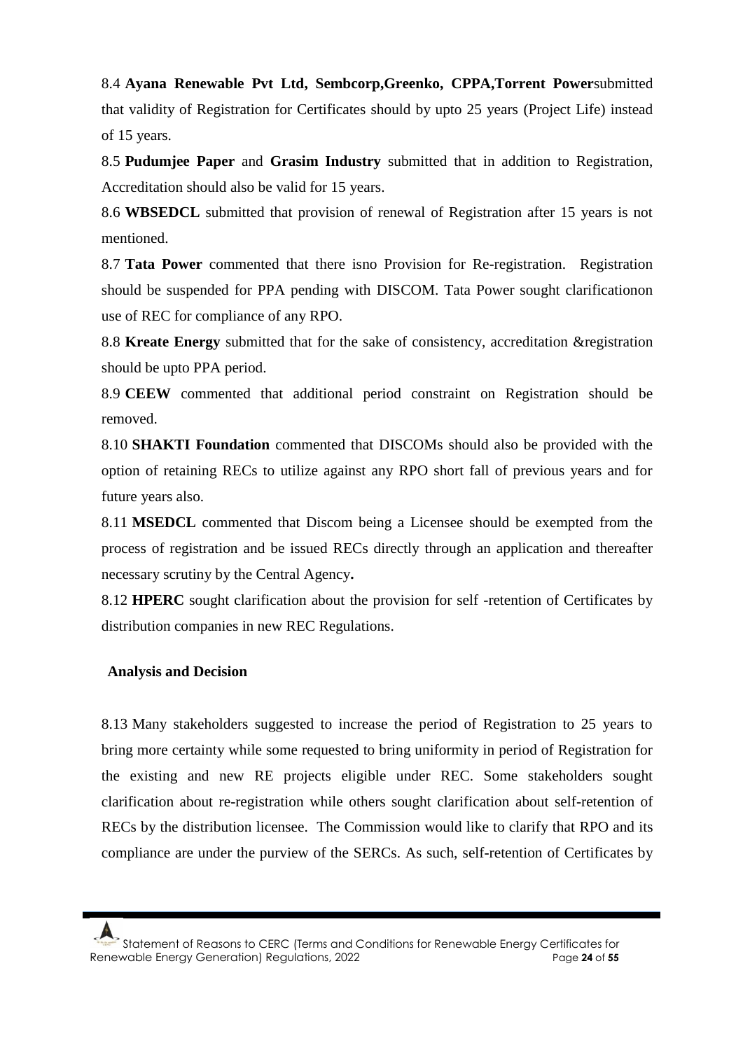8.4 **Ayana Renewable Pvt Ltd, Sembcorp,Greenko, CPPA,Torrent Power**submitted that validity of Registration for Certificates should by upto 25 years (Project Life) instead of 15 years.

8.5 **Pudumjee Paper** and **Grasim Industry** submitted that in addition to Registration, Accreditation should also be valid for 15 years.

8.6 **WBSEDCL** submitted that provision of renewal of Registration after 15 years is not mentioned.

8.7 **Tata Power** commented that there isno Provision for Re-registration. Registration should be suspended for PPA pending with DISCOM. Tata Power sought clarificationon use of REC for compliance of any RPO.

8.8 **Kreate Energy** submitted that for the sake of consistency, accreditation &registration should be upto PPA period.

8.9 **CEEW** commented that additional period constraint on Registration should be removed.

8.10 **SHAKTI Foundation** commented that DISCOMs should also be provided with the option of retaining RECs to utilize against any RPO short fall of previous years and for future years also.

8.11 **MSEDCL** commented that Discom being a Licensee should be exempted from the process of registration and be issued RECs directly through an application and thereafter necessary scrutiny by the Central Agency**.**

8.12 **HPERC** sought clarification about the provision for self -retention of Certificates by distribution companies in new REC Regulations.

**Analysis and Decision**

8.13 Many stakeholders suggested to increase the period of Registration to 25 years to bring more certainty while some requested to bring uniformity in period of Registration for the existing and new RE projects eligible under REC. Some stakeholders sought clarification about re-registration while others sought clarification about self-retention of RECs by the distribution licensee. The Commission would like to clarify that RPO and its compliance are under the purview of the SERCs. As such, self-retention of Certificates by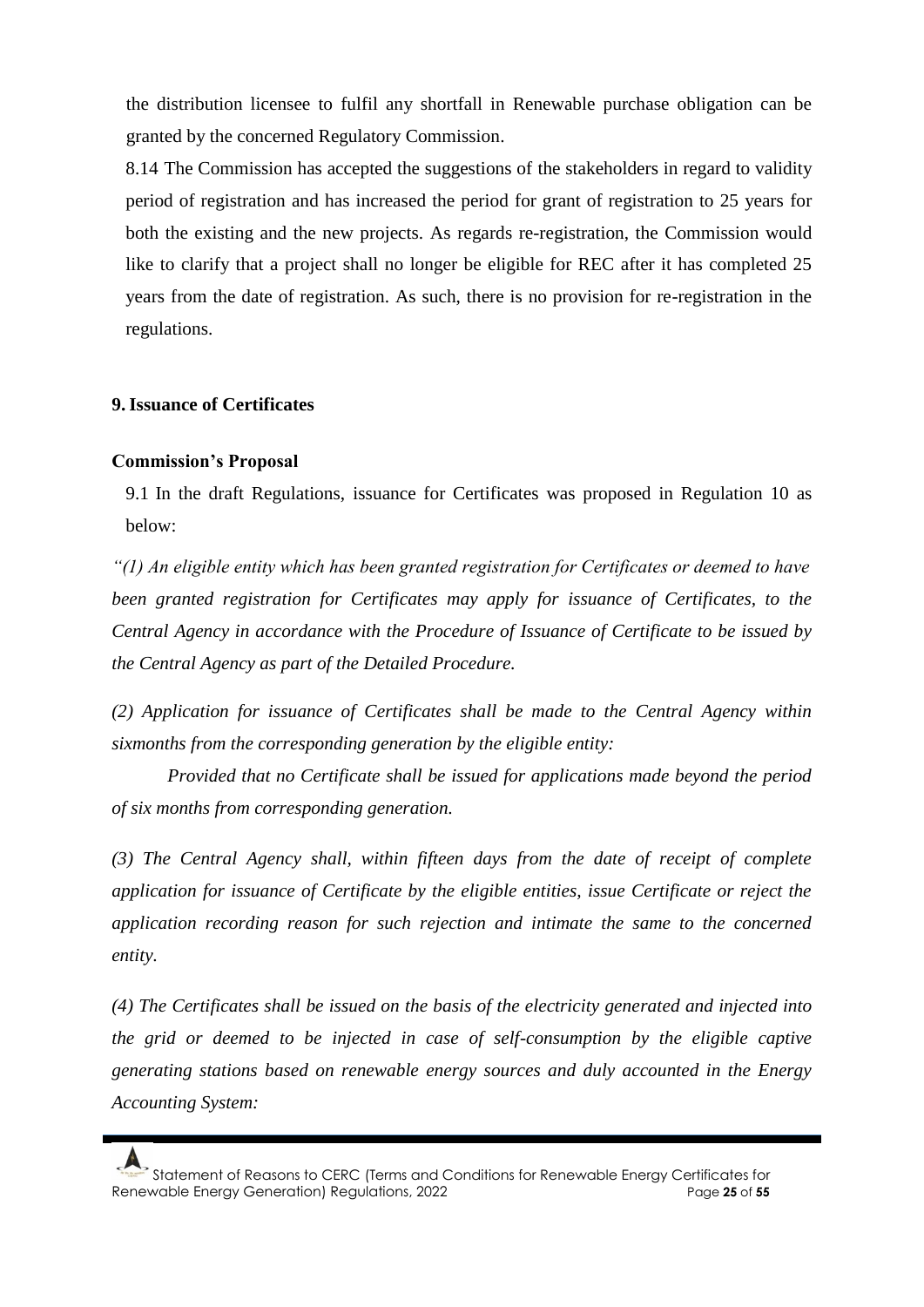the distribution licensee to fulfil any shortfall in Renewable purchase obligation can be granted by the concerned Regulatory Commission.

8.14 The Commission has accepted the suggestions of the stakeholders in regard to validity period of registration and has increased the period for grant of registration to 25 years for both the existing and the new projects. As regards re-registration, the Commission would like to clarify that a project shall no longer be eligible for REC after it has completed 25 years from the date of registration. As such, there is no provision for re-registration in the regulations.

## 9. Issuance of Certificates

### Commission's Proposal

9.1 In the draft Regulations, issuance for Certificates was proposed in Regulation 10 as below:

*"(1) An eligible entity which has been granted registration for Certificates or deemed to have been granted registration for Certificates may apply for issuance of Certificates, to the Central Agency in accordance with the Procedure of Issuance of Certificate to be issued by the Central Agency as part of the Detailed Procedure.*

*(2) Application for issuance of Certificates shall be made to the Central Agency within sixmonths from the corresponding generation by the eligible entity:*

*Provided that no Certificate shall be issued for applications made beyond the period of six months from corresponding generation.*

*(3) The Central Agency shall, within fifteen days from the date of receipt of complete application for issuance of Certificate by the eligible entities, issue Certificate or reject the application recording reason for such rejection and intimate the same to the concerned entity.*

*(4) The Certificates shall be issued on the basis of the electricity generated and injected into the grid or deemed to be injected in case of self-consumption by the eligible captive generating stations based on renewable energy sources and duly accounted in the Energy Accounting System:*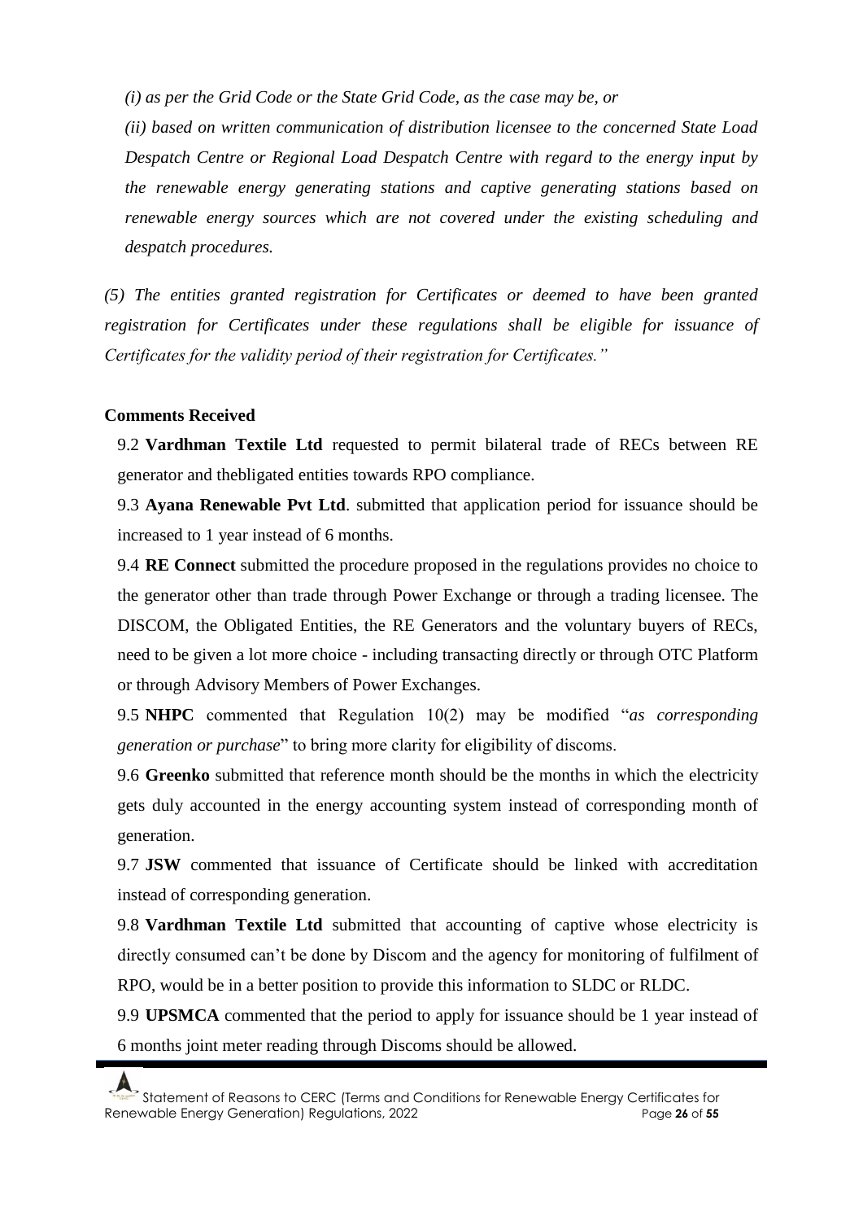*(i) as per the Grid Code or the State Grid Code, as the case may be, or*

*(ii) based on written communication of distribution licensee to the concerned State Load Despatch Centre or Regional Load Despatch Centre with regard to the energy input by the renewable energy generating stations and captive generating stations based on renewable energy sources which are not covered under the existing scheduling and despatch procedures.*

*(5) The entities granted registration for Certificates or deemed to have been granted registration for Certificates under these regulations shall be eligible for issuance of Certificates for the validity period of their registration for Certificates."*

**Comments Received**

9.2 **Vardhman Textile Ltd** requested to permit bilateral trade of RECs between RE generator and thebligated entities towards RPO compliance.

9.3 **Ayana Renewable Pvt Ltd**. submitted that application period for issuance should be increased to 1 year instead of 6 months.

9.4 **RE Connect** submitted the procedure proposed in the regulations provides no choice to the generator other than trade through Power Exchange or through a trading licensee. The DISCOM, the Obligated Entities, the RE Generators and the voluntary buyers of RECs, need to be given a lot more choice - including transacting directly or through OTC Platform or through Advisory Members of Power Exchanges.

9.5 **NHPC** commented that Regulation 10(2) may be modified "*as corresponding generation or purchase*" to bring more clarity for eligibility of discoms.

9.6 **Greenko** submitted that reference month should be the months in which the electricity gets duly accounted in the energy accounting system instead of corresponding month of generation.

9.7 **JSW** commented that issuance of Certificate should be linked with accreditation instead of corresponding generation.

9.8 **Vardhman Textile Ltd** submitted that accounting of captive whose electricity is directly consumed can't be done by Discom and the agency for monitoring of fulfilment of RPO, would be in a better position to provide this information to SLDC or RLDC.

9.9 **UPSMCA** commented that the period to apply for issuance should be 1 year instead of 6 months joint meter reading through Discoms should be allowed.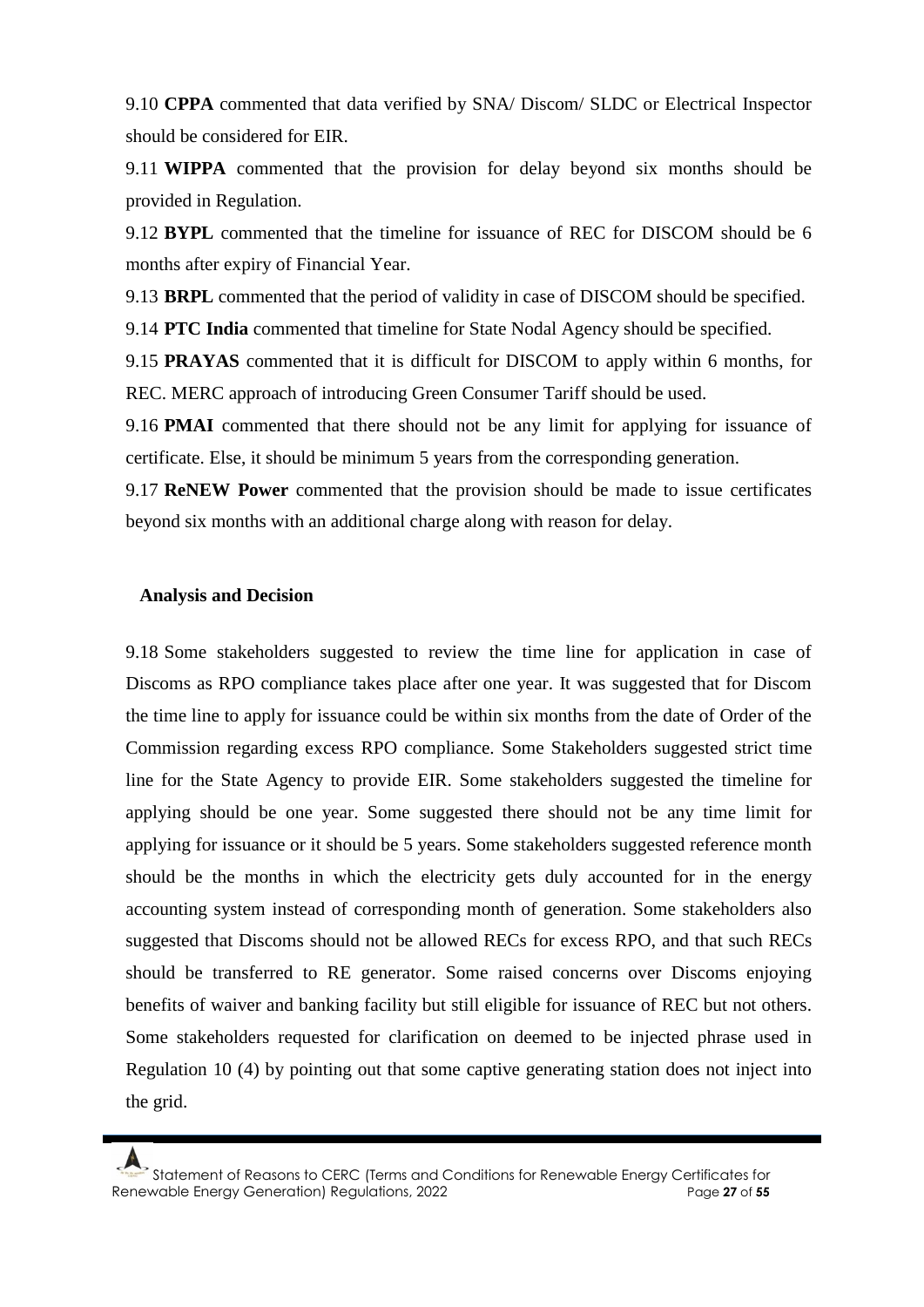9.10 **CPPA** commented that data verified by SNA/ Discom/ SLDC or Electrical Inspector should be considered for EIR.

9.11 **WIPPA** commented that the provision for delay beyond six months should be provided in Regulation.

9.12 **BYPL** commented that the timeline for issuance of REC for DISCOM should be 6 months after expiry of Financial Year.

9.13 **BRPL** commented that the period of validity in case of DISCOM should be specified.

9.14 **PTC India** commented that timeline for State Nodal Agency should be specified.

9.15 **PRAYAS** commented that it is difficult for DISCOM to apply within 6 months, for REC. MERC approach of introducing Green Consumer Tariff should be used.

9.16 **PMAI** commented that there should not be any limit for applying for issuance of certificate. Else, it should be minimum 5 years from the corresponding generation.

9.17 **ReNEW Power** commented that the provision should be made to issue certificates beyond six months with an additional charge along with reason for delay.

**Analysis and Decision**

9.18 Some stakeholders suggested to review the time line for application in case of Discoms as RPO compliance takes place after one year. It was suggested that for Discom the time line to apply for issuance could be within six months from the date of Order of the Commission regarding excess RPO compliance. Some Stakeholders suggested strict time line for the State Agency to provide EIR. Some stakeholders suggested the timeline for applying should be one year. Some suggested there should not be any time limit for applying for issuance or it should be 5 years. Some stakeholders suggested reference month should be the months in which the electricity gets duly accounted for in the energy accounting system instead of corresponding month of generation. Some stakeholders also suggested that Discoms should not be allowed RECs for excess RPO, and that such RECs should be transferred to RE generator. Some raised concerns over Discoms enjoying benefits of waiver and banking facility but still eligible for issuance of REC but not others. Some stakeholders requested for clarification on deemed to be injected phrase used in Regulation 10 (4) by pointing out that some captive generating station does not inject into the grid.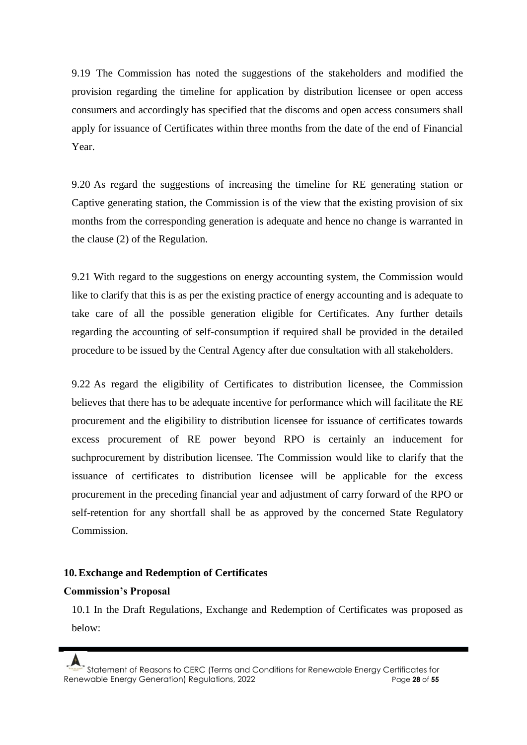9.19 The Commission has noted the suggestions of the stakeholders and modified the provision regarding the timeline for application by distribution licensee or open access consumers and accordingly has specified that the discoms and open access consumers shall apply for issuance of Certificates within three months from the date of the end of Financial Year.

9.20 As regard the suggestions of increasing the timeline for RE generating station or Captive generating station, the Commission is of the view that the existing provision of six months from the corresponding generation is adequate and hence no change is warranted in the clause (2) of the Regulation.

9.21 With regard to the suggestions on energy accounting system, the Commission would like to clarify that this is as per the existing practice of energy accounting and is adequate to take care of all the possible generation eligible for Certificates. Any further details regarding the accounting of self-consumption if required shall be provided in the detailed procedure to be issued by the Central Agency after due consultation with all stakeholders.

9.22 As regard the eligibility of Certificates to distribution licensee, the Commission believes that there has to be adequate incentive for performance which will facilitate the RE procurement and the eligibility to distribution licensee for issuance of certificates towards excess procurement of RE power beyond RPO is certainly an inducement for suchprocurement by distribution licensee. The Commission would like to clarify that the issuance of certificates to distribution licensee will be applicable for the excess procurement in the preceding financial year and adjustment of carry forward of the RPO or self-retention for any shortfall shall be as approved by the concerned State Regulatory Commission.

## 10. Exchange and Redemption of Certificates

**Commission's Proposal**

10.1 In the Draft Regulations, Exchange and Redemption of Certificates was proposed as below: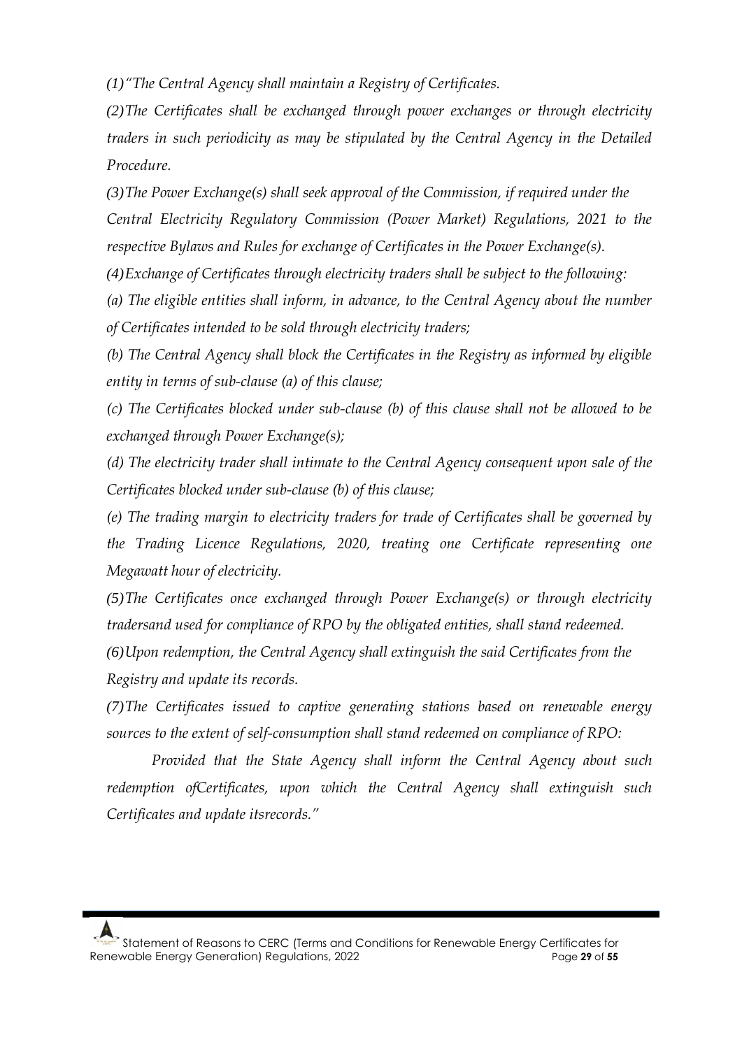*(1)"The Central Agency shall maintain a Registry of Certificates.*

*(2)The Certificates shall be exchanged through power exchanges or through electricity traders in such periodicity as may be stipulated by the Central Agency in the Detailed Procedure.*

*(3)The Power Exchange(s) shall seek approval of the Commission, if required under the Central Electricity Regulatory Commission (Power Market) Regulations, 2021 to the respective Bylaws and Rules for exchange of Certificates in the Power Exchange(s).*

*(4)Exchange of Certificates through electricity traders shall be subject to the following:*

*(a) The eligible entities shall inform, in advance, to the Central Agency about the number of Certificates intended to be sold through electricity traders;*

*(b) The Central Agency shall block the Certificates in the Registry as informed by eligible entity in terms of sub-clause (a) of this clause;*

*(c) The Certificates blocked under sub-clause (b) of this clause shall not be allowed to be exchanged through Power Exchange(s);*

*(d) The electricity trader shall intimate to the Central Agency consequent upon sale of the Certificates blocked under sub-clause (b) of this clause;*

*(e) The trading margin to electricity traders for trade of Certificates shall be governed by the Trading Licence Regulations, 2020, treating one Certificate representing one Megawatt hour of electricity.*

*(5)The Certificates once exchanged through Power Exchange(s) or through electricity tradersand used for compliance of RPO by the obligated entities, shall stand redeemed.*

*(6)Upon redemption, the Central Agency shall extinguish the said Certificates from the Registry and update its records.*

*(7)The Certificates issued to captive generating stations based on renewable energy sources to the extent of self-consumption shall stand redeemed on compliance of RPO:*

*Provided that the State Agency shall inform the Central Agency about such redemption ofCertificates, upon which the Central Agency shall extinguish such Certificates and update itsrecords."*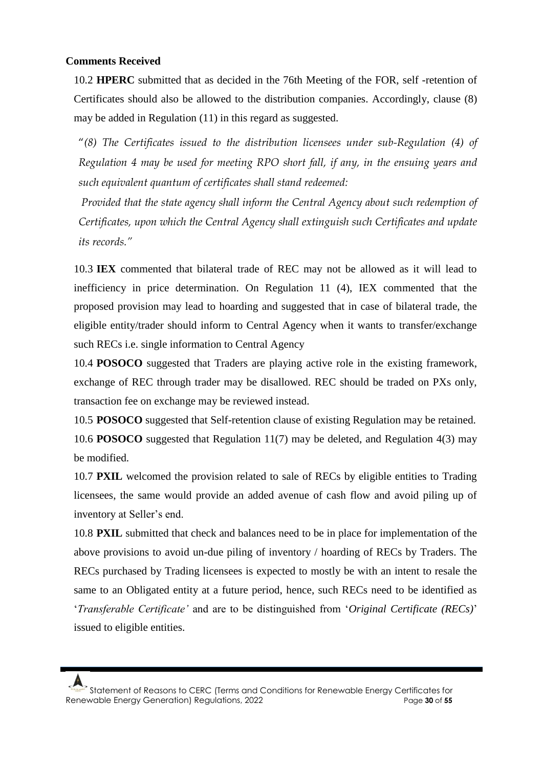**Comments Received**

10.2 **HPERC** submitted that as decided in the 76th Meeting of the FOR, self -retention of Certificates should also be allowed to the distribution companies. Accordingly, clause (8) may be added in Regulation (11) in this regard as suggested.

*"(8) The Certificates issued to the distribution licensees under sub-Regulation (4) of Regulation 4 may be used for meeting RPO short fall, if any, in the ensuing years and such equivalent quantum of certificates shall stand redeemed:*

*Provided that the state agency shall inform the Central Agency about such redemption of Certificates, upon which the Central Agency shall extinguish such Certificates and update its records."*

10.3 **IEX** commented that bilateral trade of REC may not be allowed as it will lead to inefficiency in price determination. On Regulation 11 (4), IEX commented that the proposed provision may lead to hoarding and suggested that in case of bilateral trade, the eligible entity/trader should inform to Central Agency when it wants to transfer/exchange such RECs i.e. single information to Central Agency

10.4 **POSOCO** suggested that Traders are playing active role in the existing framework, exchange of REC through trader may be disallowed. REC should be traded on PXs only, transaction fee on exchange may be reviewed instead.

10.5 **POSOCO** suggested that Self-retention clause of existing Regulation may be retained.

10.6 **POSOCO** suggested that Regulation 11(7) may be deleted, and Regulation 4(3) may be modified.

10.7 **PXIL** welcomed the provision related to sale of RECs by eligible entities to Trading licensees, the same would provide an added avenue of cash flow and avoid piling up of inventory at Seller's end.

10.8 **PXIL** submitted that check and balances need to be in place for implementation of the above provisions to avoid un-due piling of inventory / hoarding of RECs by Traders. The RECs purchased by Trading licensees is expected to mostly be with an intent to resale the same to an Obligated entity at a future period, hence, such RECs need to be identified as '*Transferable Certificate'* and are to be distinguished from '*Original Certificate (RECs)*' issued to eligible entities.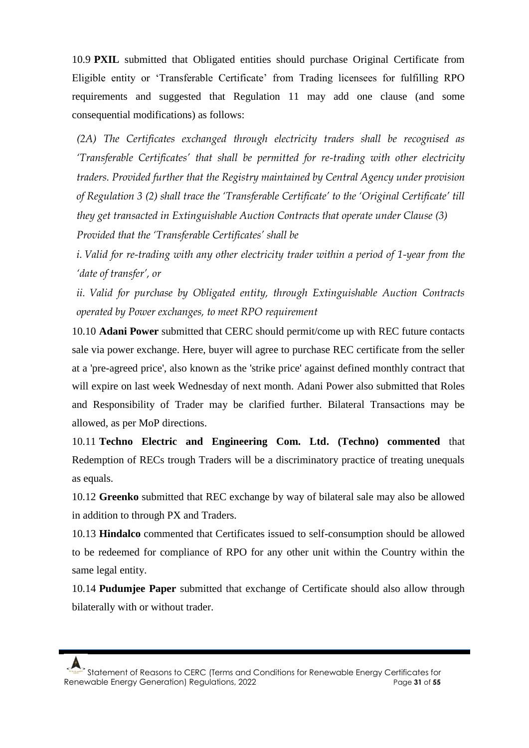10.9 **PXIL** submitted that Obligated entities should purchase Original Certificate from Eligible entity or 'Transferable Certificate' from Trading licensees for fulfilling RPO requirements and suggested that Regulation 11 may add one clause (and some consequential modifications) as follows:

*(2A) The Certificates exchanged through electricity traders shall be recognised as 'Transferable Certificates' that shall be permitted for re-trading with other electricity traders. Provided further that the Registry maintained by Central Agency under provision of Regulation 3 (2) shall trace the 'Transferable Certificate' to the 'Original Certificate' till they get transacted in Extinguishable Auction Contracts that operate under Clause (3)*

*Provided that the 'Transferable Certificates' shall be*

*i. Valid for re-trading with any other electricity trader within a period of 1-year from the 'date of transfer', or*

*ii. Valid for purchase by Obligated entity, through Extinguishable Auction Contracts operated by Power exchanges, to meet RPO requirement*

10.10 **Adani Power** submitted that CERC should permit/come up with REC future contacts sale via power exchange. Here, buyer will agree to purchase REC certificate from the seller at a 'pre-agreed price', also known as the 'strike price' against defined monthly contract that will expire on last week Wednesday of next month. Adani Power also submitted that Roles and Responsibility of Trader may be clarified further. Bilateral Transactions may be allowed, as per MoP directions.

10.11 **Techno Electric and Engineering Com. Ltd. (Techno) commented** that Redemption of RECs trough Traders will be a discriminatory practice of treating unequals as equals.

10.12 **Greenko** submitted that REC exchange by way of bilateral sale may also be allowed in addition to through PX and Traders.

10.13 **Hindalco** commented that Certificates issued to self-consumption should be allowed to be redeemed for compliance of RPO for any other unit within the Country within the same legal entity.

10.14 **Pudumjee Paper** submitted that exchange of Certificate should also allow through bilaterally with or without trader.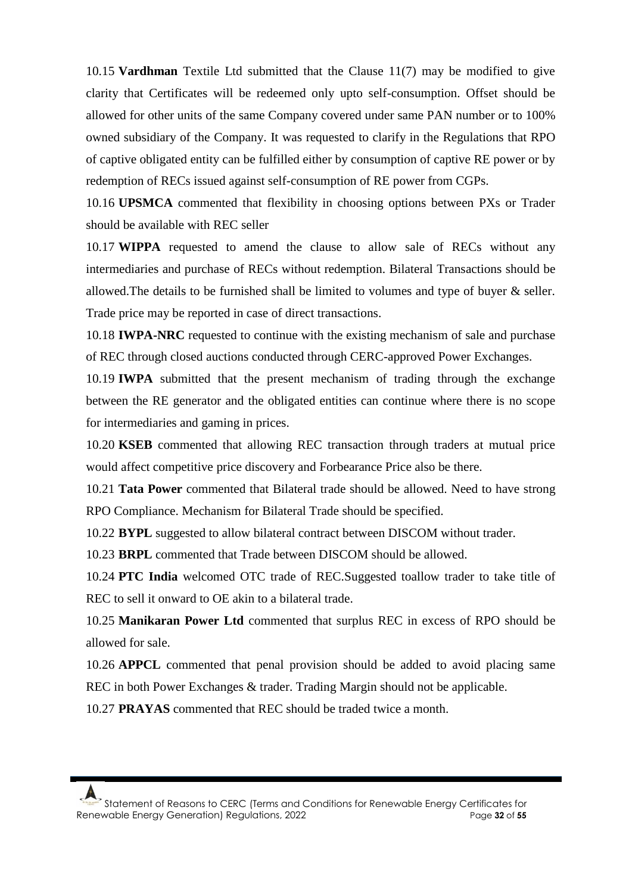10.15 **Vardhman** Textile Ltd submitted that the Clause 11(7) may be modified to give clarity that Certificates will be redeemed only upto self-consumption. Offset should be allowed for other units of the same Company covered under same PAN number or to 100% owned subsidiary of the Company. It was requested to clarify in the Regulations that RPO of captive obligated entity can be fulfilled either by consumption of captive RE power or by redemption of RECs issued against self-consumption of RE power from CGPs.

10.16 **UPSMCA** commented that flexibility in choosing options between PXs or Trader should be available with REC seller

10.17 **WIPPA** requested to amend the clause to allow sale of RECs without any intermediaries and purchase of RECs without redemption. Bilateral Transactions should be allowed.The details to be furnished shall be limited to volumes and type of buyer & seller. Trade price may be reported in case of direct transactions.

10.18 **IWPA-NRC** requested to continue with the existing mechanism of sale and purchase of REC through closed auctions conducted through CERC-approved Power Exchanges.

10.19 **IWPA** submitted that the present mechanism of trading through the exchange between the RE generator and the obligated entities can continue where there is no scope for intermediaries and gaming in prices.

10.20 **KSEB** commented that allowing REC transaction through traders at mutual price would affect competitive price discovery and Forbearance Price also be there.

10.21 **Tata Power** commented that Bilateral trade should be allowed. Need to have strong RPO Compliance. Mechanism for Bilateral Trade should be specified.

10.22 **BYPL** suggested to allow bilateral contract between DISCOM without trader.

10.23 **BRPL** commented that Trade between DISCOM should be allowed.

10.24 **PTC India** welcomed OTC trade of REC.Suggested toallow trader to take title of REC to sell it onward to OE akin to a bilateral trade.

10.25 **Manikaran Power Ltd** commented that surplus REC in excess of RPO should be allowed for sale.

10.26 **APPCL** commented that penal provision should be added to avoid placing same REC in both Power Exchanges & trader. Trading Margin should not be applicable.

10.27 **PRAYAS** commented that REC should be traded twice a month.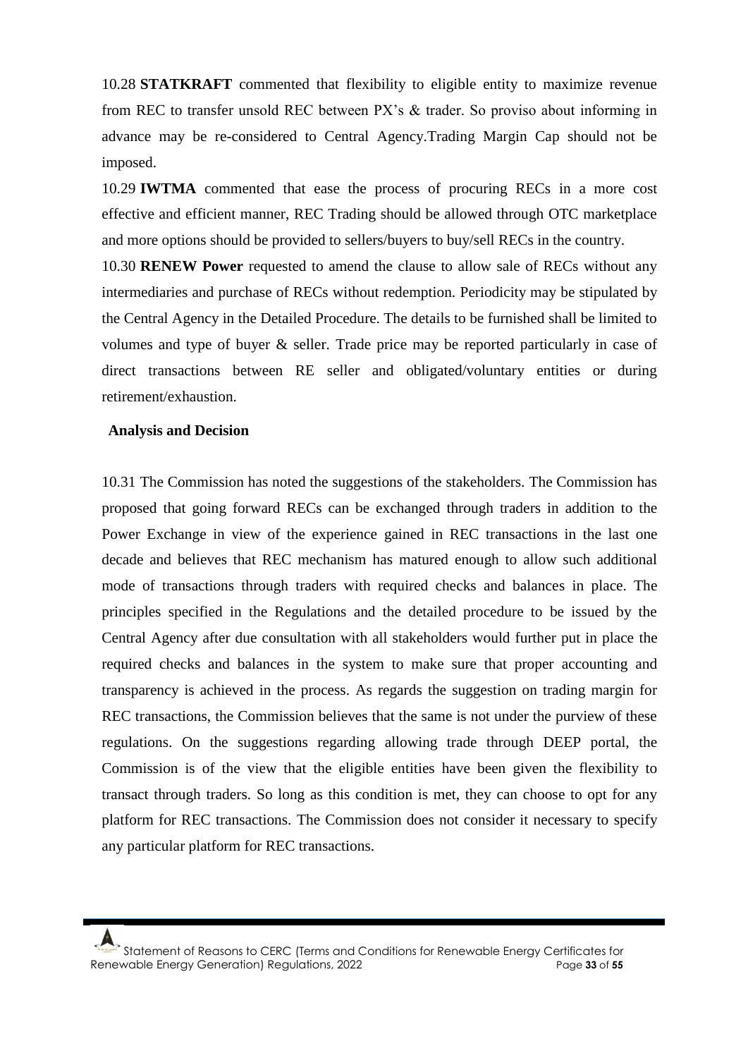10.28 **STATKRAFT** commented that flexibility to eligible entity to maximize revenue from REC to transfer unsold REC between PX's & trader. So proviso about informing in advance may be re-considered to Central Agency.Trading Margin Cap should not be imposed.

10.29 **IWTMA** commented that ease the process of procuring RECs in a more cost effective and efficient manner, REC Trading should be allowed through OTC marketplace and more options should be provided to sellers/buyers to buy/sell RECs in the country.

10.30 **RENEW Power** requested to amend the clause to allow sale of RECs without any intermediaries and purchase of RECs without redemption. Periodicity may be stipulated by the Central Agency in the Detailed Procedure. The details to be furnished shall be limited to volumes and type of buyer & seller. Trade price may be reported particularly in case of direct transactions between RE seller and obligated/voluntary entities or during retirement/exhaustion.

**Analysis and Decision**

10.31 The Commission has noted the suggestions of the stakeholders. The Commission has proposed that going forward RECs can be exchanged through traders in addition to the Power Exchange in view of the experience gained in REC transactions in the last one decade and believes that REC mechanism has matured enough to allow such additional mode of transactions through traders with required checks and balances in place. The principles specified in the Regulations and the detailed procedure to be issued by the Central Agency after due consultation with all stakeholders would further put in place the required checks and balances in the system to make sure that proper accounting and transparency is achieved in the process. As regards the suggestion on trading margin for REC transactions, the Commission believes that the same is not under the purview of these regulations. On the suggestions regarding allowing trade through DEEP portal, the Commission is of the view that the eligible entities have been given the flexibility to transact through traders. So long as this condition is met, they can choose to opt for any platform for REC transactions. The Commission does not consider it necessary to specify any particular platform for REC transactions.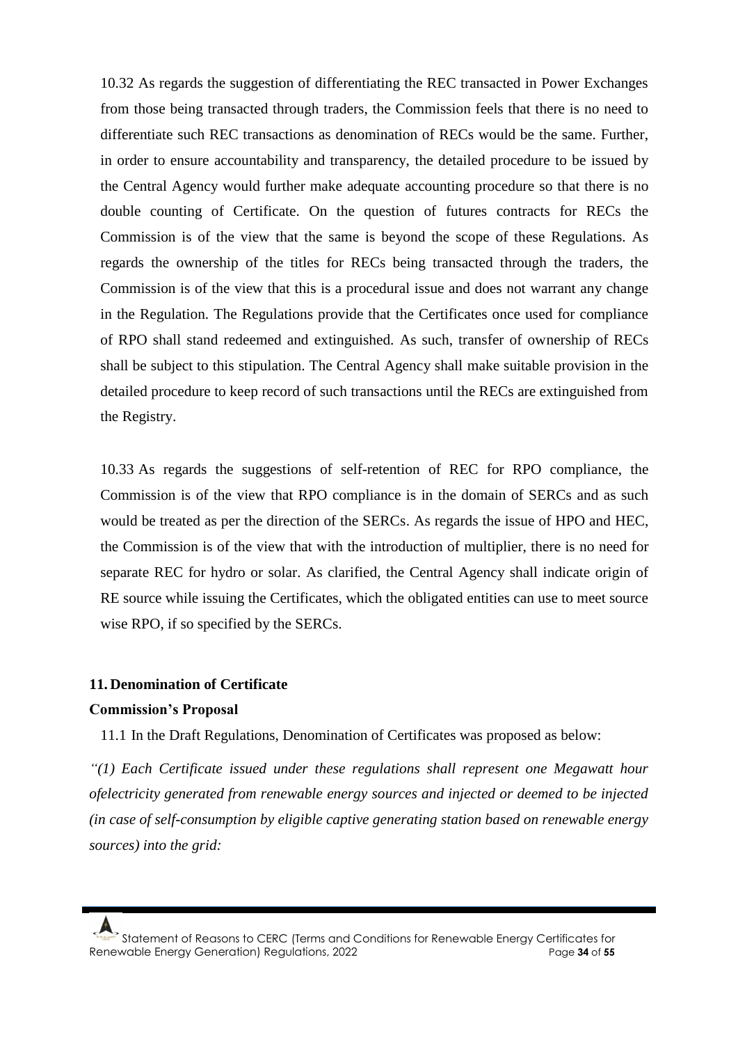10.32 As regards the suggestion of differentiating the REC transacted in Power Exchanges from those being transacted through traders, the Commission feels that there is no need to differentiate such REC transactions as denomination of RECs would be the same. Further, in order to ensure accountability and transparency, the detailed procedure to be issued by the Central Agency would further make adequate accounting procedure so that there is no double counting of Certificate. On the question of futures contracts for RECs the Commission is of the view that the same is beyond the scope of these Regulations. As regards the ownership of the titles for RECs being transacted through the traders, the Commission is of the view that this is a procedural issue and does not warrant any change in the Regulation. The Regulations provide that the Certificates once used for compliance of RPO shall stand redeemed and extinguished. As such, transfer of ownership of RECs shall be subject to this stipulation. The Central Agency shall make suitable provision in the detailed procedure to keep record of such transactions until the RECs are extinguished from the Registry.

10.33 As regards the suggestions of self-retention of REC for RPO compliance, the Commission is of the view that RPO compliance is in the domain of SERCs and as such would be treated as per the direction of the SERCs. As regards the issue of HPO and HEC, the Commission is of the view that with the introduction of multiplier, there is no need for separate REC for hydro or solar. As clarified, the Central Agency shall indicate origin of RE source while issuing the Certificates, which the obligated entities can use to meet source wise RPO, if so specified by the SERCs.

**11. Denomination of Certificate**

**Commission's Proposal**

11.1 In the Draft Regulations, Denomination of Certificates was proposed as below:

*"(1) Each Certificate issued under these regulations shall represent one Megawatt hour ofelectricity generated from renewable energy sources and injected or deemed to be injected (in case of self-consumption by eligible captive generating station based on renewable energy sources) into the grid:*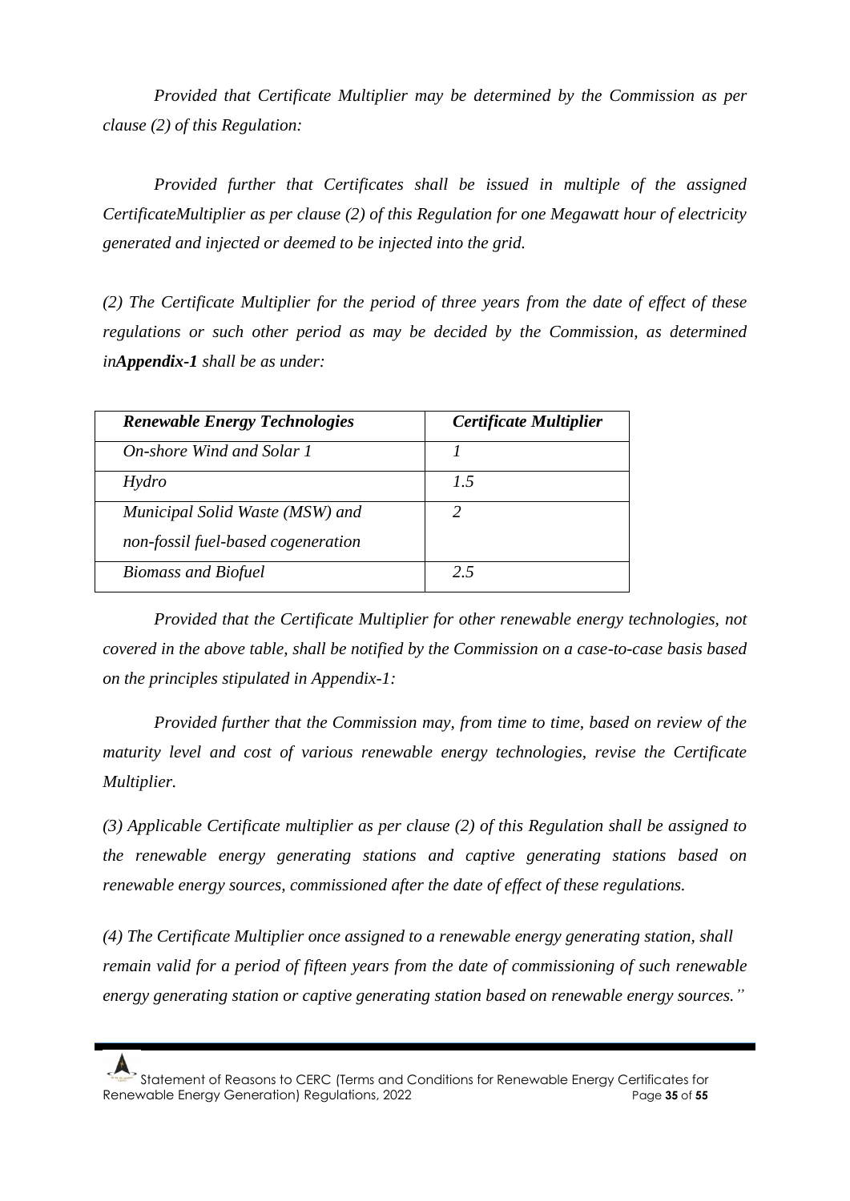*Provided that Certificate Multiplier may be determined by the Commission as per clause (2) of this Regulation:*

*Provided further that Certificates shall be issued in multiple of the assigned CertificateMultiplier as per clause (2) of this Regulation for one Megawatt hour of electricity generated and injected or deemed to be injected into the grid.*

*(2) The Certificate Multiplier for the period of three years from the date of effect of these regulations or such other period as may be decided by the Commission, as determined in**Appendix-1** shall be as under:*

| ***Renewable Energy Technologies*** | ***Certificate Multiplier*** |
|---|---|
| *On-shore Wind and Solar 1* | *1* |
| *Hydro* | *1.5* |
| *Municipal Solid Waste (MSW) and non-fossil fuel-based cogeneration* | *2* |
| *Biomass and Biofuel* | *2.5* |

*Provided that the Certificate Multiplier for other renewable energy technologies, not covered in the above table, shall be notified by the Commission on a case-to-case basis based on the principles stipulated in Appendix-1:*

*Provided further that the Commission may, from time to time, based on review of the maturity level and cost of various renewable energy technologies, revise the Certificate Multiplier.*

*(3) Applicable Certificate multiplier as per clause (2) of this Regulation shall be assigned to the renewable energy generating stations and captive generating stations based on renewable energy sources, commissioned after the date of effect of these regulations.*

*(4) The Certificate Multiplier once assigned to a renewable energy generating station, shall remain valid for a period of fifteen years from the date of commissioning of such renewable energy generating station or captive generating station based on renewable energy sources."*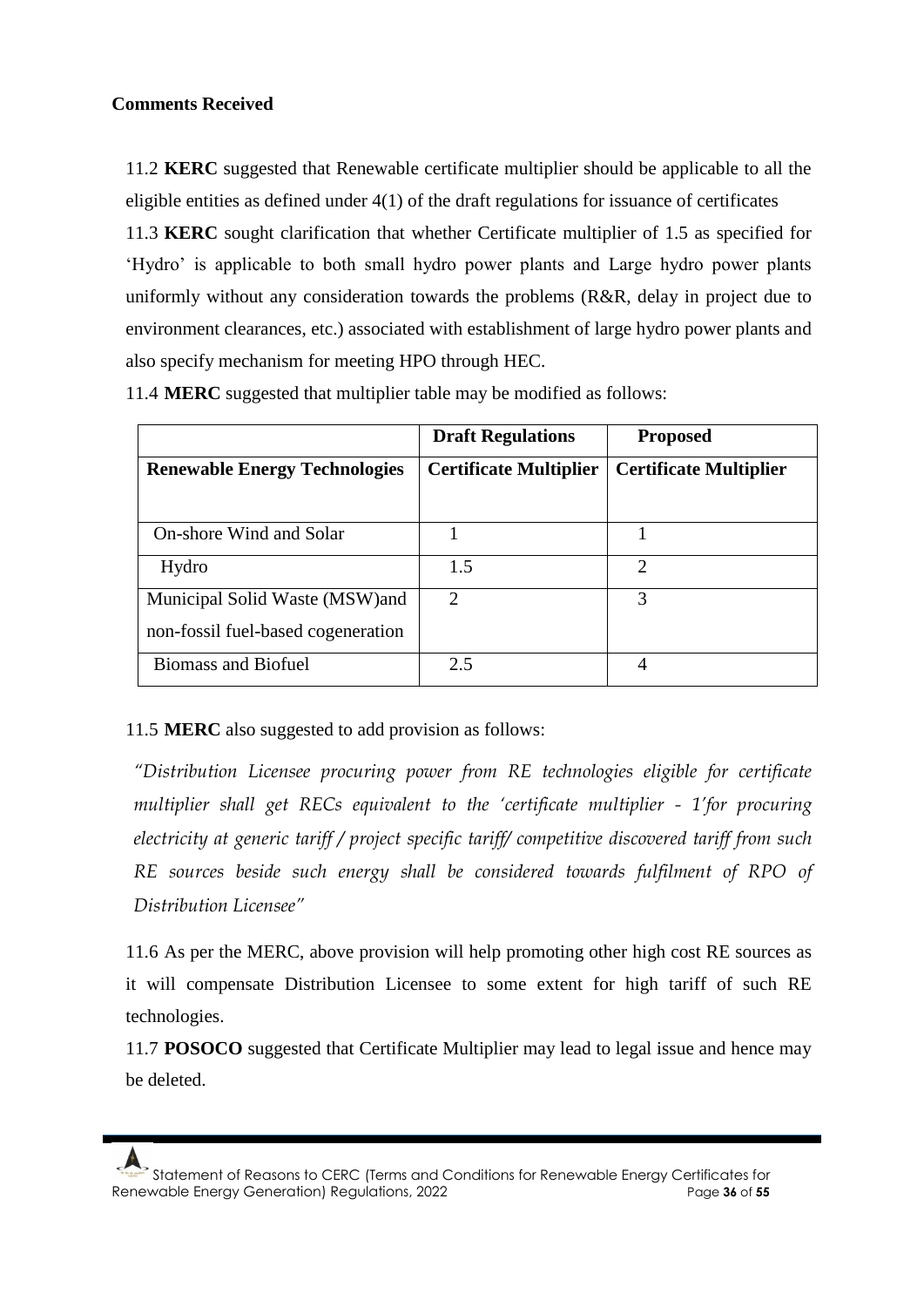**Comments Received**

11.2 **KERC** suggested that Renewable certificate multiplier should be applicable to all the eligible entities as defined under 4(1) of the draft regulations for issuance of certificates

11.3 **KERC** sought clarification that whether Certificate multiplier of 1.5 as specified for 'Hydro' is applicable to both small hydro power plants and Large hydro power plants uniformly without any consideration towards the problems (R&R, delay in project due to environment clearances, etc.) associated with establishment of large hydro power plants and also specify mechanism for meeting HPO through HEC.

11.4 **MERC** suggested that multiplier table may be modified as follows:

| | **Draft Regulations** | **Proposed** |
|---|---|---|
| **Renewable Energy Technologies** | **Certificate Multiplier** | **Certificate Multiplier** |
| On-shore Wind and Solar | 1 | 1 |
| Hydro | 1.5 | 2 |
| Municipal Solid Waste (MSW)and non-fossil fuel-based cogeneration | 2 | 3 |
| Biomass and Biofuel | 2.5 | 4 |

11.5 **MERC** also suggested to add provision as follows:

*"Distribution Licensee procuring power from RE technologies eligible for certificate multiplier shall get RECs equivalent to the 'certificate multiplier - 1'for procuring electricity at generic tariff / project specific tariff/ competitive discovered tariff from such RE sources beside such energy shall be considered towards fulfilment of RPO of Distribution Licensee"*

11.6 As per the MERC, above provision will help promoting other high cost RE sources as it will compensate Distribution Licensee to some extent for high tariff of such RE technologies.

11.7 **POSOCO** suggested that Certificate Multiplier may lead to legal issue and hence may be deleted.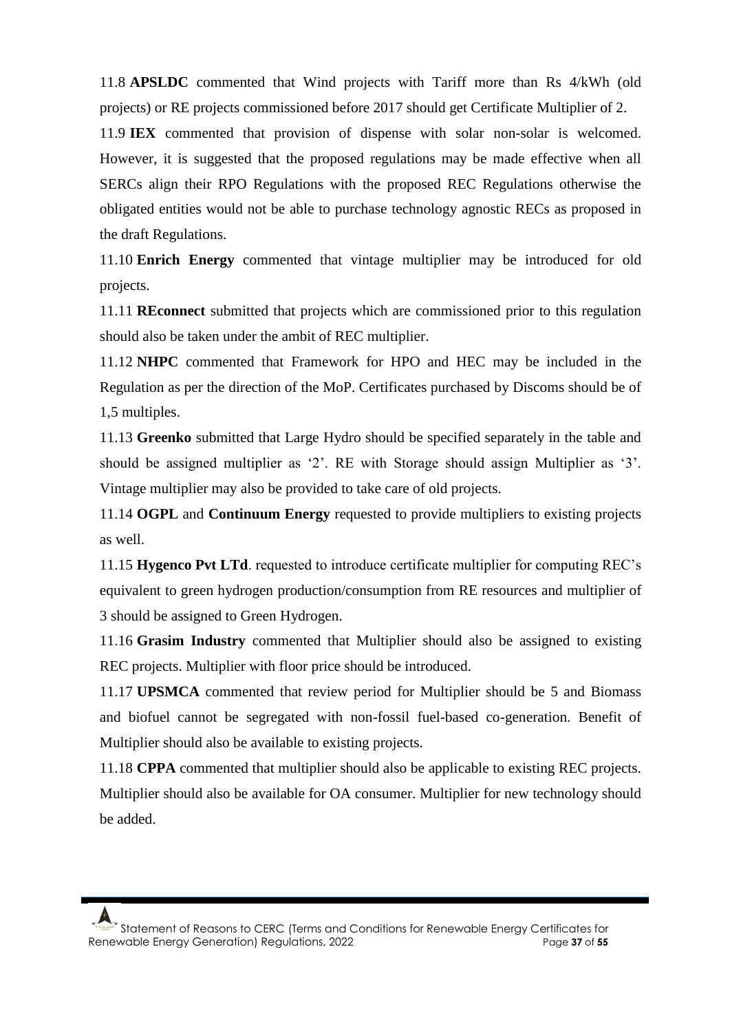11.8 **APSLDC** commented that Wind projects with Tariff more than Rs 4/kWh (old projects) or RE projects commissioned before 2017 should get Certificate Multiplier of 2.

11.9 **IEX** commented that provision of dispense with solar non-solar is welcomed. However, it is suggested that the proposed regulations may be made effective when all SERCs align their RPO Regulations with the proposed REC Regulations otherwise the obligated entities would not be able to purchase technology agnostic RECs as proposed in the draft Regulations.

11.10 **Enrich Energy** commented that vintage multiplier may be introduced for old projects.

11.11 **REconnect** submitted that projects which are commissioned prior to this regulation should also be taken under the ambit of REC multiplier.

11.12 **NHPC** commented that Framework for HPO and HEC may be included in the Regulation as per the direction of the MoP. Certificates purchased by Discoms should be of 1,5 multiples.

11.13 **Greenko** submitted that Large Hydro should be specified separately in the table and should be assigned multiplier as '2'. RE with Storage should assign Multiplier as '3'. Vintage multiplier may also be provided to take care of old projects.

11.14 **OGPL** and **Continuum Energy** requested to provide multipliers to existing projects as well.

11.15 **Hygenco Pvt LTd**. requested to introduce certificate multiplier for computing REC's equivalent to green hydrogen production/consumption from RE resources and multiplier of 3 should be assigned to Green Hydrogen.

11.16 **Grasim Industry** commented that Multiplier should also be assigned to existing REC projects. Multiplier with floor price should be introduced.

11.17 **UPSMCA** commented that review period for Multiplier should be 5 and Biomass and biofuel cannot be segregated with non-fossil fuel-based co-generation. Benefit of Multiplier should also be available to existing projects.

11.18 **CPPA** commented that multiplier should also be applicable to existing REC projects. Multiplier should also be available for OA consumer. Multiplier for new technology should be added.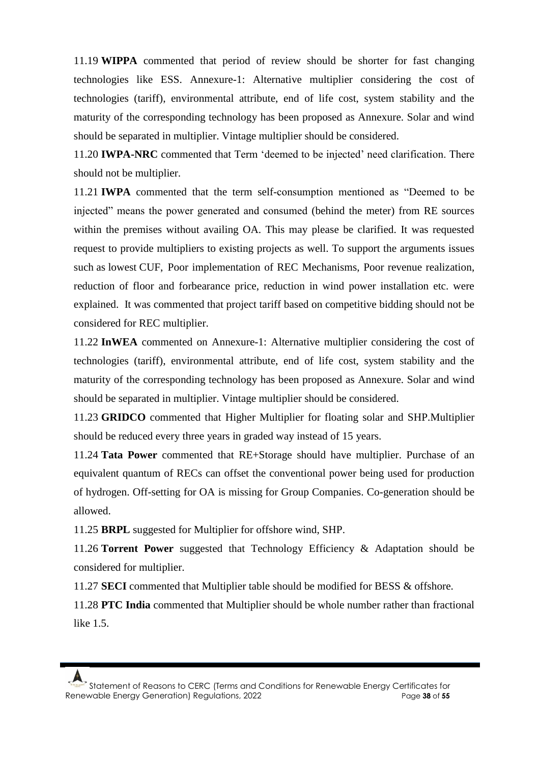11.19 **WIPPA** commented that period of review should be shorter for fast changing technologies like ESS. Annexure-1: Alternative multiplier considering the cost of technologies (tariff), environmental attribute, end of life cost, system stability and the maturity of the corresponding technology has been proposed as Annexure. Solar and wind should be separated in multiplier. Vintage multiplier should be considered.

11.20 **IWPA-NRC** commented that Term 'deemed to be injected' need clarification. There should not be multiplier.

11.21 **IWPA** commented that the term self-consumption mentioned as "Deemed to be injected" means the power generated and consumed (behind the meter) from RE sources within the premises without availing OA. This may please be clarified. It was requested request to provide multipliers to existing projects as well. To support the arguments issues such as lowest CUF, Poor implementation of REC Mechanisms, Poor revenue realization, reduction of floor and forbearance price, reduction in wind power installation etc. were explained. It was commented that project tariff based on competitive bidding should not be considered for REC multiplier.

11.22 **InWEA** commented on Annexure-1: Alternative multiplier considering the cost of technologies (tariff), environmental attribute, end of life cost, system stability and the maturity of the corresponding technology has been proposed as Annexure. Solar and wind should be separated in multiplier. Vintage multiplier should be considered.

11.23 **GRIDCO** commented that Higher Multiplier for floating solar and SHP.Multiplier should be reduced every three years in graded way instead of 15 years.

11.24 **Tata Power** commented that RE+Storage should have multiplier. Purchase of an equivalent quantum of RECs can offset the conventional power being used for production of hydrogen. Off-setting for OA is missing for Group Companies. Co-generation should be allowed.

11.25 **BRPL** suggested for Multiplier for offshore wind, SHP.

11.26 **Torrent Power** suggested that Technology Efficiency & Adaptation should be considered for multiplier.

11.27 **SECI** commented that Multiplier table should be modified for BESS & offshore.

11.28 **PTC India** commented that Multiplier should be whole number rather than fractional like 1.5.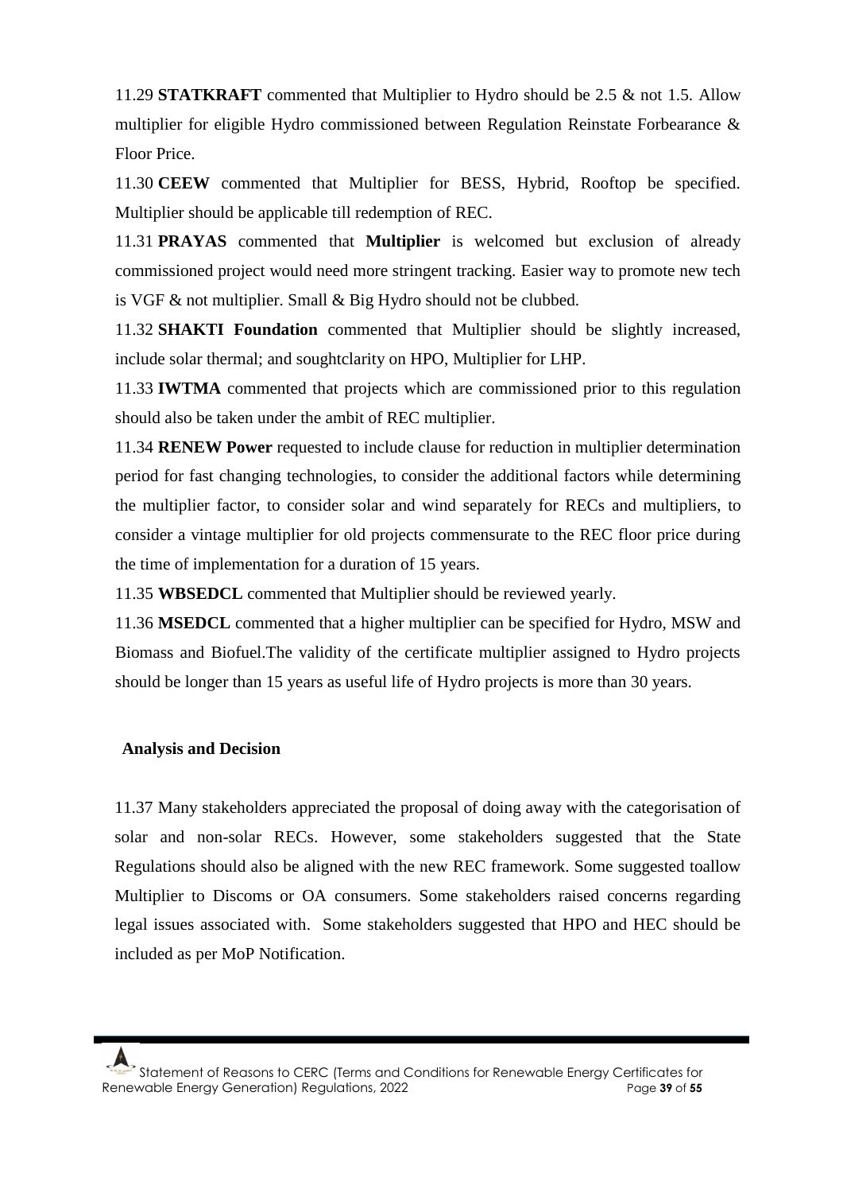11.29 **STATKRAFT** commented that Multiplier to Hydro should be 2.5 & not 1.5. Allow multiplier for eligible Hydro commissioned between Regulation Reinstate Forbearance & Floor Price.

11.30 **CEEW** commented that Multiplier for BESS, Hybrid, Rooftop be specified. Multiplier should be applicable till redemption of REC.

11.31 **PRAYAS** commented that **Multiplier** is welcomed but exclusion of already commissioned project would need more stringent tracking. Easier way to promote new tech is VGF & not multiplier. Small & Big Hydro should not be clubbed.

11.32 **SHAKTI Foundation** commented that Multiplier should be slightly increased, include solar thermal; and soughtclarity on HPO, Multiplier for LHP.

11.33 **IWTMA** commented that projects which are commissioned prior to this regulation should also be taken under the ambit of REC multiplier.

11.34 **RENEW Power** requested to include clause for reduction in multiplier determination period for fast changing technologies, to consider the additional factors while determining the multiplier factor, to consider solar and wind separately for RECs and multipliers, to consider a vintage multiplier for old projects commensurate to the REC floor price during the time of implementation for a duration of 15 years.

11.35 **WBSEDCL** commented that Multiplier should be reviewed yearly.

11.36 **MSEDCL** commented that a higher multiplier can be specified for Hydro, MSW and Biomass and Biofuel.The validity of the certificate multiplier assigned to Hydro projects should be longer than 15 years as useful life of Hydro projects is more than 30 years.

**Analysis and Decision**

11.37 Many stakeholders appreciated the proposal of doing away with the categorisation of solar and non-solar RECs. However, some stakeholders suggested that the State Regulations should also be aligned with the new REC framework. Some suggested toallow Multiplier to Discoms or OA consumers. Some stakeholders raised concerns regarding legal issues associated with. Some stakeholders suggested that HPO and HEC should be included as per MoP Notification.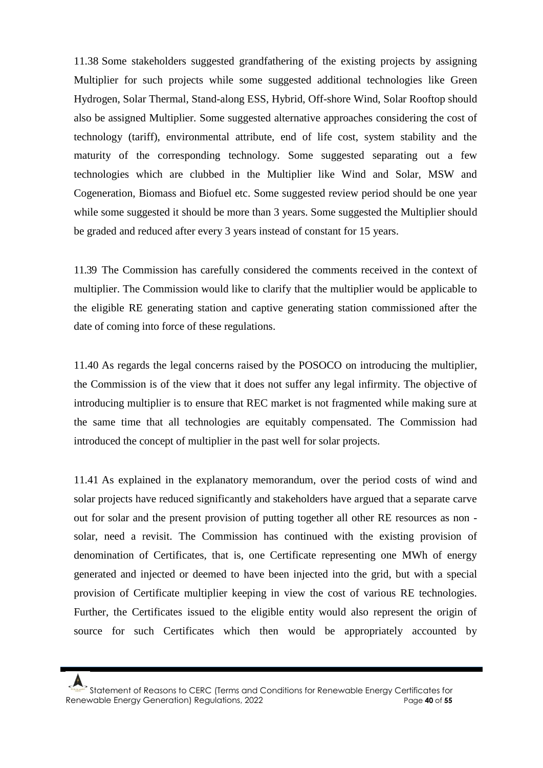11.38 Some stakeholders suggested grandfathering of the existing projects by assigning Multiplier for such projects while some suggested additional technologies like Green Hydrogen, Solar Thermal, Stand-along ESS, Hybrid, Off-shore Wind, Solar Rooftop should also be assigned Multiplier. Some suggested alternative approaches considering the cost of technology (tariff), environmental attribute, end of life cost, system stability and the maturity of the corresponding technology. Some suggested separating out a few technologies which are clubbed in the Multiplier like Wind and Solar, MSW and Cogeneration, Biomass and Biofuel etc. Some suggested review period should be one year while some suggested it should be more than 3 years. Some suggested the Multiplier should be graded and reduced after every 3 years instead of constant for 15 years.

11.39 The Commission has carefully considered the comments received in the context of multiplier. The Commission would like to clarify that the multiplier would be applicable to the eligible RE generating station and captive generating station commissioned after the date of coming into force of these regulations.

11.40 As regards the legal concerns raised by the POSOCO on introducing the multiplier, the Commission is of the view that it does not suffer any legal infirmity. The objective of introducing multiplier is to ensure that REC market is not fragmented while making sure at the same time that all technologies are equitably compensated. The Commission had introduced the concept of multiplier in the past well for solar projects.

11.41 As explained in the explanatory memorandum, over the period costs of wind and solar projects have reduced significantly and stakeholders have argued that a separate carve out for solar and the present provision of putting together all other RE resources as non - solar, need a revisit. The Commission has continued with the existing provision of denomination of Certificates, that is, one Certificate representing one MWh of energy generated and injected or deemed to have been injected into the grid, but with a special provision of Certificate multiplier keeping in view the cost of various RE technologies. Further, the Certificates issued to the eligible entity would also represent the origin of source for such Certificates which then would be appropriately accounted by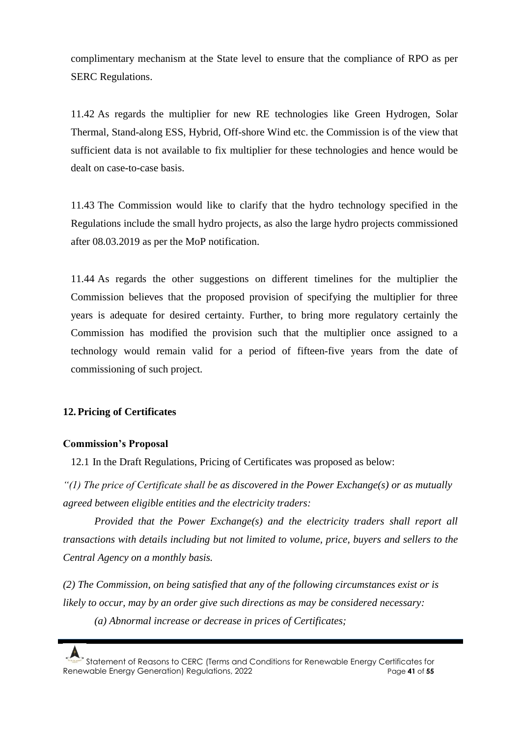complimentary mechanism at the State level to ensure that the compliance of RPO as per SERC Regulations.

11.42 As regards the multiplier for new RE technologies like Green Hydrogen, Solar Thermal, Stand-along ESS, Hybrid, Off-shore Wind etc. the Commission is of the view that sufficient data is not available to fix multiplier for these technologies and hence would be dealt on case-to-case basis.

11.43 The Commission would like to clarify that the hydro technology specified in the Regulations include the small hydro projects, as also the large hydro projects commissioned after 08.03.2019 as per the MoP notification.

11.44 As regards the other suggestions on different timelines for the multiplier the Commission believes that the proposed provision of specifying the multiplier for three years is adequate for desired certainty. Further, to bring more regulatory certainly the Commission has modified the provision such that the multiplier once assigned to a technology would remain valid for a period of fifteen-five years from the date of commissioning of such project.

## 12. Pricing of Certificates

### Commission's Proposal

12.1 In the Draft Regulations, Pricing of Certificates was proposed as below:

*"(1) The price of Certificate shall be as discovered in the Power Exchange(s) or as mutually agreed between eligible entities and the electricity traders:*

*Provided that the Power Exchange(s) and the electricity traders shall report all transactions with details including but not limited to volume, price, buyers and sellers to the Central Agency on a monthly basis.*

*(2) The Commission, on being satisfied that any of the following circumstances exist or is likely to occur, may by an order give such directions as may be considered necessary:*

*(a) Abnormal increase or decrease in prices of Certificates;*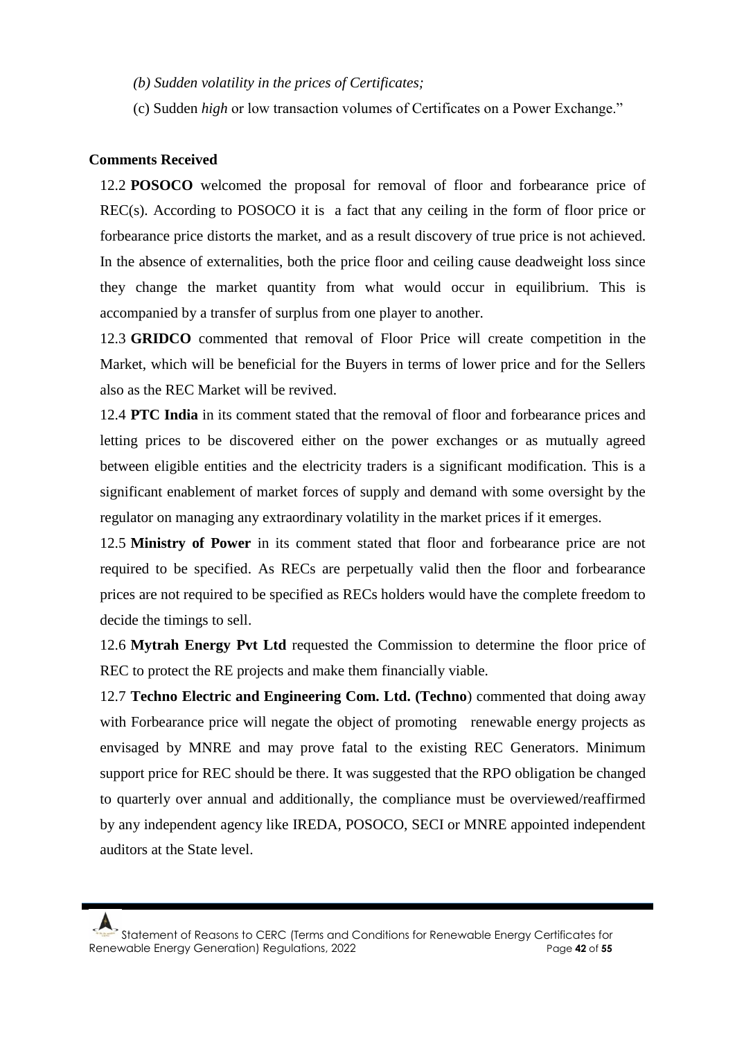*(b) Sudden volatility in the prices of Certificates;*

(c) Sudden *high* or low transaction volumes of Certificates on a Power Exchange."

**Comments Received**

12.2 **POSOCO** welcomed the proposal for removal of floor and forbearance price of REC(s). According to POSOCO it is a fact that any ceiling in the form of floor price or forbearance price distorts the market, and as a result discovery of true price is not achieved. In the absence of externalities, both the price floor and ceiling cause deadweight loss since they change the market quantity from what would occur in equilibrium. This is accompanied by a transfer of surplus from one player to another.

12.3 **GRIDCO** commented that removal of Floor Price will create competition in the Market, which will be beneficial for the Buyers in terms of lower price and for the Sellers also as the REC Market will be revived.

12.4 **PTC India** in its comment stated that the removal of floor and forbearance prices and letting prices to be discovered either on the power exchanges or as mutually agreed between eligible entities and the electricity traders is a significant modification. This is a significant enablement of market forces of supply and demand with some oversight by the regulator on managing any extraordinary volatility in the market prices if it emerges.

12.5 **Ministry of Power** in its comment stated that floor and forbearance price are not required to be specified. As RECs are perpetually valid then the floor and forbearance prices are not required to be specified as RECs holders would have the complete freedom to decide the timings to sell.

12.6 **Mytrah Energy Pvt Ltd** requested the Commission to determine the floor price of REC to protect the RE projects and make them financially viable.

12.7 **Techno Electric and Engineering Com. Ltd. (Techno**) commented that doing away with Forbearance price will negate the object of promoting renewable energy projects as envisaged by MNRE and may prove fatal to the existing REC Generators. Minimum support price for REC should be there. It was suggested that the RPO obligation be changed to quarterly over annual and additionally, the compliance must be overviewed/reaffirmed by any independent agency like IREDA, POSOCO, SECI or MNRE appointed independent auditors at the State level.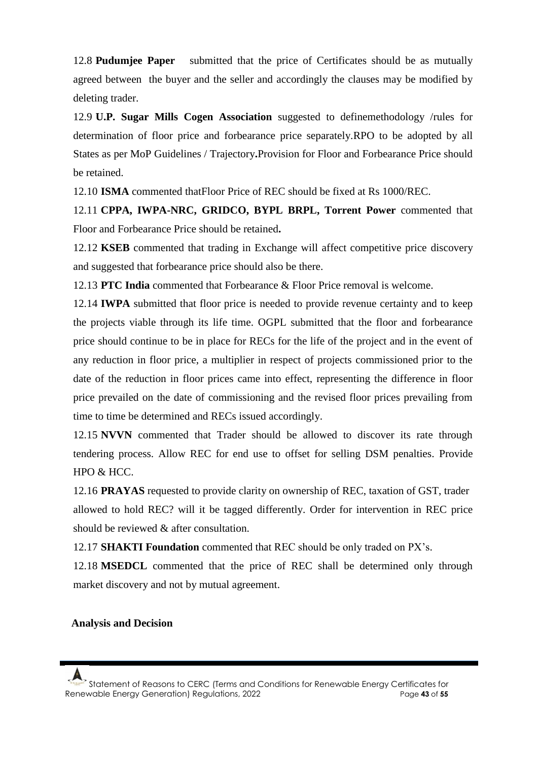12.8 **Pudumjee Paper** submitted that the price of Certificates should be as mutually agreed between the buyer and the seller and accordingly the clauses may be modified by deleting trader.

12.9 **U.P. Sugar Mills Cogen Association** suggested to definemethodology /rules for determination of floor price and forbearance price separately.RPO to be adopted by all States as per MoP Guidelines / Trajectory**.**Provision for Floor and Forbearance Price should be retained.

12.10 **ISMA** commented thatFloor Price of REC should be fixed at Rs 1000/REC.

12.11 **CPPA, IWPA-NRC, GRIDCO, BYPL BRPL, Torrent Power** commented that Floor and Forbearance Price should be retained**.**

12.12 **KSEB** commented that trading in Exchange will affect competitive price discovery and suggested that forbearance price should also be there.

12.13 **PTC India** commented that Forbearance & Floor Price removal is welcome.

12.14 **IWPA** submitted that floor price is needed to provide revenue certainty and to keep the projects viable through its life time. OGPL submitted that the floor and forbearance price should continue to be in place for RECs for the life of the project and in the event of any reduction in floor price, a multiplier in respect of projects commissioned prior to the date of the reduction in floor prices came into effect, representing the difference in floor price prevailed on the date of commissioning and the revised floor prices prevailing from time to time be determined and RECs issued accordingly.

12.15 **NVVN** commented that Trader should be allowed to discover its rate through tendering process. Allow REC for end use to offset for selling DSM penalties. Provide HPO & HCC.

12.16 **PRAYAS** requested to provide clarity on ownership of REC, taxation of GST, trader allowed to hold REC? will it be tagged differently. Order for intervention in REC price should be reviewed & after consultation.

12.17 **SHAKTI Foundation** commented that REC should be only traded on PX's.

12.18 **MSEDCL** commented that the price of REC shall be determined only through market discovery and not by mutual agreement.

**Analysis and Decision**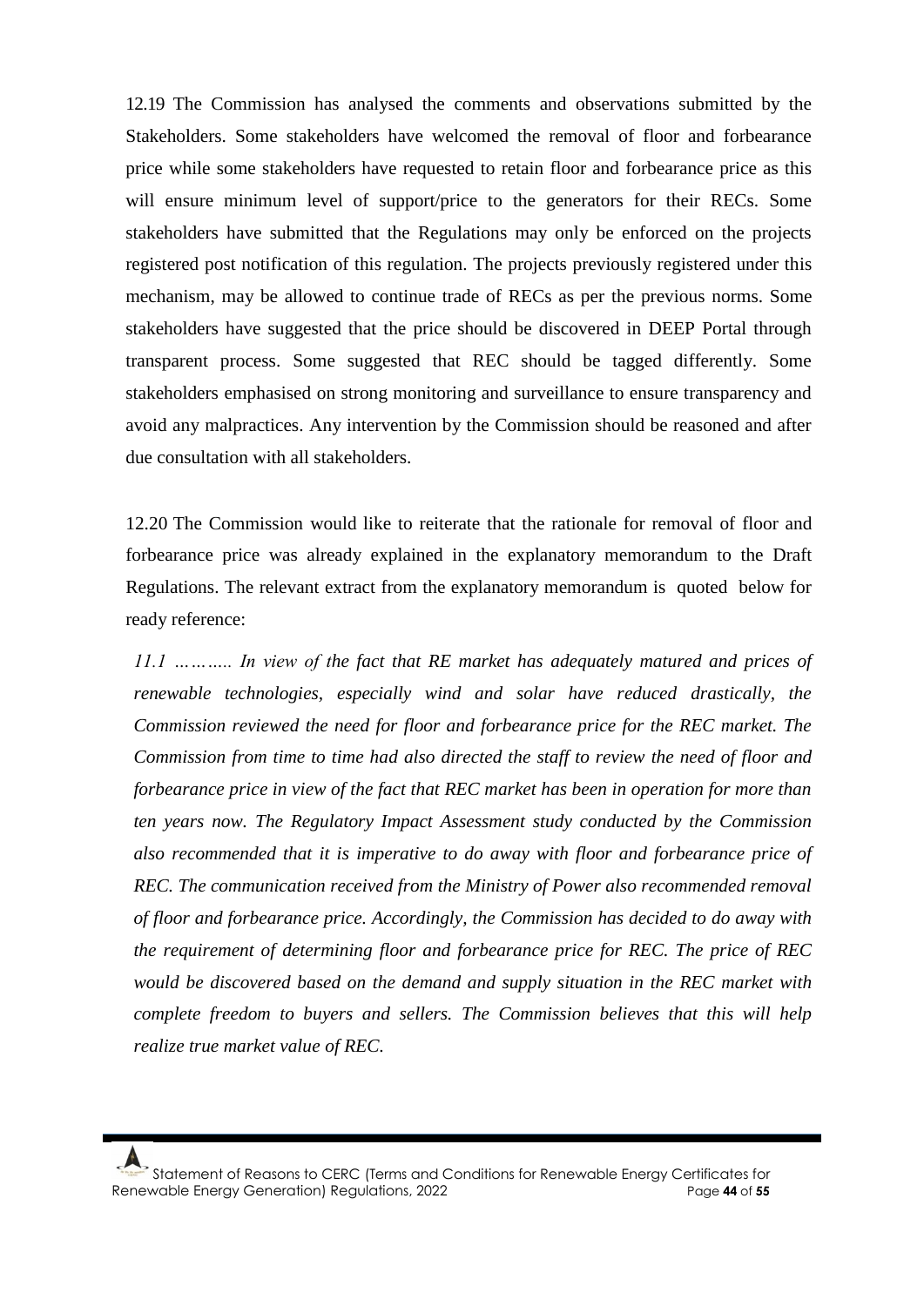12.19 The Commission has analysed the comments and observations submitted by the Stakeholders. Some stakeholders have welcomed the removal of floor and forbearance price while some stakeholders have requested to retain floor and forbearance price as this will ensure minimum level of support/price to the generators for their RECs. Some stakeholders have submitted that the Regulations may only be enforced on the projects registered post notification of this regulation. The projects previously registered under this mechanism, may be allowed to continue trade of RECs as per the previous norms. Some stakeholders have suggested that the price should be discovered in DEEP Portal through transparent process. Some suggested that REC should be tagged differently. Some stakeholders emphasised on strong monitoring and surveillance to ensure transparency and avoid any malpractices. Any intervention by the Commission should be reasoned and after due consultation with all stakeholders.

12.20 The Commission would like to reiterate that the rationale for removal of floor and forbearance price was already explained in the explanatory memorandum to the Draft Regulations. The relevant extract from the explanatory memorandum is quoted below for ready reference:

> *11.1 ……….. In view of the fact that RE market has adequately matured and prices of renewable technologies, especially wind and solar have reduced drastically, the Commission reviewed the need for floor and forbearance price for the REC market. The Commission from time to time had also directed the staff to review the need of floor and forbearance price in view of the fact that REC market has been in operation for more than ten years now. The Regulatory Impact Assessment study conducted by the Commission also recommended that it is imperative to do away with floor and forbearance price of REC. The communication received from the Ministry of Power also recommended removal of floor and forbearance price. Accordingly, the Commission has decided to do away with the requirement of determining floor and forbearance price for REC. The price of REC would be discovered based on the demand and supply situation in the REC market with complete freedom to buyers and sellers. The Commission believes that this will help realize true market value of REC.*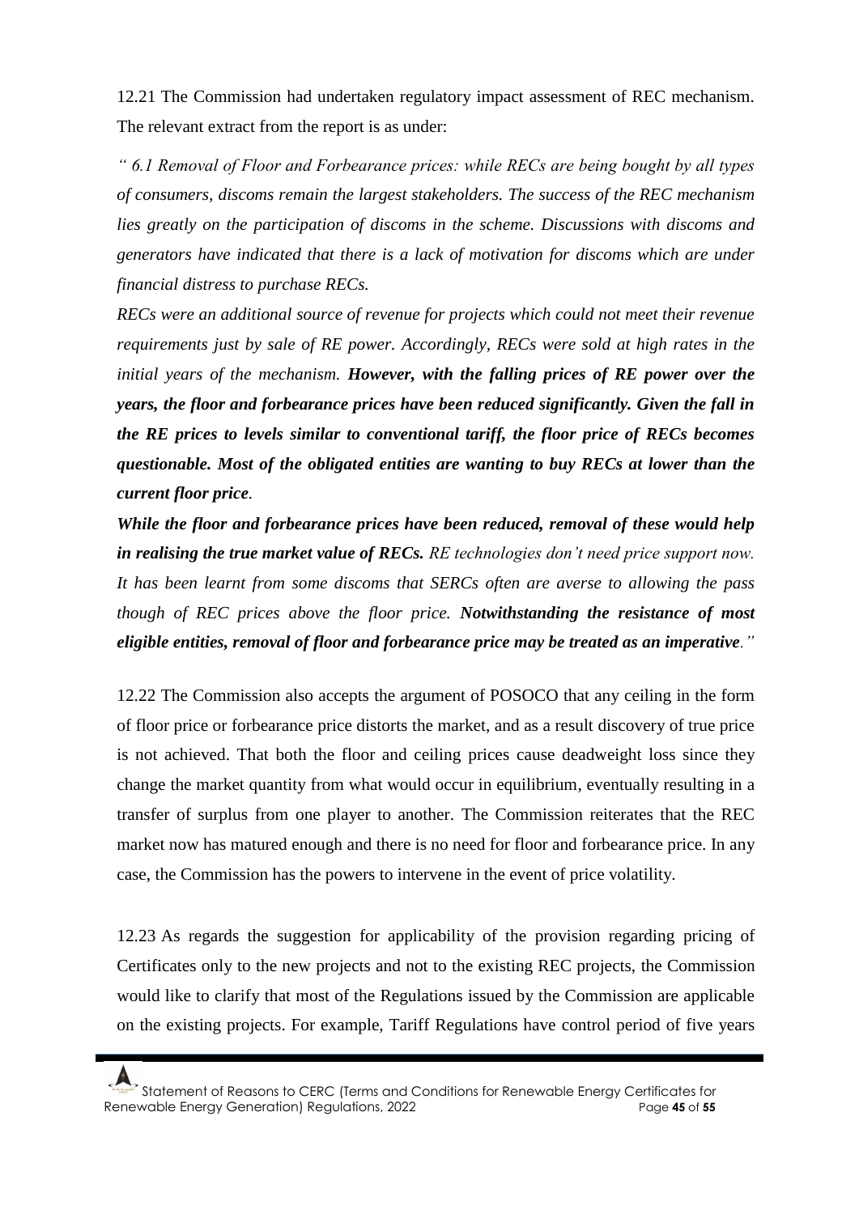12.21 The Commission had undertaken regulatory impact assessment of REC mechanism. The relevant extract from the report is as under:

*" 6.1 Removal of Floor and Forbearance prices: while RECs are being bought by all types of consumers, discoms remain the largest stakeholders. The success of the REC mechanism lies greatly on the participation of discoms in the scheme. Discussions with discoms and generators have indicated that there is a lack of motivation for discoms which are under financial distress to purchase RECs.*

*RECs were an additional source of revenue for projects which could not meet their revenue requirements just by sale of RE power. Accordingly, RECs were sold at high rates in the initial years of the mechanism.* ***However, with the falling prices of RE power over the years, the floor and forbearance prices have been reduced significantly. Given the fall in the RE prices to levels similar to conventional tariff, the floor price of RECs becomes questionable. Most of the obligated entities are wanting to buy RECs at lower than the current floor price****.*

***While the floor and forbearance prices have been reduced, removal of these would help in realising the true market value of RECs.*** *RE technologies don't need price support now. It has been learnt from some discoms that SERCs often are averse to allowing the pass though of REC prices above the floor price.* ***Notwithstanding the resistance of most eligible entities, removal of floor and forbearance price may be treated as an imperative****."*

12.22 The Commission also accepts the argument of POSOCO that any ceiling in the form of floor price or forbearance price distorts the market, and as a result discovery of true price is not achieved. That both the floor and ceiling prices cause deadweight loss since they change the market quantity from what would occur in equilibrium, eventually resulting in a transfer of surplus from one player to another. The Commission reiterates that the REC market now has matured enough and there is no need for floor and forbearance price. In any case, the Commission has the powers to intervene in the event of price volatility.

12.23 As regards the suggestion for applicability of the provision regarding pricing of Certificates only to the new projects and not to the existing REC projects, the Commission would like to clarify that most of the Regulations issued by the Commission are applicable on the existing projects. For example, Tariff Regulations have control period of five years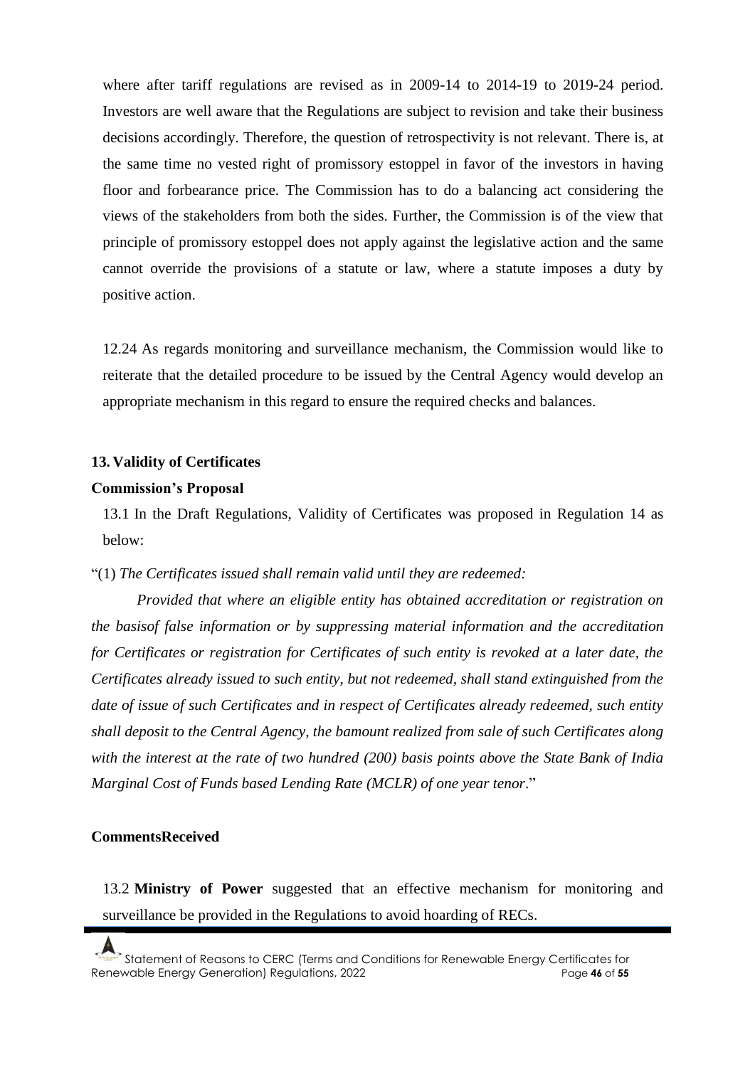where after tariff regulations are revised as in 2009-14 to 2014-19 to 2019-24 period. Investors are well aware that the Regulations are subject to revision and take their business decisions accordingly. Therefore, the question of retrospectivity is not relevant. There is, at the same time no vested right of promissory estoppel in favor of the investors in having floor and forbearance price. The Commission has to do a balancing act considering the views of the stakeholders from both the sides. Further, the Commission is of the view that principle of promissory estoppel does not apply against the legislative action and the same cannot override the provisions of a statute or law, where a statute imposes a duty by positive action.

12.24 As regards monitoring and surveillance mechanism, the Commission would like to reiterate that the detailed procedure to be issued by the Central Agency would develop an appropriate mechanism in this regard to ensure the required checks and balances.

## 13. Validity of Certificates

### Commission's Proposal

13.1 In the Draft Regulations, Validity of Certificates was proposed in Regulation 14 as below:

"(1) *The Certificates issued shall remain valid until they are redeemed:*

*Provided that where an eligible entity has obtained accreditation or registration on the basisof false information or by suppressing material information and the accreditation for Certificates or registration for Certificates of such entity is revoked at a later date, the Certificates already issued to such entity, but not redeemed, shall stand extinguished from the date of issue of such Certificates and in respect of Certificates already redeemed, such entity shall deposit to the Central Agency, the bamount realized from sale of such Certificates along with the interest at the rate of two hundred (200) basis points above the State Bank of India Marginal Cost of Funds based Lending Rate (MCLR) of one year tenor*."

### CommentsReceived

13.2 **Ministry of Power** suggested that an effective mechanism for monitoring and surveillance be provided in the Regulations to avoid hoarding of RECs.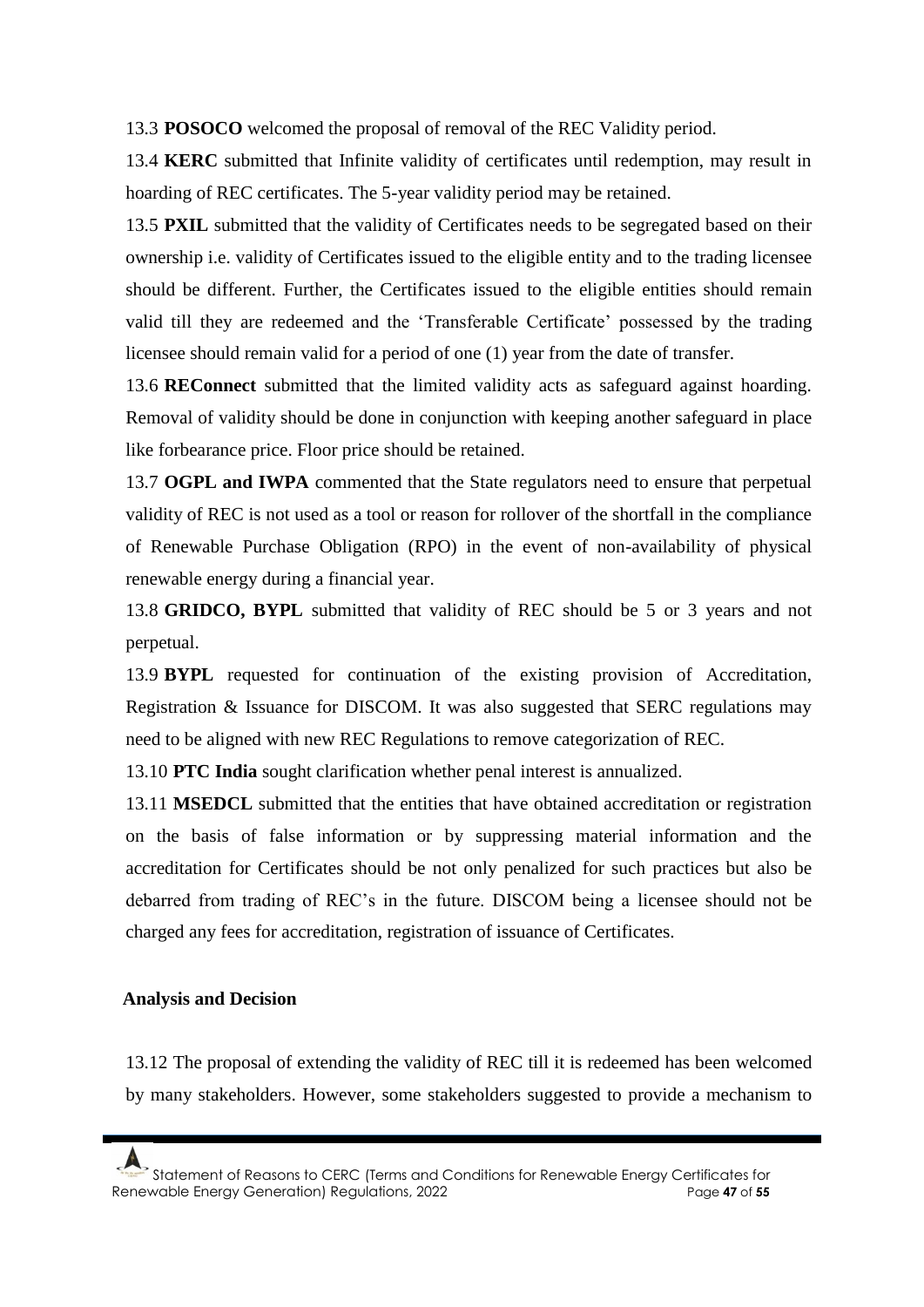13.3 **POSOCO** welcomed the proposal of removal of the REC Validity period.

13.4 **KERC** submitted that Infinite validity of certificates until redemption, may result in hoarding of REC certificates. The 5-year validity period may be retained.

13.5 **PXIL** submitted that the validity of Certificates needs to be segregated based on their ownership i.e. validity of Certificates issued to the eligible entity and to the trading licensee should be different. Further, the Certificates issued to the eligible entities should remain valid till they are redeemed and the 'Transferable Certificate' possessed by the trading licensee should remain valid for a period of one (1) year from the date of transfer.

13.6 **REConnect** submitted that the limited validity acts as safeguard against hoarding. Removal of validity should be done in conjunction with keeping another safeguard in place like forbearance price. Floor price should be retained.

13.7 **OGPL and IWPA** commented that the State regulators need to ensure that perpetual validity of REC is not used as a tool or reason for rollover of the shortfall in the compliance of Renewable Purchase Obligation (RPO) in the event of non-availability of physical renewable energy during a financial year.

13.8 **GRIDCO, BYPL** submitted that validity of REC should be 5 or 3 years and not perpetual.

13.9 **BYPL** requested for continuation of the existing provision of Accreditation, Registration & Issuance for DISCOM. It was also suggested that SERC regulations may need to be aligned with new REC Regulations to remove categorization of REC.

13.10 **PTC India** sought clarification whether penal interest is annualized.

13.11 **MSEDCL** submitted that the entities that have obtained accreditation or registration on the basis of false information or by suppressing material information and the accreditation for Certificates should be not only penalized for such practices but also be debarred from trading of REC's in the future. DISCOM being a licensee should not be charged any fees for accreditation, registration of issuance of Certificates.

**Analysis and Decision**

13.12 The proposal of extending the validity of REC till it is redeemed has been welcomed by many stakeholders. However, some stakeholders suggested to provide a mechanism to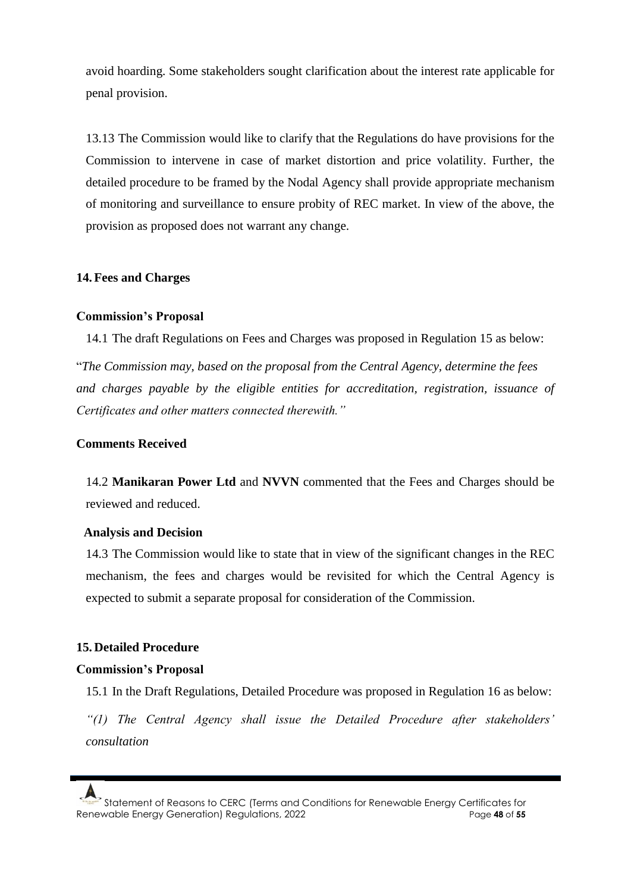avoid hoarding. Some stakeholders sought clarification about the interest rate applicable for penal provision.

13.13 The Commission would like to clarify that the Regulations do have provisions for the Commission to intervene in case of market distortion and price volatility. Further, the detailed procedure to be framed by the Nodal Agency shall provide appropriate mechanism of monitoring and surveillance to ensure probity of REC market. In view of the above, the provision as proposed does not warrant any change.

## 14. Fees and Charges

**Commission's Proposal**

14.1 The draft Regulations on Fees and Charges was proposed in Regulation 15 as below:

"*The Commission may, based on the proposal from the Central Agency, determine the fees and charges payable by the eligible entities for accreditation, registration, issuance of Certificates and other matters connected therewith.*"

**Comments Received**

14.2 **Manikaran Power Ltd** and **NVVN** commented that the Fees and Charges should be reviewed and reduced.

**Analysis and Decision**

14.3 The Commission would like to state that in view of the significant changes in the REC mechanism, the fees and charges would be revisited for which the Central Agency is expected to submit a separate proposal for consideration of the Commission.

## 15. Detailed Procedure

**Commission's Proposal**

15.1 In the Draft Regulations, Detailed Procedure was proposed in Regulation 16 as below:

*"(1) The Central Agency shall issue the Detailed Procedure after stakeholders' consultation*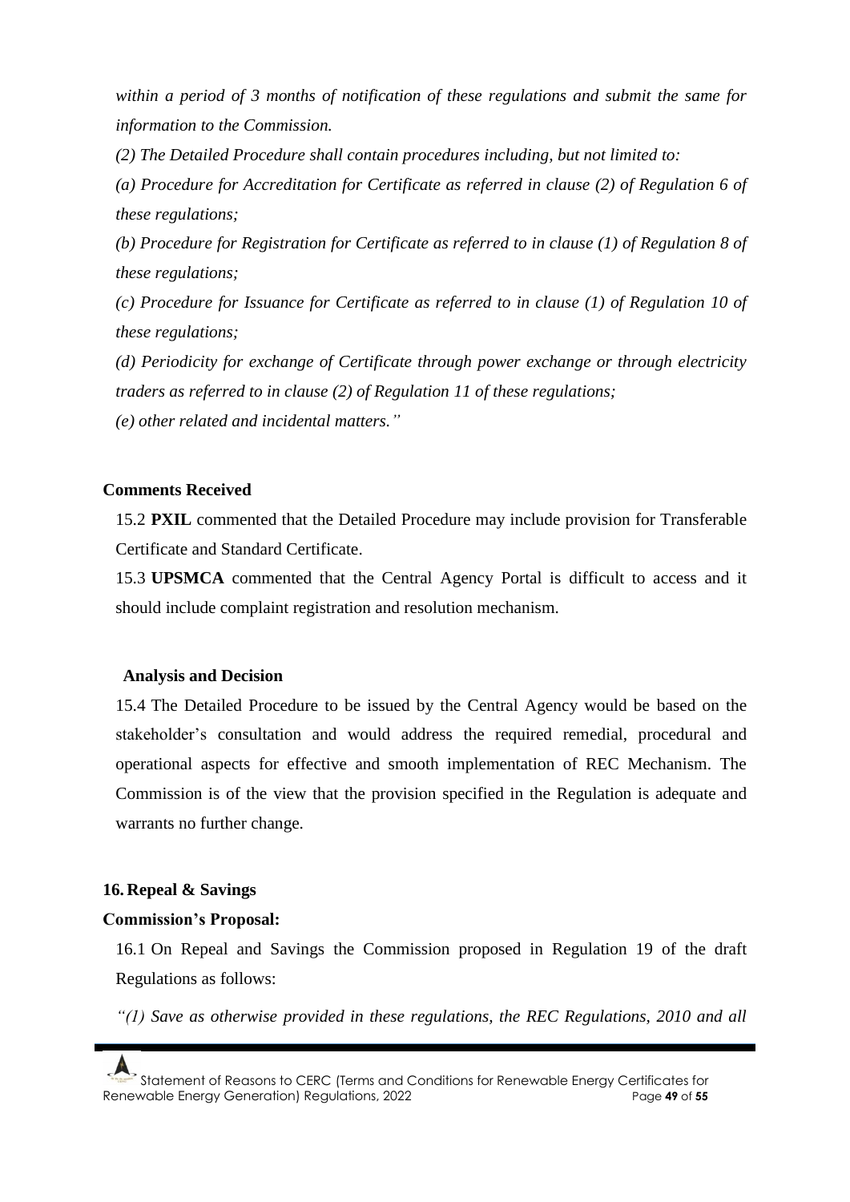*within a period of 3 months of notification of these regulations and submit the same for information to the Commission.*

*(2) The Detailed Procedure shall contain procedures including, but not limited to:*

*(a) Procedure for Accreditation for Certificate as referred in clause (2) of Regulation 6 of these regulations;*

*(b) Procedure for Registration for Certificate as referred to in clause (1) of Regulation 8 of these regulations;*

*(c) Procedure for Issuance for Certificate as referred to in clause (1) of Regulation 10 of these regulations;*

*(d) Periodicity for exchange of Certificate through power exchange or through electricity traders as referred to in clause (2) of Regulation 11 of these regulations;*

*(e) other related and incidental matters."*

**Comments Received**

15.2 **PXIL** commented that the Detailed Procedure may include provision for Transferable Certificate and Standard Certificate.

15.3 **UPSMCA** commented that the Central Agency Portal is difficult to access and it should include complaint registration and resolution mechanism.

**Analysis and Decision**

15.4 The Detailed Procedure to be issued by the Central Agency would be based on the stakeholder's consultation and would address the required remedial, procedural and operational aspects for effective and smooth implementation of REC Mechanism. The Commission is of the view that the provision specified in the Regulation is adequate and warrants no further change.

**16. Repeal & Savings**

**Commission's Proposal:**

16.1 On Repeal and Savings the Commission proposed in Regulation 19 of the draft Regulations as follows:

*"(1) Save as otherwise provided in these regulations, the REC Regulations, 2010 and all*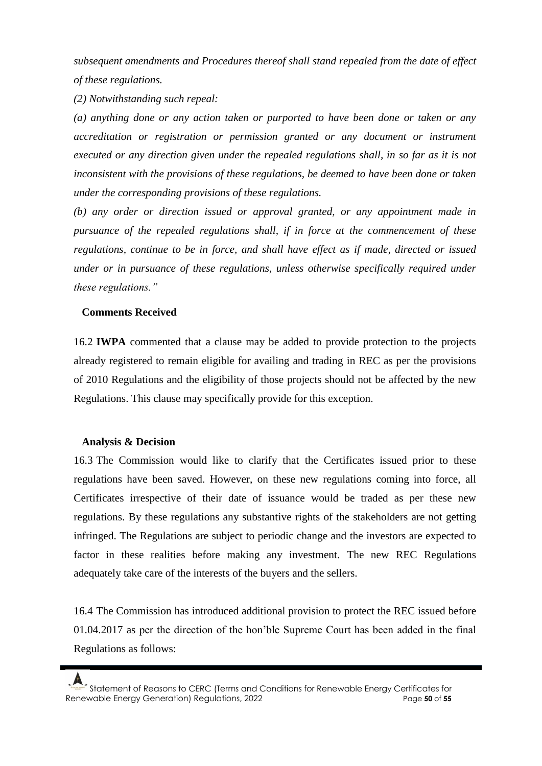*subsequent amendments and Procedures thereof shall stand repealed from the date of effect of these regulations.*

*(2) Notwithstanding such repeal:*

*(a) anything done or any action taken or purported to have been done or taken or any accreditation or registration or permission granted or any document or instrument executed or any direction given under the repealed regulations shall, in so far as it is not inconsistent with the provisions of these regulations, be deemed to have been done or taken under the corresponding provisions of these regulations.*

*(b) any order or direction issued or approval granted, or any appointment made in pursuance of the repealed regulations shall, if in force at the commencement of these regulations, continue to be in force, and shall have effect as if made, directed or issued under or in pursuance of these regulations, unless otherwise specifically required under these regulations."*

**Comments Received**

16.2 **IWPA** commented that a clause may be added to provide protection to the projects already registered to remain eligible for availing and trading in REC as per the provisions of 2010 Regulations and the eligibility of those projects should not be affected by the new Regulations. This clause may specifically provide for this exception.

**Analysis & Decision**

16.3 The Commission would like to clarify that the Certificates issued prior to these regulations have been saved. However, on these new regulations coming into force, all Certificates irrespective of their date of issuance would be traded as per these new regulations. By these regulations any substantive rights of the stakeholders are not getting infringed. The Regulations are subject to periodic change and the investors are expected to factor in these realities before making any investment. The new REC Regulations adequately take care of the interests of the buyers and the sellers.

16.4 The Commission has introduced additional provision to protect the REC issued before 01.04.2017 as per the direction of the hon'ble Supreme Court has been added in the final Regulations as follows: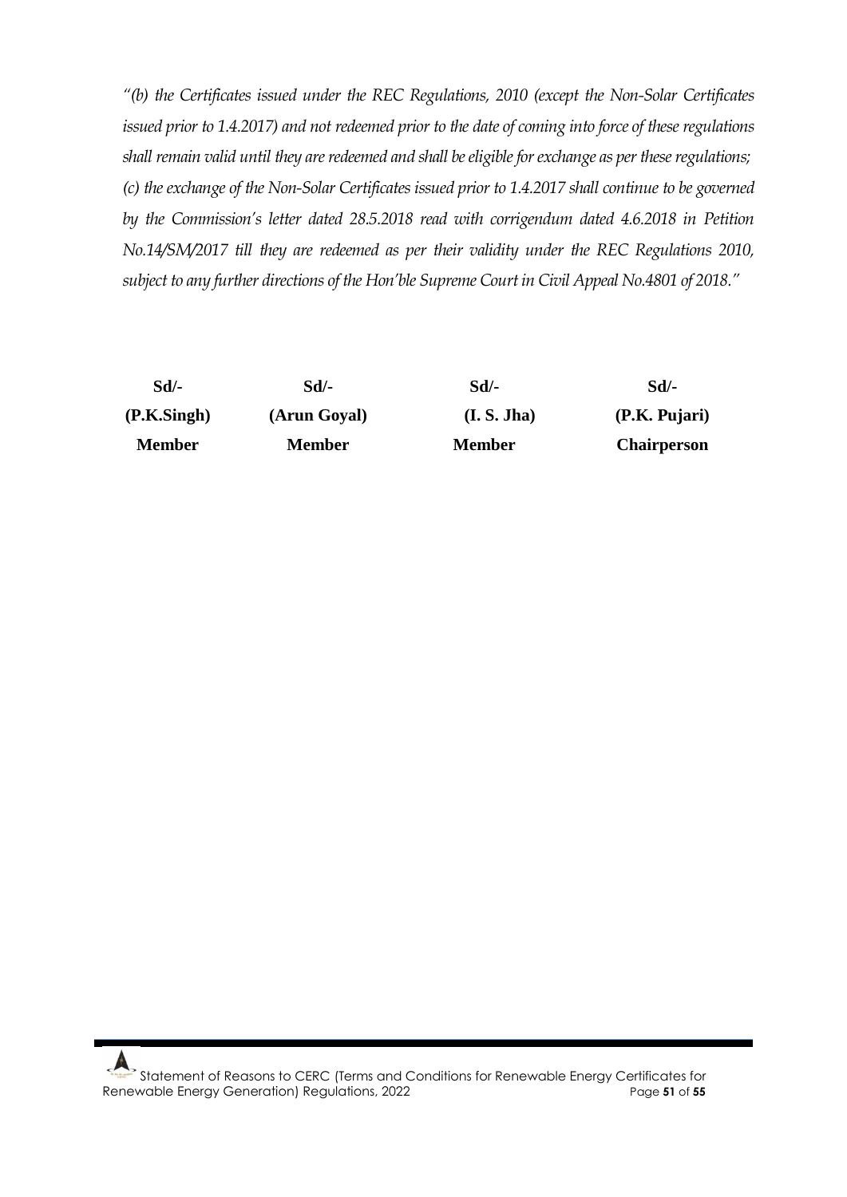*"(b) the Certificates issued under the REC Regulations, 2010 (except the Non-Solar Certificates issued prior to 1.4.2017) and not redeemed prior to the date of coming into force of these regulations shall remain valid until they are redeemed and shall be eligible for exchange as per these regulations;*

*(c) the exchange of the Non-Solar Certificates issued prior to 1.4.2017 shall continue to be governed by the Commission's letter dated 28.5.2018 read with corrigendum dated 4.6.2018 in Petition No.14/SM/2017 till they are redeemed as per their validity under the REC Regulations 2010, subject to any further directions of the Hon'ble Supreme Court in Civil Appeal No.4801 of 2018."*

| **Sd/-** | **Sd/-** | **Sd/-** | **Sd/-** |
|---|---|---|---|
| **(P.K.Singh)** | **(Arun Goyal)** | **(I. S. Jha)** | **(P.K. Pujari)** |
| **Member** | **Member** | **Member** | **Chairperson** |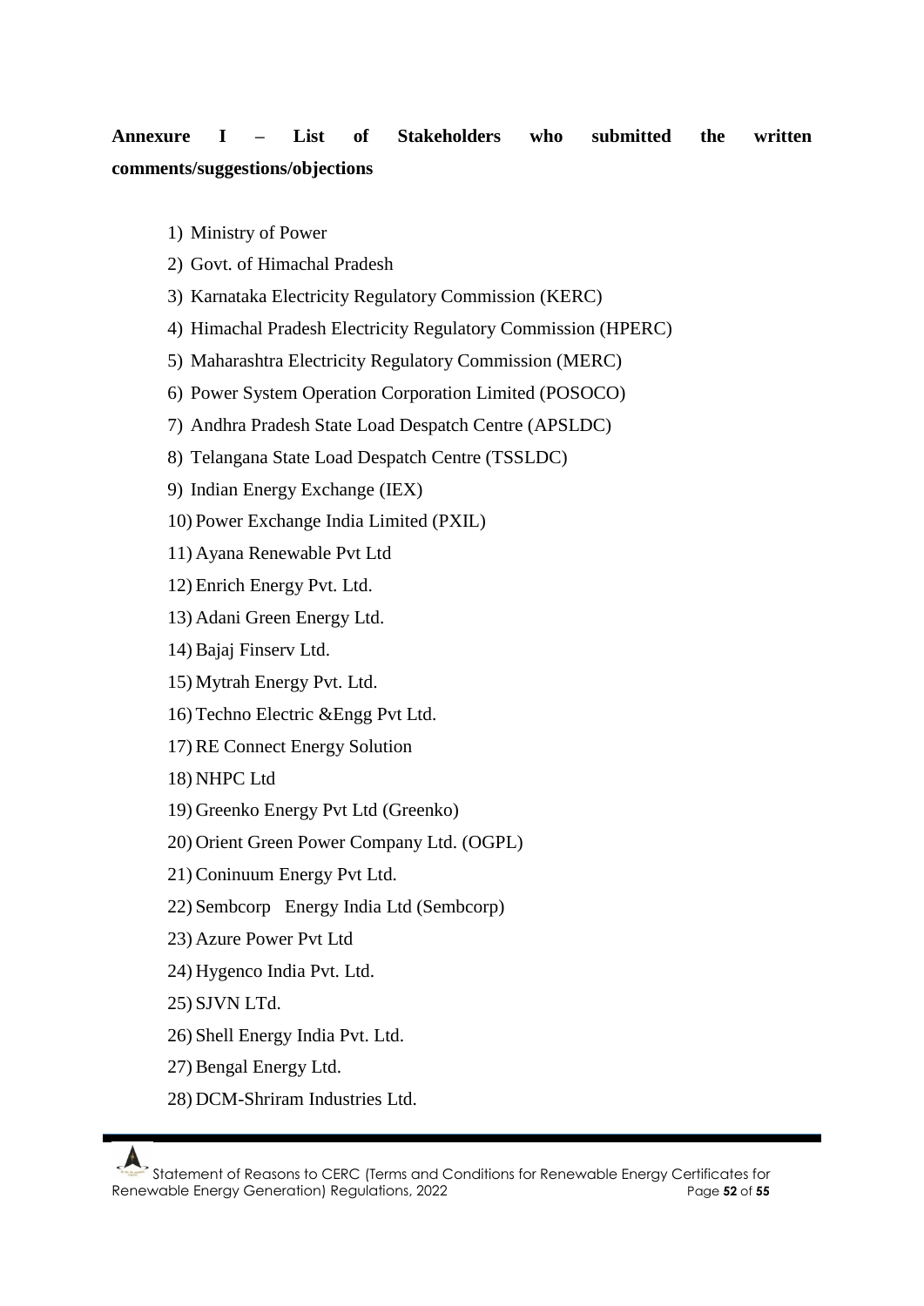**Annexure I – List of Stakeholders who submitted the written comments/suggestions/objections**

1) Ministry of Power
2) Govt. of Himachal Pradesh
3) Karnataka Electricity Regulatory Commission (KERC)
4) Himachal Pradesh Electricity Regulatory Commission (HPERC)
5) Maharashtra Electricity Regulatory Commission (MERC)
6) Power System Operation Corporation Limited (POSOCO)
7) Andhra Pradesh State Load Despatch Centre (APSLDC)
8) Telangana State Load Despatch Centre (TSSLDC)
9) Indian Energy Exchange (IEX)
10) Power Exchange India Limited (PXIL)
11) Ayana Renewable Pvt Ltd
12) Enrich Energy Pvt. Ltd.
13) Adani Green Energy Ltd.
14) Bajaj Finserv Ltd.
15) Mytrah Energy Pvt. Ltd.
16) Techno Electric &Engg Pvt Ltd.
17) RE Connect Energy Solution
18) NHPC Ltd
19) Greenko Energy Pvt Ltd (Greenko)
20) Orient Green Power Company Ltd. (OGPL)
21) Coninuum Energy Pvt Ltd.
22) Sembcorp Energy India Ltd (Sembcorp)
23) Azure Power Pvt Ltd
24) Hygenco India Pvt. Ltd.
25) SJVN LTd.
26) Shell Energy India Pvt. Ltd.
27) Bengal Energy Ltd.
28) DCM-Shriram Industries Ltd.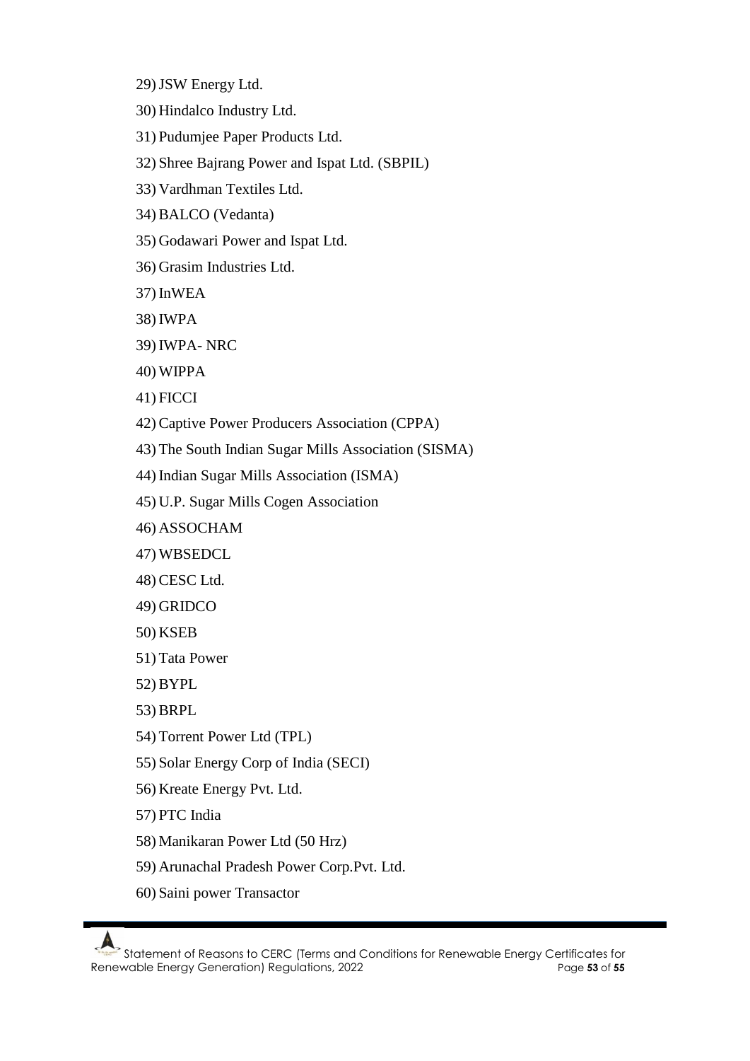29) JSW Energy Ltd.
30) Hindalco Industry Ltd.
31) Pudumjee Paper Products Ltd.
32) Shree Bajrang Power and Ispat Ltd. (SBPIL)
33) Vardhman Textiles Ltd.
34) BALCO (Vedanta)
35) Godawari Power and Ispat Ltd.
36) Grasim Industries Ltd.
37) InWEA
38) IWPA
39) IWPA- NRC
40) WIPPA
41) FICCI
42) Captive Power Producers Association (CPPA)
43) The South Indian Sugar Mills Association (SISMA)
44) Indian Sugar Mills Association (ISMA)
45) U.P. Sugar Mills Cogen Association
46) ASSOCHAM
47) WBSEDCL
48) CESC Ltd.
49) GRIDCO
50) KSEB
51) Tata Power
52) BYPL
53) BRPL
54) Torrent Power Ltd (TPL)
55) Solar Energy Corp of India (SECI)
56) Kreate Energy Pvt. Ltd.
57) PTC India
58) Manikaran Power Ltd (50 Hrz)
59) Arunachal Pradesh Power Corp.Pvt. Ltd.
60) Saini power Transactor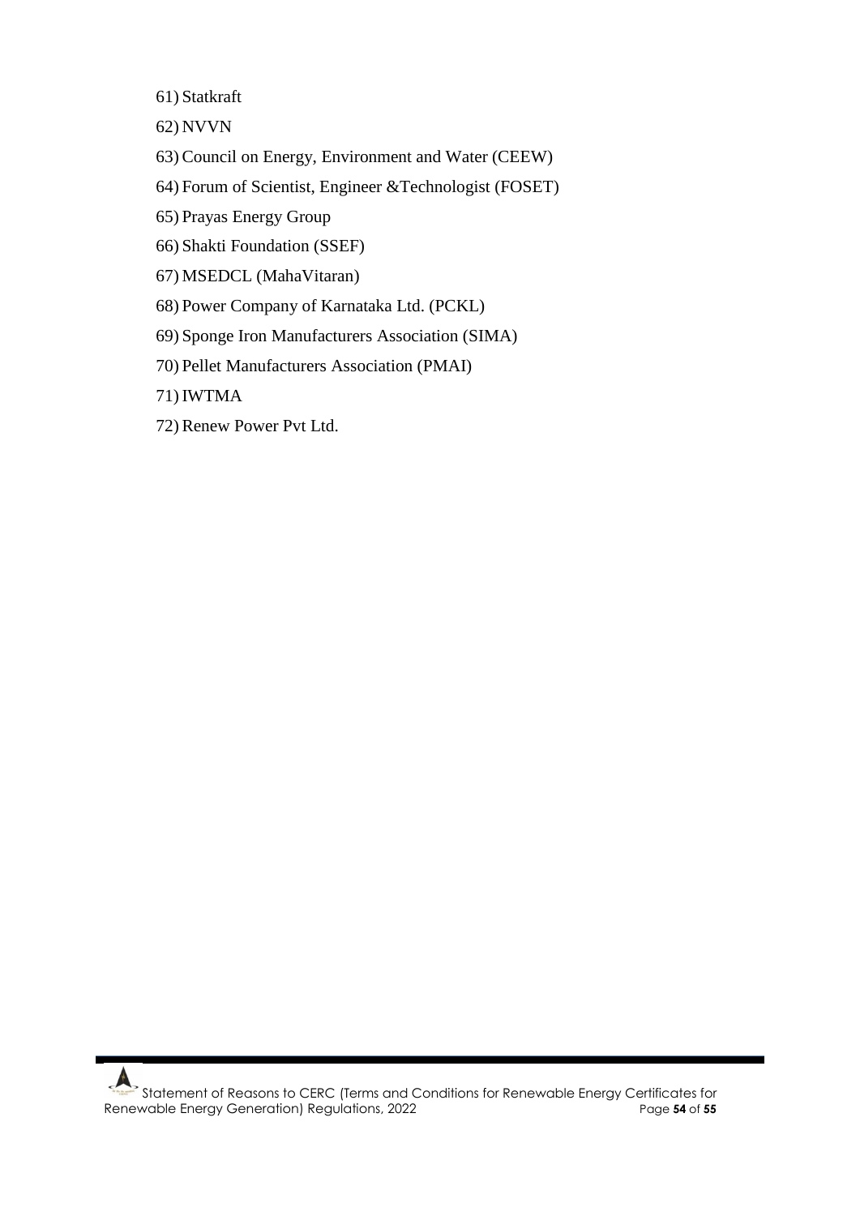61) Statkraft

62) NVVN

63) Council on Energy, Environment and Water (CEEW)

64) Forum of Scientist, Engineer &Technologist (FOSET)

65) Prayas Energy Group

66) Shakti Foundation (SSEF)

67) MSEDCL (MahaVitaran)

68) Power Company of Karnataka Ltd. (PCKL)

69) Sponge Iron Manufacturers Association (SIMA)

70) Pellet Manufacturers Association (PMAI)

71) IWTMA

72) Renew Power Pvt Ltd.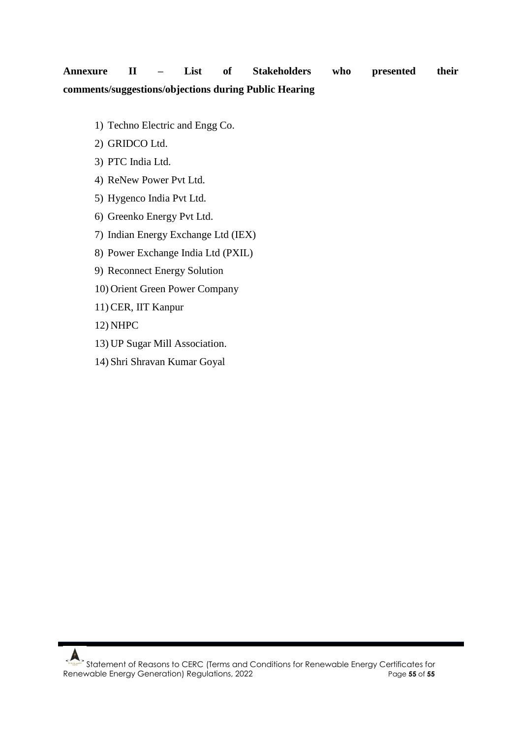**Annexure II – List of Stakeholders who presented their comments/suggestions/objections during Public Hearing**

1) Techno Electric and Engg Co.
2) GRIDCO Ltd.
3) PTC India Ltd.
4) ReNew Power Pvt Ltd.
5) Hygenco India Pvt Ltd.
6) Greenko Energy Pvt Ltd.
7) Indian Energy Exchange Ltd (IEX)
8) Power Exchange India Ltd (PXIL)
9) Reconnect Energy Solution
10) Orient Green Power Company
11) CER, IIT Kanpur
12) NHPC
13) UP Sugar Mill Association.
14) Shri Shravan Kumar Goyal